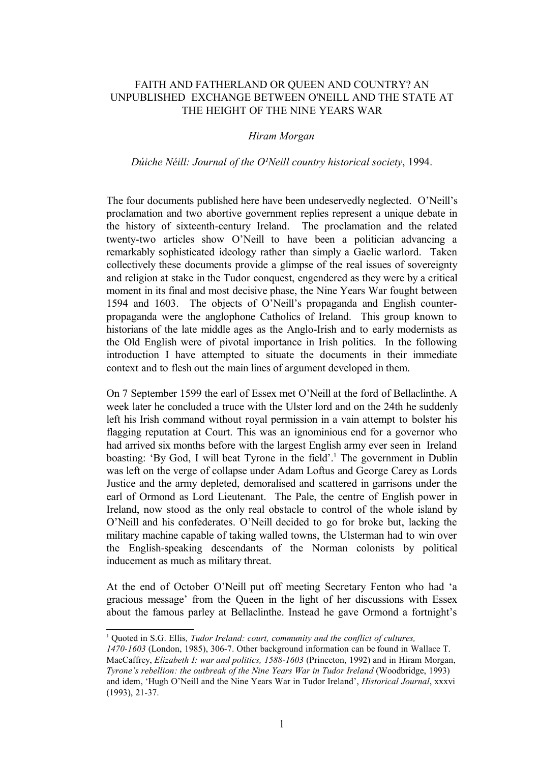# FAITH AND FATHERLAND OR QUEEN AND COUNTRY? AN UNPUBLISHED EXCHANGE BETWEEN O'NEILL AND THE STATE AT THE HEIGHT OF THE NINE YEARS WAR

*Hiram Morgan*

*Dúiche Néill: Journal of the O'Neill country historical society*, 1994.

The four documents published here have been undeservedly neglected. O'Neill's proclamation and two abortive government replies represent a unique debate in the history of sixteenth-century Ireland. The proclamation and the related twenty-two articles show O'Neill to have been a politician advancing a remarkably sophisticated ideology rather than simply a Gaelic warlord. Taken collectively these documents provide a glimpse of the real issues of sovereignty and religion at stake in the Tudor conquest, engendered as they were by a critical moment in its final and most decisive phase, the Nine Years War fought between 1594 and 1603. The objects of O'Neill's propaganda and English counter-propaganda were the anglophone Catholics of Ireland. This group known to historians of the late middle ages as the Anglo-Irish and to early modernists as the Old English were of pivotal importance in Irish politics. In the following introduction I have attempted to situate the documents in their immediate context and to flesh out the main lines of argument developed in them.

On 7 September 1599 the earl of Essex met O'Neill at the ford of Bellaclinthe. A week later he concluded a truce with the Ulster lord and on the 24th he suddenly left his Irish command without royal permission in a vain attempt to bolster his flagging reputation at Court. This was an ignominious end for a governor who had arrived six months before with the largest English army ever seen in Ireland boasting: 'By God, I will beat Tyrone in the field'.[1] The government in Dublin was left on the verge of collapse under Adam Loftus and George Carey as Lords Justice and the army depleted, demoralised and scattered in garrisons under the earl of Ormond as Lord Lieutenant. The Pale, the centre of English power in Ireland, now stood as the only real obstacle to control of the whole island by O'Neill and his confederates. O'Neill decided to go for broke but, lacking the military machine capable of taking walled towns, the Ulsterman had to win over the English-speaking descendants of the Norman colonists by political inducement as much as military threat.

At the end of October O'Neill put off meeting Secretary Fenton who had 'a gracious message' from the Queen in the light of her discussions with Essex about the famous parley at Bellaclinthe. Instead he gave Ormond a fortnight's

---

[1] Quoted in S.G. Ellis, *Tudor Ireland: court, community and the conflict of cultures, 1470-1603* (London, 1985), 306-7. Other background information can be found in Wallace T. MacCaffrey, *Elizabeth I: war and politics, 1588-1603* (Princeton, 1992) and in Hiram Morgan, *Tyrone's rebellion: the outbreak of the Nine Years War in Tudor Ireland* (Woodbridge, 1993) and idem, 'Hugh O'Neill and the Nine Years War in Tudor Ireland', *Historical Journal*, xxxvi (1993), 21-37.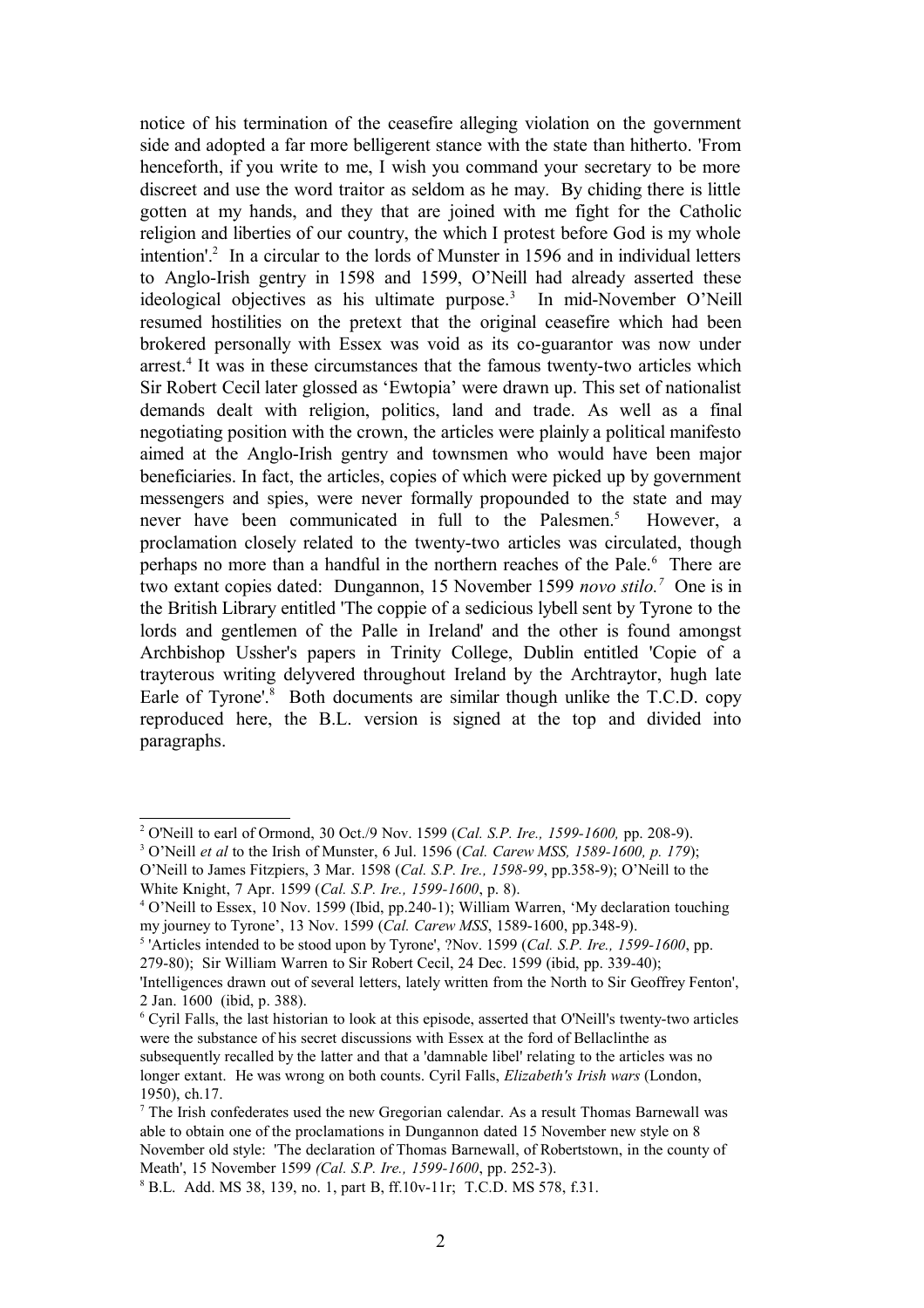notice of his termination of the ceasefire alleging violation on the government side and adopted a far more belligerent stance with the state than hitherto. 'From henceforth, if you write to me, I wish you command your secretary to be more discreet and use the word traitor as seldom as he may. By chiding there is little gotten at my hands, and they that are joined with me fight for the Catholic religion and liberties of our country, the which I protest before God is my whole intention'.[2] In a circular to the lords of Munster in 1596 and in individual letters to Anglo-Irish gentry in 1598 and 1599, O'Neill had already asserted these ideological objectives as his ultimate purpose.[3] In mid-November O'Neill resumed hostilities on the pretext that the original ceasefire which had been brokered personally with Essex was void as its co-guarantor was now under arrest.[4] It was in these circumstances that the famous twenty-two articles which Sir Robert Cecil later glossed as 'Ewtopia' were drawn up. This set of nationalist demands dealt with religion, politics, land and trade. As well as a final negotiating position with the crown, the articles were plainly a political manifesto aimed at the Anglo-Irish gentry and townsmen who would have been major beneficiaries. In fact, the articles, copies of which were picked up by government messengers and spies, were never formally propounded to the state and may never have been communicated in full to the Palesmen.[5] However, a proclamation closely related to the twenty-two articles was circulated, though perhaps no more than a handful in the northern reaches of the Pale.[6] There are two extant copies dated: Dungannon, 15 November 1599 *novo stilo.*[7] One is in the British Library entitled 'The coppie of a sedicious lybell sent by Tyrone to the lords and gentlemen of the Palle in Ireland' and the other is found amongst Archbishop Ussher's papers in Trinity College, Dublin entitled 'Copie of a trayterous writing delyvered throughout Ireland by the Archtraytor, hugh late Earle of Tyrone'.[8] Both documents are similar though unlike the T.C.D. copy reproduced here, the B.L. version is signed at the top and divided into paragraphs.

---

[2] O'Neill to earl of Ormond, 30 Oct./9 Nov. 1599 (*Cal. S.P. Ire., 1599-1600,* pp. 208-9).

[3] O'Neill *et al* to the Irish of Munster, 6 Jul. 1596 (*Cal. Carew MSS, 1589-1600, p. 179*); O'Neill to James Fitzpiers, 3 Mar. 1598 (*Cal. S.P. Ire., 1598-99*, pp.358-9); O'Neill to the White Knight, 7 Apr. 1599 (*Cal. S.P. Ire., 1599-1600*, p. 8).

[4] O'Neill to Essex, 10 Nov. 1599 (Ibid, pp.240-1); William Warren, 'My declaration touching my journey to Tyrone', 13 Nov. 1599 (*Cal. Carew MSS*, 1589-1600, pp.348-9).

[5] 'Articles intended to be stood upon by Tyrone', ?Nov. 1599 (*Cal. S.P. Ire., 1599-1600*, pp. 279-80); Sir William Warren to Sir Robert Cecil, 24 Dec. 1599 (ibid, pp. 339-40); 'Intelligences drawn out of several letters, lately written from the North to Sir Geoffrey Fenton', 2 Jan. 1600 (ibid, p. 388).

[6] Cyril Falls, the last historian to look at this episode, asserted that O'Neill's twenty-two articles were the substance of his secret discussions with Essex at the ford of Bellaclinthe as subsequently recalled by the latter and that a 'damnable libel' relating to the articles was no longer extant. He was wrong on both counts. Cyril Falls, *Elizabeth's Irish wars* (London, 1950), ch.17.

[7] The Irish confederates used the new Gregorian calendar. As a result Thomas Barnewall was able to obtain one of the proclamations in Dungannon dated 15 November new style on 8 November old style: 'The declaration of Thomas Barnewall, of Robertstown, in the county of Meath', 15 November 1599 *(Cal. S.P. Ire., 1599-1600*, pp. 252-3).

[8] B.L. Add. MS 38, 139, no. 1, part B, ff.10v-11r; T.C.D. MS 578, f.31.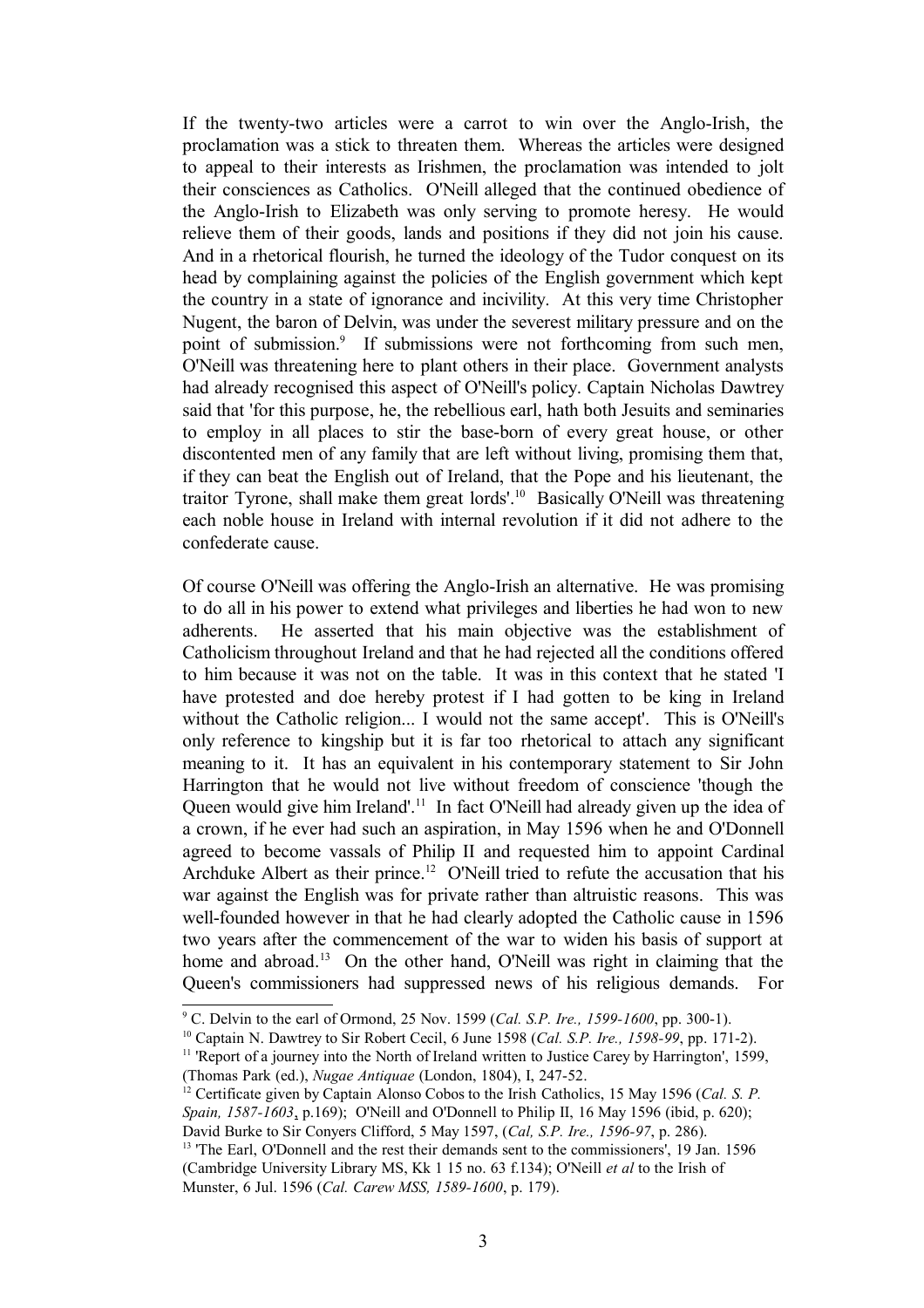If the twenty-two articles were a carrot to win over the Anglo-Irish, the proclamation was a stick to threaten them. Whereas the articles were designed to appeal to their interests as Irishmen, the proclamation was intended to jolt their consciences as Catholics. O'Neill alleged that the continued obedience of the Anglo-Irish to Elizabeth was only serving to promote heresy. He would relieve them of their goods, lands and positions if they did not join his cause. And in a rhetorical flourish, he turned the ideology of the Tudor conquest on its head by complaining against the policies of the English government which kept the country in a state of ignorance and incivility. At this very time Christopher Nugent, the baron of Delvin, was under the severest military pressure and on the point of submission.[9] If submissions were not forthcoming from such men, O'Neill was threatening here to plant others in their place. Government analysts had already recognised this aspect of O'Neill's policy. Captain Nicholas Dawtrey said that 'for this purpose, he, the rebellious earl, hath both Jesuits and seminaries to employ in all places to stir the base-born of every great house, or other discontented men of any family that are left without living, promising them that, if they can beat the English out of Ireland, that the Pope and his lieutenant, the traitor Tyrone, shall make them great lords'.[10] Basically O'Neill was threatening each noble house in Ireland with internal revolution if it did not adhere to the confederate cause.

Of course O'Neill was offering the Anglo-Irish an alternative. He was promising to do all in his power to extend what privileges and liberties he had won to new adherents. He asserted that his main objective was the establishment of Catholicism throughout Ireland and that he had rejected all the conditions offered to him because it was not on the table. It was in this context that he stated 'I have protested and doe hereby protest if I had gotten to be king in Ireland without the Catholic religion... I would not the same accept'. This is O'Neill's only reference to kingship but it is far too rhetorical to attach any significant meaning to it. It has an equivalent in his contemporary statement to Sir John Harrington that he would not live without freedom of conscience 'though the Queen would give him Ireland'.[11] In fact O'Neill had already given up the idea of a crown, if he ever had such an aspiration, in May 1596 when he and O'Donnell agreed to become vassals of Philip II and requested him to appoint Cardinal Archduke Albert as their prince.[12] O'Neill tried to refute the accusation that his war against the English was for private rather than altruistic reasons. This was well-founded however in that he had clearly adopted the Catholic cause in 1596 two years after the commencement of the war to widen his basis of support at home and abroad.[13] On the other hand, O'Neill was right in claiming that the Queen's commissioners had suppressed news of his religious demands. For

---

[9] C. Delvin to the earl of Ormond, 25 Nov. 1599 (*Cal. S.P. Ire., 1599-1600*, pp. 300-1).

[10] Captain N. Dawtrey to Sir Robert Cecil, 6 June 1598 (*Cal. S.P. Ire., 1598-99*, pp. 171-2).

[11] 'Report of a journey into the North of Ireland written to Justice Carey by Harrington', 1599, (Thomas Park (ed.), *Nugae Antiquae* (London, 1804), I, 247-52.

[12] Certificate given by Captain Alonso Cobos to the Irish Catholics, 15 May 1596 (*Cal. S. P. Spain, 1587-1603*, p.169); O'Neill and O'Donnell to Philip II, 16 May 1596 (ibid, p. 620); David Burke to Sir Conyers Clifford, 5 May 1597, (*Cal, S.P. Ire., 1596-97*, p. 286).

[13] 'The Earl, O'Donnell and the rest their demands sent to the commissioners', 19 Jan. 1596 (Cambridge University Library MS, Kk 1 15 no. 63 f.134); O'Neill *et al* to the Irish of Munster, 6 Jul. 1596 (*Cal. Carew MSS, 1589-1600*, p. 179).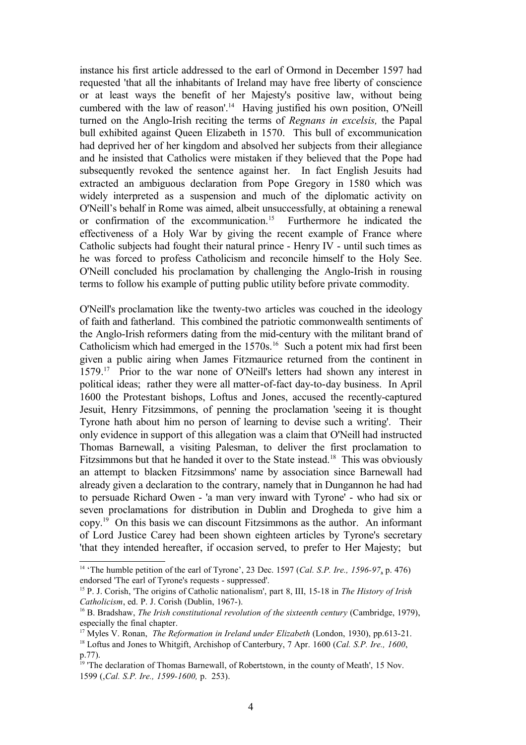instance his first article addressed to the earl of Ormond in December 1597 had requested 'that all the inhabitants of Ireland may have free liberty of conscience or at least ways the benefit of her Majesty's positive law, without being cumbered with the law of reason'.[14] Having justified his own position, O'Neill turned on the Anglo-Irish reciting the terms of *Regnans in excelsis,* the Papal bull exhibited against Queen Elizabeth in 1570. This bull of excommunication had deprived her of her kingdom and absolved her subjects from their allegiance and he insisted that Catholics were mistaken if they believed that the Pope had subsequently revoked the sentence against her. In fact English Jesuits had extracted an ambiguous declaration from Pope Gregory in 1580 which was widely interpreted as a suspension and much of the diplomatic activity on O'Neill's behalf in Rome was aimed, albeit unsuccessfully, at obtaining a renewal or confirmation of the excommunication.[15] Furthermore he indicated the effectiveness of a Holy War by giving the recent example of France where Catholic subjects had fought their natural prince - Henry IV - until such times as he was forced to profess Catholicism and reconcile himself to the Holy See. O'Neill concluded his proclamation by challenging the Anglo-Irish in rousing terms to follow his example of putting public utility before private commodity.

O'Neill's proclamation like the twenty-two articles was couched in the ideology of faith and fatherland. This combined the patriotic commonwealth sentiments of the Anglo-Irish reformers dating from the mid-century with the militant brand of Catholicism which had emerged in the 1570s.[16] Such a potent mix had first been given a public airing when James Fitzmaurice returned from the continent in 1579.[17] Prior to the war none of O'Neill's letters had shown any interest in political ideas; rather they were all matter-of-fact day-to-day business. In April 1600 the Protestant bishops, Loftus and Jones, accused the recently-captured Jesuit, Henry Fitzsimmons, of penning the proclamation 'seeing it is thought Tyrone hath about him no person of learning to devise such a writing'. Their only evidence in support of this allegation was a claim that O'Neill had instructed Thomas Barnewall, a visiting Palesman, to deliver the first proclamation to Fitzsimmons but that he handed it over to the State instead.[18] This was obviously an attempt to blacken Fitzsimmons' name by association since Barnewall had already given a declaration to the contrary, namely that in Dungannon he had had to persuade Richard Owen - 'a man very inward with Tyrone' - who had six or seven proclamations for distribution in Dublin and Drogheda to give him a copy.[19] On this basis we can discount Fitzsimmons as the author. An informant of Lord Justice Carey had been shown eighteen articles by Tyrone's secretary 'that they intended hereafter, if occasion served, to prefer to Her Majesty; but

---

[14] 'The humble petition of the earl of Tyrone', 23 Dec. 1597 (*Cal. S.P. Ire., 1596-97*, p. 476) endorsed 'The earl of Tyrone's requests - suppressed'.

[15] P. J. Corish, 'The origins of Catholic nationalism', part 8, III, 15-18 in *The History of Irish Catholicism*, ed. P. J. Corish (Dublin, 1967-).

[16] B. Bradshaw, *The Irish constitutional revolution of the sixteenth century* (Cambridge, 1979), especially the final chapter.

[17] Myles V. Ronan, *The Reformation in Ireland under Elizabeth* (London, 1930), pp.613-21.

[18] Loftus and Jones to Whitgift, Archbishop of Canterbury, 7 Apr. 1600 (*Cal. S.P. Ire., 1600*, p.77).

[19] 'The declaration of Thomas Barnewall, of Robertstown, in the county of Meath', 15 Nov. 1599 (,*Cal. S.P. Ire., 1599-1600,* p. 253).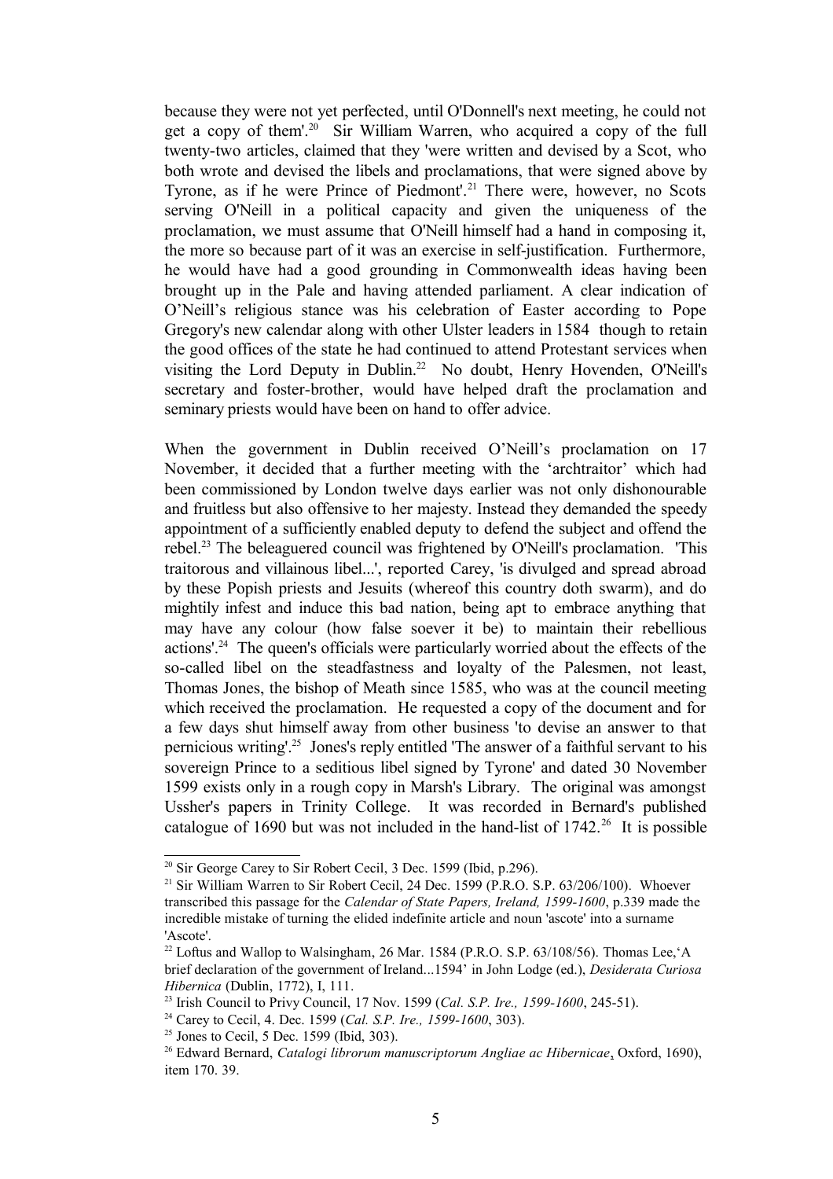because they were not yet perfected, until O'Donnell's next meeting, he could not get a copy of them'.[20] Sir William Warren, who acquired a copy of the full twenty-two articles, claimed that they 'were written and devised by a Scot, who both wrote and devised the libels and proclamations, that were signed above by Tyrone, as if he were Prince of Piedmont'.[21] There were, however, no Scots serving O'Neill in a political capacity and given the uniqueness of the proclamation, we must assume that O'Neill himself had a hand in composing it, the more so because part of it was an exercise in self-justification. Furthermore, he would have had a good grounding in Commonwealth ideas having been brought up in the Pale and having attended parliament. A clear indication of O'Neill's religious stance was his celebration of Easter according to Pope Gregory's new calendar along with other Ulster leaders in 1584 though to retain the good offices of the state he had continued to attend Protestant services when visiting the Lord Deputy in Dublin.[22] No doubt, Henry Hovenden, O'Neill's secretary and foster-brother, would have helped draft the proclamation and seminary priests would have been on hand to offer advice.

When the government in Dublin received O'Neill's proclamation on 17 November, it decided that a further meeting with the 'archtraitor' which had been commissioned by London twelve days earlier was not only dishonourable and fruitless but also offensive to her majesty. Instead they demanded the speedy appointment of a sufficiently enabled deputy to defend the subject and offend the rebel.[23] The beleaguered council was frightened by O'Neill's proclamation. 'This traitorous and villainous libel...', reported Carey, 'is divulged and spread abroad by these Popish priests and Jesuits (whereof this country doth swarm), and do mightily infest and induce this bad nation, being apt to embrace anything that may have any colour (how false soever it be) to maintain their rebellious actions'.[24] The queen's officials were particularly worried about the effects of the so-called libel on the steadfastness and loyalty of the Palesmen, not least, Thomas Jones, the bishop of Meath since 1585, who was at the council meeting which received the proclamation. He requested a copy of the document and for a few days shut himself away from other business 'to devise an answer to that pernicious writing'.[25] Jones's reply entitled 'The answer of a faithful servant to his sovereign Prince to a seditious libel signed by Tyrone' and dated 30 November 1599 exists only in a rough copy in Marsh's Library. The original was amongst Ussher's papers in Trinity College. It was recorded in Bernard's published catalogue of 1690 but was not included in the hand-list of 1742.[26] It is possible

---

[20] Sir George Carey to Sir Robert Cecil, 3 Dec. 1599 (Ibid, p.296).

[21] Sir William Warren to Sir Robert Cecil, 24 Dec. 1599 (P.R.O. S.P. 63/206/100). Whoever transcribed this passage for the *Calendar of State Papers, Ireland, 1599-1600*, p.339 made the incredible mistake of turning the elided indefinite article and noun 'ascote' into a surname 'Ascote'.

[22] Loftus and Wallop to Walsingham, 26 Mar. 1584 (P.R.O. S.P. 63/108/56). Thomas Lee,'A brief declaration of the government of Ireland...1594' in John Lodge (ed.), *Desiderata Curiosa Hibernica* (Dublin, 1772), I, 111.

[23] Irish Council to Privy Council, 17 Nov. 1599 (*Cal. S.P. Ire., 1599-1600*, 245-51).

[24] Carey to Cecil, 4. Dec. 1599 (*Cal. S.P. Ire., 1599-1600*, 303).

[25] Jones to Cecil, 5 Dec. 1599 (Ibid, 303).

[26] Edward Bernard, *Catalogi librorum manuscriptorum Angliae ac Hibernicae*, Oxford, 1690), item 170. 39.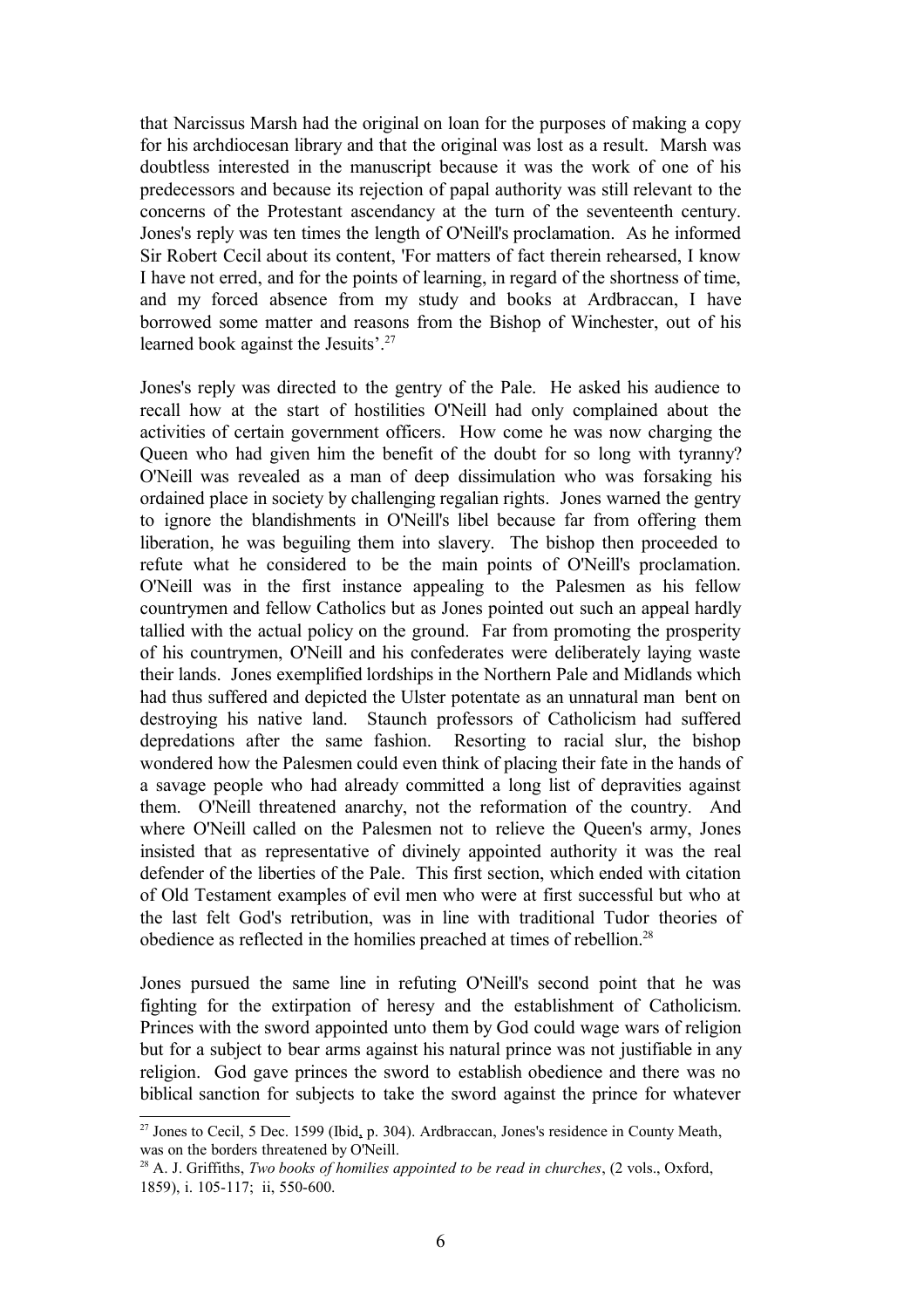that Narcissus Marsh had the original on loan for the purposes of making a copy for his archdiocesan library and that the original was lost as a result. Marsh was doubtless interested in the manuscript because it was the work of one of his predecessors and because its rejection of papal authority was still relevant to the concerns of the Protestant ascendancy at the turn of the seventeenth century. Jones's reply was ten times the length of O'Neill's proclamation. As he informed Sir Robert Cecil about its content, 'For matters of fact therein rehearsed, I know I have not erred, and for the points of learning, in regard of the shortness of time, and my forced absence from my study and books at Ardbraccan, I have borrowed some matter and reasons from the Bishop of Winchester, out of his learned book against the Jesuits'.[27]

Jones's reply was directed to the gentry of the Pale. He asked his audience to recall how at the start of hostilities O'Neill had only complained about the activities of certain government officers. How come he was now charging the Queen who had given him the benefit of the doubt for so long with tyranny? O'Neill was revealed as a man of deep dissimulation who was forsaking his ordained place in society by challenging regalian rights. Jones warned the gentry to ignore the blandishments in O'Neill's libel because far from offering them liberation, he was beguiling them into slavery. The bishop then proceeded to refute what he considered to be the main points of O'Neill's proclamation. O'Neill was in the first instance appealing to the Palesmen as his fellow countrymen and fellow Catholics but as Jones pointed out such an appeal hardly tallied with the actual policy on the ground. Far from promoting the prosperity of his countrymen, O'Neill and his confederates were deliberately laying waste their lands. Jones exemplified lordships in the Northern Pale and Midlands which had thus suffered and depicted the Ulster potentate as an unnatural man bent on destroying his native land. Staunch professors of Catholicism had suffered depredations after the same fashion. Resorting to racial slur, the bishop wondered how the Palesmen could even think of placing their fate in the hands of a savage people who had already committed a long list of depravities against them. O'Neill threatened anarchy, not the reformation of the country. And where O'Neill called on the Palesmen not to relieve the Queen's army, Jones insisted that as representative of divinely appointed authority it was the real defender of the liberties of the Pale. This first section, which ended with citation of Old Testament examples of evil men who were at first successful but who at the last felt God's retribution, was in line with traditional Tudor theories of obedience as reflected in the homilies preached at times of rebellion.[28]

Jones pursued the same line in refuting O'Neill's second point that he was fighting for the extirpation of heresy and the establishment of Catholicism. Princes with the sword appointed unto them by God could wage wars of religion but for a subject to bear arms against his natural prince was not justifiable in any religion. God gave princes the sword to establish obedience and there was no biblical sanction for subjects to take the sword against the prince for whatever

[27] Jones to Cecil, 5 Dec. 1599 (Ibid, p. 304). Ardbraccan, Jones's residence in County Meath, was on the borders threatened by O'Neill.

[28] A. J. Griffiths, *Two books of homilies appointed to be read in churches*, (2 vols., Oxford, 1859), i. 105-117; ii, 550-600.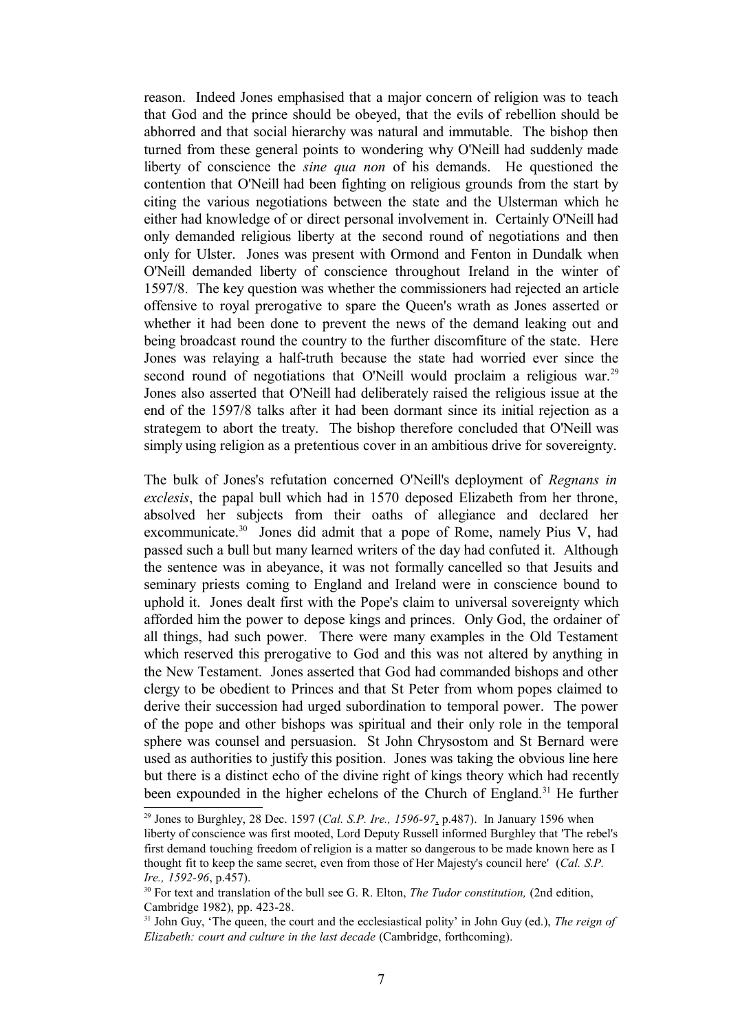reason. Indeed Jones emphasised that a major concern of religion was to teach that God and the prince should be obeyed, that the evils of rebellion should be abhorred and that social hierarchy was natural and immutable. The bishop then turned from these general points to wondering why O'Neill had suddenly made liberty of conscience the *sine qua non* of his demands. He questioned the contention that O'Neill had been fighting on religious grounds from the start by citing the various negotiations between the state and the Ulsterman which he either had knowledge of or direct personal involvement in. Certainly O'Neill had only demanded religious liberty at the second round of negotiations and then only for Ulster. Jones was present with Ormond and Fenton in Dundalk when O'Neill demanded liberty of conscience throughout Ireland in the winter of 1597/8. The key question was whether the commissioners had rejected an article offensive to royal prerogative to spare the Queen's wrath as Jones asserted or whether it had been done to prevent the news of the demand leaking out and being broadcast round the country to the further discomfiture of the state. Here Jones was relaying a half-truth because the state had worried ever since the second round of negotiations that O'Neill would proclaim a religious war.[29] Jones also asserted that O'Neill had deliberately raised the religious issue at the end of the 1597/8 talks after it had been dormant since its initial rejection as a strategem to abort the treaty. The bishop therefore concluded that O'Neill was simply using religion as a pretentious cover in an ambitious drive for sovereignty.

The bulk of Jones's refutation concerned O'Neill's deployment of *Regnans in exclesis*, the papal bull which had in 1570 deposed Elizabeth from her throne, absolved her subjects from their oaths of allegiance and declared her excommunicate.[30] Jones did admit that a pope of Rome, namely Pius V, had passed such a bull but many learned writers of the day had confuted it. Although the sentence was in abeyance, it was not formally cancelled so that Jesuits and seminary priests coming to England and Ireland were in conscience bound to uphold it. Jones dealt first with the Pope's claim to universal sovereignty which afforded him the power to depose kings and princes. Only God, the ordainer of all things, had such power. There were many examples in the Old Testament which reserved this prerogative to God and this was not altered by anything in the New Testament. Jones asserted that God had commanded bishops and other clergy to be obedient to Princes and that St Peter from whom popes claimed to derive their succession had urged subordination to temporal power. The power of the pope and other bishops was spiritual and their only role in the temporal sphere was counsel and persuasion. St John Chrysostom and St Bernard were used as authorities to justify this position. Jones was taking the obvious line here but there is a distinct echo of the divine right of kings theory which had recently been expounded in the higher echelons of the Church of England.[31] He further

---

[29] Jones to Burghley, 28 Dec. 1597 (*Cal. S.P. Ire., 1596-97*, p.487). In January 1596 when liberty of conscience was first mooted, Lord Deputy Russell informed Burghley that 'The rebel's first demand touching freedom of religion is a matter so dangerous to be made known here as I thought fit to keep the same secret, even from those of Her Majesty's council here' (*Cal. S.P. Ire., 1592-96*, p.457).

[30] For text and translation of the bull see G. R. Elton, *The Tudor constitution,* (2nd edition, Cambridge 1982), pp. 423-28.

[31] John Guy, 'The queen, the court and the ecclesiastical polity' in John Guy (ed.), *The reign of Elizabeth: court and culture in the last decade* (Cambridge, forthcoming).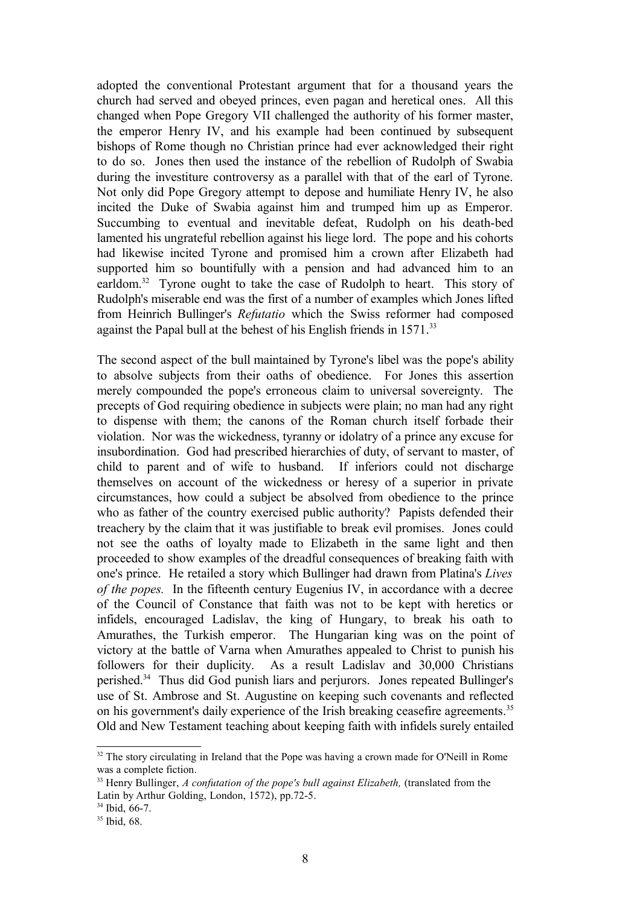adopted the conventional Protestant argument that for a thousand years the church had served and obeyed princes, even pagan and heretical ones. All this changed when Pope Gregory VII challenged the authority of his former master, the emperor Henry IV, and his example had been continued by subsequent bishops of Rome though no Christian prince had ever acknowledged their right to do so. Jones then used the instance of the rebellion of Rudolph of Swabia during the investiture controversy as a parallel with that of the earl of Tyrone. Not only did Pope Gregory attempt to depose and humiliate Henry IV, he also incited the Duke of Swabia against him and trumped him up as Emperor. Succumbing to eventual and inevitable defeat, Rudolph on his death-bed lamented his ungrateful rebellion against his liege lord. The pope and his cohorts had likewise incited Tyrone and promised him a crown after Elizabeth had supported him so bountifully with a pension and had advanced him to an earldom.[32] Tyrone ought to take the case of Rudolph to heart. This story of Rudolph's miserable end was the first of a number of examples which Jones lifted from Heinrich Bullinger's *Refutatio* which the Swiss reformer had composed against the Papal bull at the behest of his English friends in 1571.[33]

The second aspect of the bull maintained by Tyrone's libel was the pope's ability to absolve subjects from their oaths of obedience. For Jones this assertion merely compounded the pope's erroneous claim to universal sovereignty. The precepts of God requiring obedience in subjects were plain; no man had any right to dispense with them; the canons of the Roman church itself forbade their violation. Nor was the wickedness, tyranny or idolatry of a prince any excuse for insubordination. God had prescribed hierarchies of duty, of servant to master, of child to parent and of wife to husband. If inferiors could not discharge themselves on account of the wickedness or heresy of a superior in private circumstances, how could a subject be absolved from obedience to the prince who as father of the country exercised public authority? Papists defended their treachery by the claim that it was justifiable to break evil promises. Jones could not see the oaths of loyalty made to Elizabeth in the same light and then proceeded to show examples of the dreadful consequences of breaking faith with one's prince. He retailed a story which Bullinger had drawn from Platina's *Lives of the popes.* In the fifteenth century Eugenius IV, in accordance with a decree of the Council of Constance that faith was not to be kept with heretics or infidels, encouraged Ladislav, the king of Hungary, to break his oath to Amurathes, the Turkish emperor. The Hungarian king was on the point of victory at the battle of Varna when Amurathes appealed to Christ to punish his followers for their duplicity. As a result Ladislav and 30,000 Christians perished.[34] Thus did God punish liars and perjurors. Jones repeated Bullinger's use of St. Ambrose and St. Augustine on keeping such covenants and reflected on his government's daily experience of the Irish breaking ceasefire agreements.[35] Old and New Testament teaching about keeping faith with infidels surely entailed

---

[32] The story circulating in Ireland that the Pope was having a crown made for O'Neill in Rome was a complete fiction.

[33] Henry Bullinger, *A confutation of the pope's bull against Elizabeth,* (translated from the Latin by Arthur Golding, London, 1572), pp.72-5.

[34] Ibid, 66-7.

[35] Ibid, 68.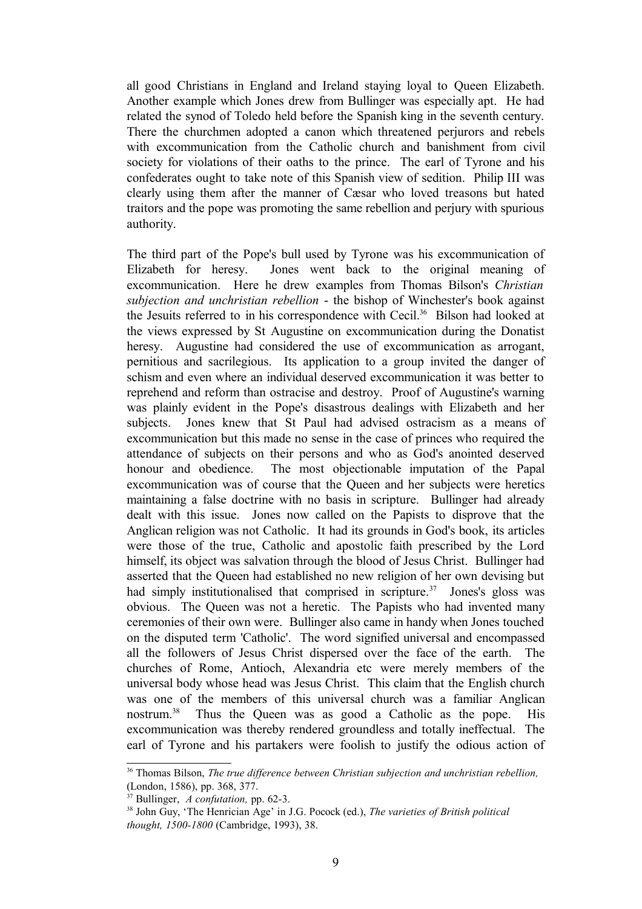all good Christians in England and Ireland staying loyal to Queen Elizabeth. Another example which Jones drew from Bullinger was especially apt. He had related the synod of Toledo held before the Spanish king in the seventh century. There the churchmen adopted a canon which threatened perjurors and rebels with excommunication from the Catholic church and banishment from civil society for violations of their oaths to the prince. The earl of Tyrone and his confederates ought to take note of this Spanish view of sedition. Philip III was clearly using them after the manner of Cæsar who loved treasons but hated traitors and the pope was promoting the same rebellion and perjury with spurious authority.

The third part of the Pope's bull used by Tyrone was his excommunication of Elizabeth for heresy. Jones went back to the original meaning of excommunication. Here he drew examples from Thomas Bilson's *Christian subjection and unchristian rebellion* - the bishop of Winchester's book against the Jesuits referred to in his correspondence with Cecil.[36] Bilson had looked at the views expressed by St Augustine on excommunication during the Donatist heresy. Augustine had considered the use of excommunication as arrogant, pernitious and sacrilegious. Its application to a group invited the danger of schism and even where an individual deserved excommunication it was better to reprehend and reform than ostracise and destroy. Proof of Augustine's warning was plainly evident in the Pope's disastrous dealings with Elizabeth and her subjects. Jones knew that St Paul had advised ostracism as a means of excommunication but this made no sense in the case of princes who required the attendance of subjects on their persons and who as God's anointed deserved honour and obedience. The most objectionable imputation of the Papal excommunication was of course that the Queen and her subjects were heretics maintaining a false doctrine with no basis in scripture. Bullinger had already dealt with this issue. Jones now called on the Papists to disprove that the Anglican religion was not Catholic. It had its grounds in God's book, its articles were those of the true, Catholic and apostolic faith prescribed by the Lord himself, its object was salvation through the blood of Jesus Christ. Bullinger had asserted that the Queen had established no new religion of her own devising but had simply institutionalised that comprised in scripture.[37] Jones's gloss was obvious. The Queen was not a heretic. The Papists who had invented many ceremonies of their own were. Bullinger also came in handy when Jones touched on the disputed term 'Catholic'. The word signified universal and encompassed all the followers of Jesus Christ dispersed over the face of the earth. The churches of Rome, Antioch, Alexandria etc were merely members of the universal body whose head was Jesus Christ. This claim that the English church was one of the members of this universal church was a familiar Anglican nostrum.[38] Thus the Queen was as good a Catholic as the pope. His excommunication was thereby rendered groundless and totally ineffectual. The earl of Tyrone and his partakers were foolish to justify the odious action of

---

[36] Thomas Bilson, *The true difference between Christian subjection and unchristian rebellion,* (London, 1586), pp. 368, 377.

[37] Bullinger, *A confutation,* pp. 62-3.

[38] John Guy, 'The Henrician Age' in J.G. Pocock (ed.), *The varieties of British political thought, 1500-1800* (Cambridge, 1993), 38.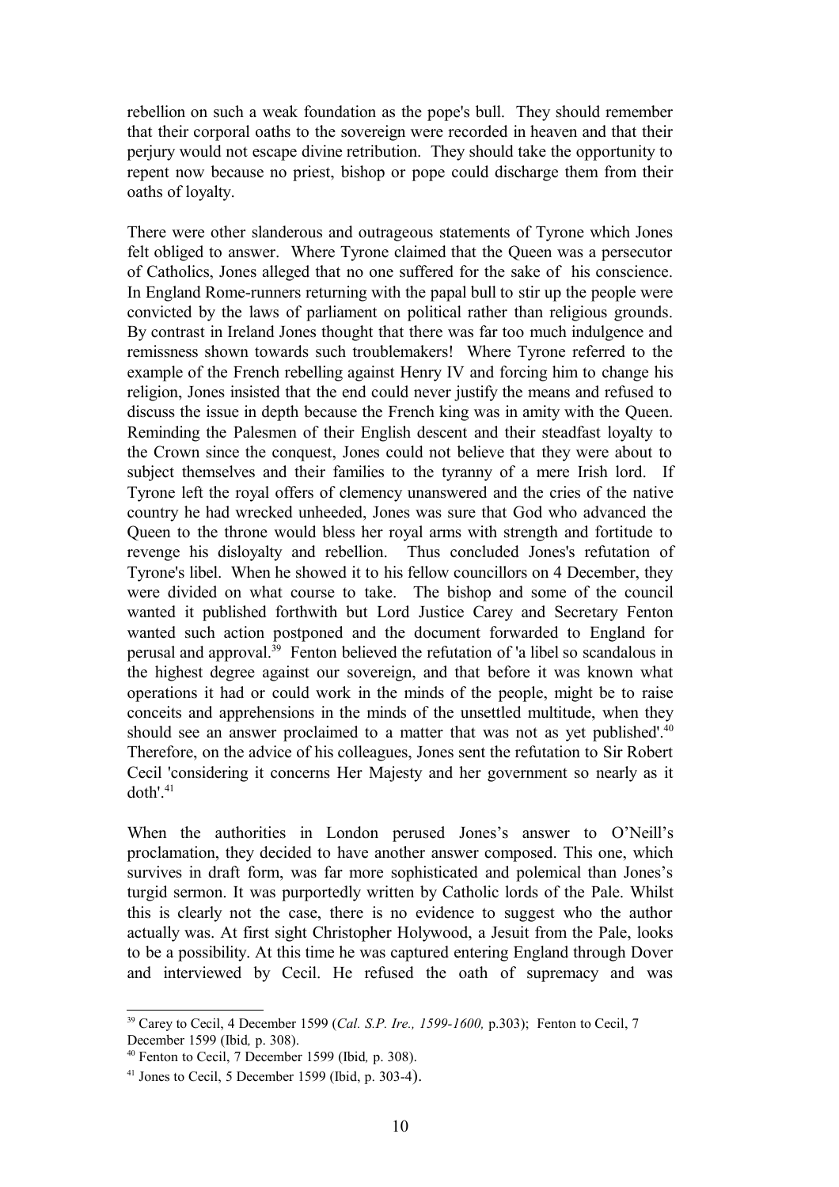rebellion on such a weak foundation as the pope's bull. They should remember that their corporal oaths to the sovereign were recorded in heaven and that their perjury would not escape divine retribution. They should take the opportunity to repent now because no priest, bishop or pope could discharge them from their oaths of loyalty.

There were other slanderous and outrageous statements of Tyrone which Jones felt obliged to answer. Where Tyrone claimed that the Queen was a persecutor of Catholics, Jones alleged that no one suffered for the sake of his conscience. In England Rome-runners returning with the papal bull to stir up the people were convicted by the laws of parliament on political rather than religious grounds. By contrast in Ireland Jones thought that there was far too much indulgence and remissness shown towards such troublemakers! Where Tyrone referred to the example of the French rebelling against Henry IV and forcing him to change his religion, Jones insisted that the end could never justify the means and refused to discuss the issue in depth because the French king was in amity with the Queen. Reminding the Palesmen of their English descent and their steadfast loyalty to the Crown since the conquest, Jones could not believe that they were about to subject themselves and their families to the tyranny of a mere Irish lord. If Tyrone left the royal offers of clemency unanswered and the cries of the native country he had wrecked unheeded, Jones was sure that God who advanced the Queen to the throne would bless her royal arms with strength and fortitude to revenge his disloyalty and rebellion. Thus concluded Jones's refutation of Tyrone's libel. When he showed it to his fellow councillors on 4 December, they were divided on what course to take. The bishop and some of the council wanted it published forthwith but Lord Justice Carey and Secretary Fenton wanted such action postponed and the document forwarded to England for perusal and approval.[39] Fenton believed the refutation of 'a libel so scandalous in the highest degree against our sovereign, and that before it was known what operations it had or could work in the minds of the people, might be to raise conceits and apprehensions in the minds of the unsettled multitude, when they should see an answer proclaimed to a matter that was not as yet published'.[40] Therefore, on the advice of his colleagues, Jones sent the refutation to Sir Robert Cecil 'considering it concerns Her Majesty and her government so nearly as it doth'.[41]

When the authorities in London perused Jones's answer to O'Neill's proclamation, they decided to have another answer composed. This one, which survives in draft form, was far more sophisticated and polemical than Jones's turgid sermon. It was purportedly written by Catholic lords of the Pale. Whilst this is clearly not the case, there is no evidence to suggest who the author actually was. At first sight Christopher Holywood, a Jesuit from the Pale, looks to be a possibility. At this time he was captured entering England through Dover and interviewed by Cecil. He refused the oath of supremacy and was

---

[39] Carey to Cecil, 4 December 1599 (*Cal. S.P. Ire., 1599-1600,* p.303); Fenton to Cecil, 7 December 1599 (Ibid*,* p. 308).

[40] Fenton to Cecil, 7 December 1599 (Ibid*,* p. 308).

[41] Jones to Cecil, 5 December 1599 (Ibid, p. 303-4).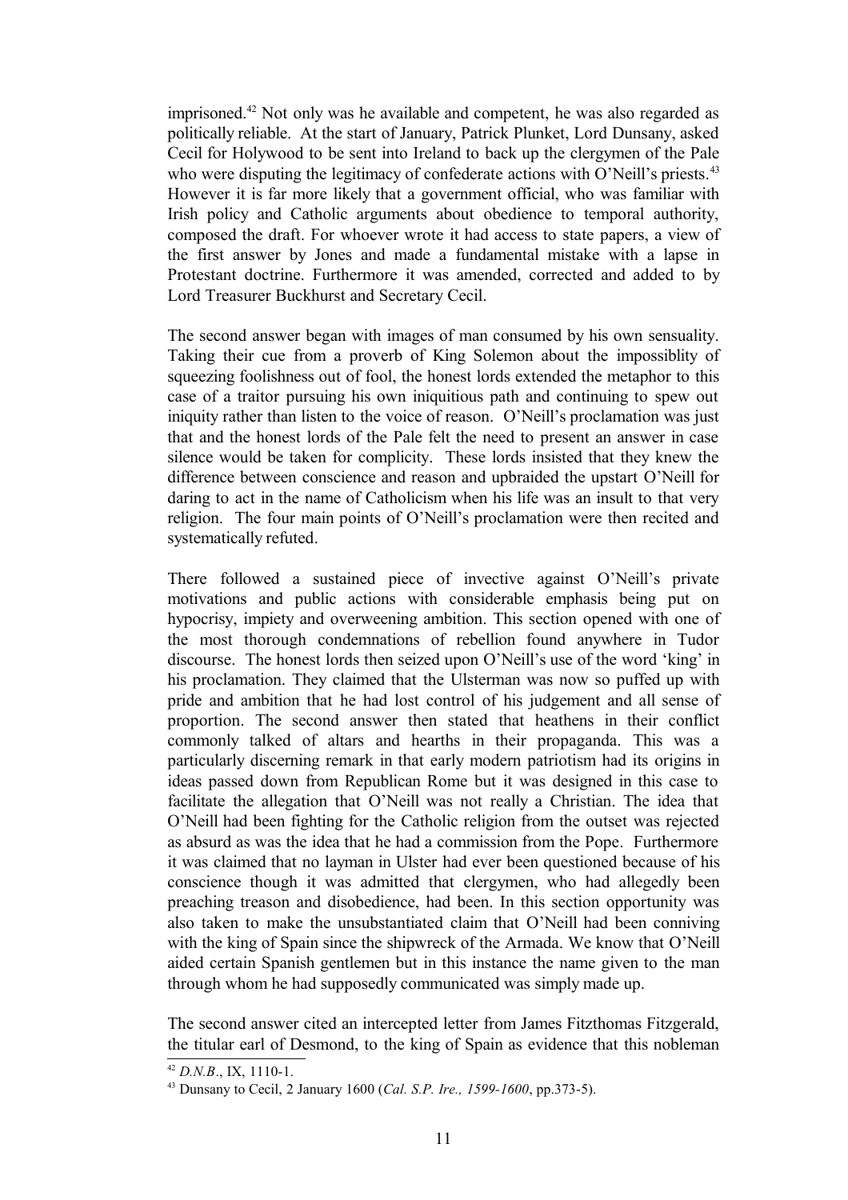imprisoned.[42] Not only was he available and competent, he was also regarded as politically reliable. At the start of January, Patrick Plunket, Lord Dunsany, asked Cecil for Holywood to be sent into Ireland to back up the clergymen of the Pale who were disputing the legitimacy of confederate actions with O'Neill's priests.[43] However it is far more likely that a government official, who was familiar with Irish policy and Catholic arguments about obedience to temporal authority, composed the draft. For whoever wrote it had access to state papers, a view of the first answer by Jones and made a fundamental mistake with a lapse in Protestant doctrine. Furthermore it was amended, corrected and added to by Lord Treasurer Buckhurst and Secretary Cecil.

The second answer began with images of man consumed by his own sensuality. Taking their cue from a proverb of King Solemon about the impossiblity of squeezing foolishness out of fool, the honest lords extended the metaphor to this case of a traitor pursuing his own iniquitious path and continuing to spew out iniquity rather than listen to the voice of reason. O'Neill's proclamation was just that and the honest lords of the Pale felt the need to present an answer in case silence would be taken for complicity. These lords insisted that they knew the difference between conscience and reason and upbraided the upstart O'Neill for daring to act in the name of Catholicism when his life was an insult to that very religion. The four main points of O'Neill's proclamation were then recited and systematically refuted.

There followed a sustained piece of invective against O'Neill's private motivations and public actions with considerable emphasis being put on hypocrisy, impiety and overweening ambition. This section opened with one of the most thorough condemnations of rebellion found anywhere in Tudor discourse. The honest lords then seized upon O'Neill's use of the word 'king' in his proclamation. They claimed that the Ulsterman was now so puffed up with pride and ambition that he had lost control of his judgement and all sense of proportion. The second answer then stated that heathens in their conflict commonly talked of altars and hearths in their propaganda. This was a particularly discerning remark in that early modern patriotism had its origins in ideas passed down from Republican Rome but it was designed in this case to facilitate the allegation that O'Neill was not really a Christian. The idea that O'Neill had been fighting for the Catholic religion from the outset was rejected as absurd as was the idea that he had a commission from the Pope. Furthermore it was claimed that no layman in Ulster had ever been questioned because of his conscience though it was admitted that clergymen, who had allegedly been preaching treason and disobedience, had been. In this section opportunity was also taken to make the unsubstantiated claim that O'Neill had been conniving with the king of Spain since the shipwreck of the Armada. We know that O'Neill aided certain Spanish gentlemen but in this instance the name given to the man through whom he had supposedly communicated was simply made up.

The second answer cited an intercepted letter from James Fitzthomas Fitzgerald, the titular earl of Desmond, to the king of Spain as evidence that this nobleman

[42] *D.N.B*., IX, 1110-1.

[43] Dunsany to Cecil, 2 January 1600 (*Cal. S.P. Ire., 1599-1600*, pp.373-5).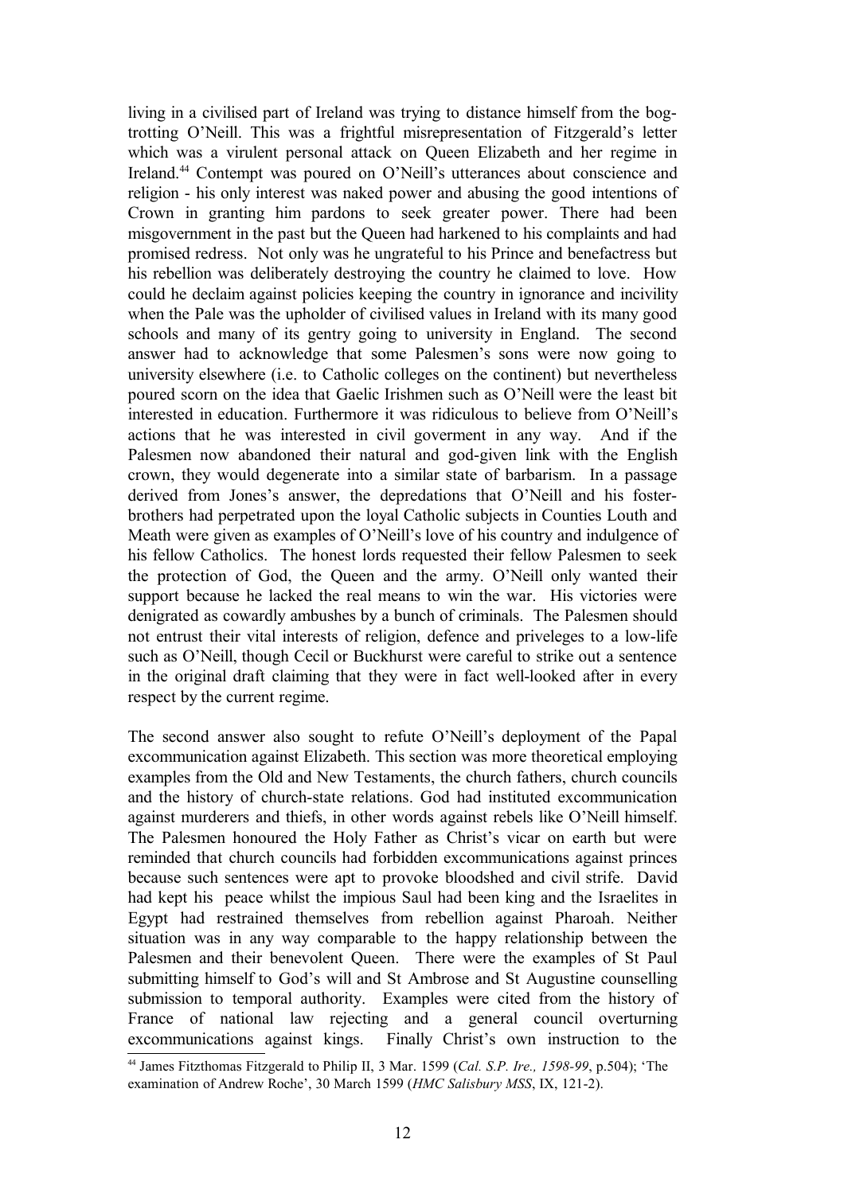living in a civilised part of Ireland was trying to distance himself from the bog-trotting O'Neill. This was a frightful misrepresentation of Fitzgerald's letter which was a virulent personal attack on Queen Elizabeth and her regime in Ireland.[44] Contempt was poured on O'Neill's utterances about conscience and religion - his only interest was naked power and abusing the good intentions of Crown in granting him pardons to seek greater power. There had been misgovernment in the past but the Queen had harkened to his complaints and had promised redress. Not only was he ungrateful to his Prince and benefactress but his rebellion was deliberately destroying the country he claimed to love. How could he declaim against policies keeping the country in ignorance and incivility when the Pale was the upholder of civilised values in Ireland with its many good schools and many of its gentry going to university in England. The second answer had to acknowledge that some Palesmen's sons were now going to university elsewhere (i.e. to Catholic colleges on the continent) but nevertheless poured scorn on the idea that Gaelic Irishmen such as O'Neill were the least bit interested in education. Furthermore it was ridiculous to believe from O'Neill's actions that he was interested in civil goverment in any way. And if the Palesmen now abandoned their natural and god-given link with the English crown, they would degenerate into a similar state of barbarism. In a passage derived from Jones's answer, the depredations that O'Neill and his foster-brothers had perpetrated upon the loyal Catholic subjects in Counties Louth and Meath were given as examples of O'Neill's love of his country and indulgence of his fellow Catholics. The honest lords requested their fellow Palesmen to seek the protection of God, the Queen and the army. O'Neill only wanted their support because he lacked the real means to win the war. His victories were denigrated as cowardly ambushes by a bunch of criminals. The Palesmen should not entrust their vital interests of religion, defence and priveleges to a low-life such as O'Neill, though Cecil or Buckhurst were careful to strike out a sentence in the original draft claiming that they were in fact well-looked after in every respect by the current regime.

The second answer also sought to refute O'Neill's deployment of the Papal excommunication against Elizabeth. This section was more theoretical employing examples from the Old and New Testaments, the church fathers, church councils and the history of church-state relations. God had instituted excommunication against murderers and thiefs, in other words against rebels like O'Neill himself. The Palesmen honoured the Holy Father as Christ's vicar on earth but were reminded that church councils had forbidden excommunications against princes because such sentences were apt to provoke bloodshed and civil strife. David had kept his peace whilst the impious Saul had been king and the Israelites in Egypt had restrained themselves from rebellion against Pharoah. Neither situation was in any way comparable to the happy relationship between the Palesmen and their benevolent Queen. There were the examples of St Paul submitting himself to God's will and St Ambrose and St Augustine counselling submission to temporal authority. Examples were cited from the history of France of national law rejecting and a general council overturning excommunications against kings. Finally Christ's own instruction to the

[44] James Fitzthomas Fitzgerald to Philip II, 3 Mar. 1599 (*Cal. S.P. Ire., 1598-99*, p.504); 'The examination of Andrew Roche', 30 March 1599 (*HMC Salisbury MSS*, IX, 121-2).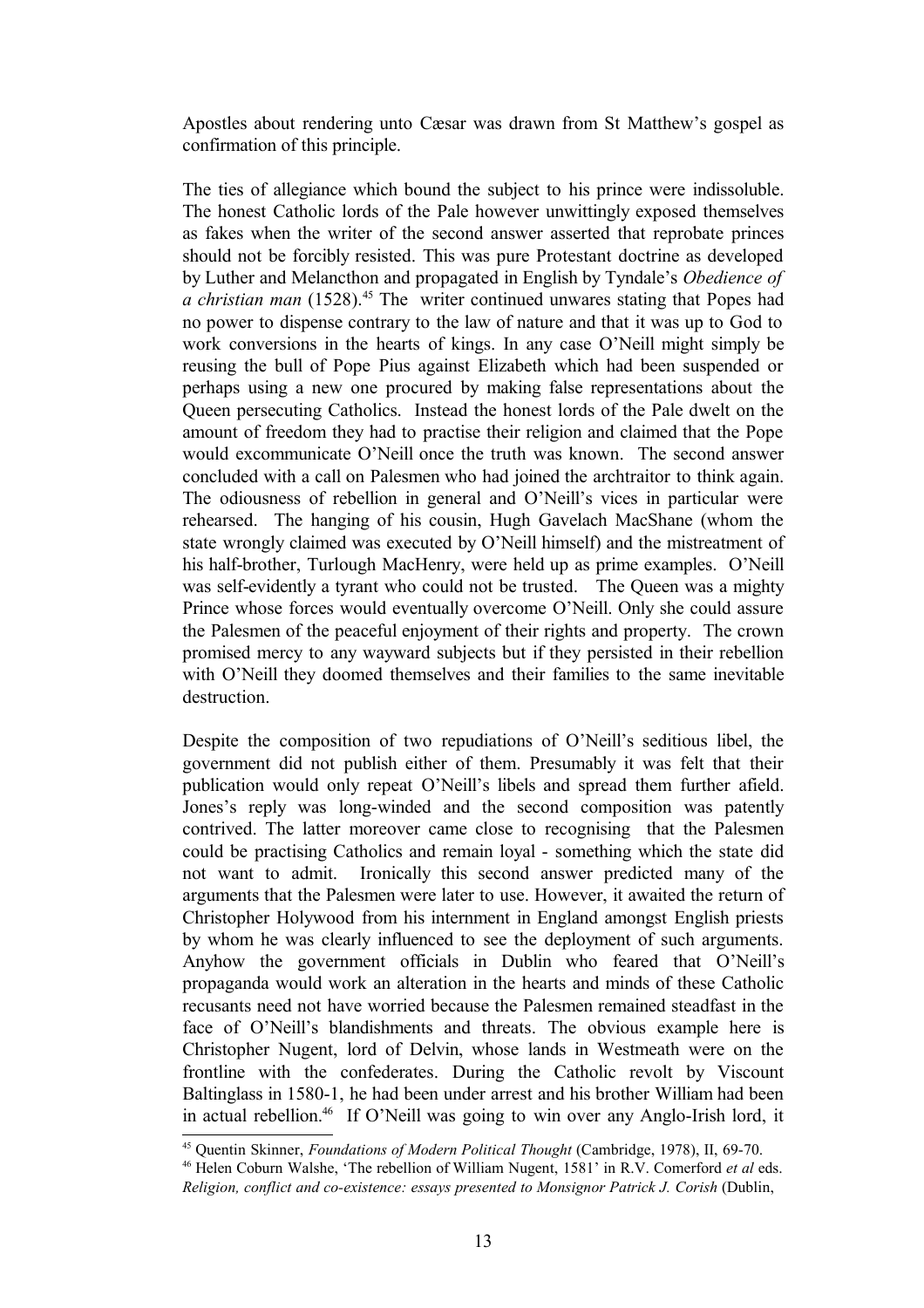Apostles about rendering unto Cæsar was drawn from St Matthew's gospel as confirmation of this principle.

The ties of allegiance which bound the subject to his prince were indissoluble. The honest Catholic lords of the Pale however unwittingly exposed themselves as fakes when the writer of the second answer asserted that reprobate princes should not be forcibly resisted. This was pure Protestant doctrine as developed by Luther and Melancthon and propagated in English by Tyndale's *Obedience of a christian man* (1528).[45] The writer continued unwares stating that Popes had no power to dispense contrary to the law of nature and that it was up to God to work conversions in the hearts of kings. In any case O'Neill might simply be reusing the bull of Pope Pius against Elizabeth which had been suspended or perhaps using a new one procured by making false representations about the Queen persecuting Catholics. Instead the honest lords of the Pale dwelt on the amount of freedom they had to practise their religion and claimed that the Pope would excommunicate O'Neill once the truth was known. The second answer concluded with a call on Palesmen who had joined the archtraitor to think again. The odiousness of rebellion in general and O'Neill's vices in particular were rehearsed. The hanging of his cousin, Hugh Gavelach MacShane (whom the state wrongly claimed was executed by O'Neill himself) and the mistreatment of his half-brother, Turlough MacHenry, were held up as prime examples. O'Neill was self-evidently a tyrant who could not be trusted. The Queen was a mighty Prince whose forces would eventually overcome O'Neill. Only she could assure the Palesmen of the peaceful enjoyment of their rights and property. The crown promised mercy to any wayward subjects but if they persisted in their rebellion with O'Neill they doomed themselves and their families to the same inevitable destruction.

Despite the composition of two repudiations of O'Neill's seditious libel, the government did not publish either of them. Presumably it was felt that their publication would only repeat O'Neill's libels and spread them further afield. Jones's reply was long-winded and the second composition was patently contrived. The latter moreover came close to recognising that the Palesmen could be practising Catholics and remain loyal - something which the state did not want to admit. Ironically this second answer predicted many of the arguments that the Palesmen were later to use. However, it awaited the return of Christopher Holywood from his internment in England amongst English priests by whom he was clearly influenced to see the deployment of such arguments. Anyhow the government officials in Dublin who feared that O'Neill's propaganda would work an alteration in the hearts and minds of these Catholic recusants need not have worried because the Palesmen remained steadfast in the face of O'Neill's blandishments and threats. The obvious example here is Christopher Nugent, lord of Delvin, whose lands in Westmeath were on the frontline with the confederates. During the Catholic revolt by Viscount Baltinglass in 1580-1, he had been under arrest and his brother William had been in actual rebellion.[46] If O'Neill was going to win over any Anglo-Irish lord, it

---

[45] Quentin Skinner, *Foundations of Modern Political Thought* (Cambridge, 1978), II, 69-70.

[46] Helen Coburn Walshe, 'The rebellion of William Nugent, 1581' in R.V. Comerford *et al* eds. *Religion, conflict and co-existence: essays presented to Monsignor Patrick J. Corish* (Dublin,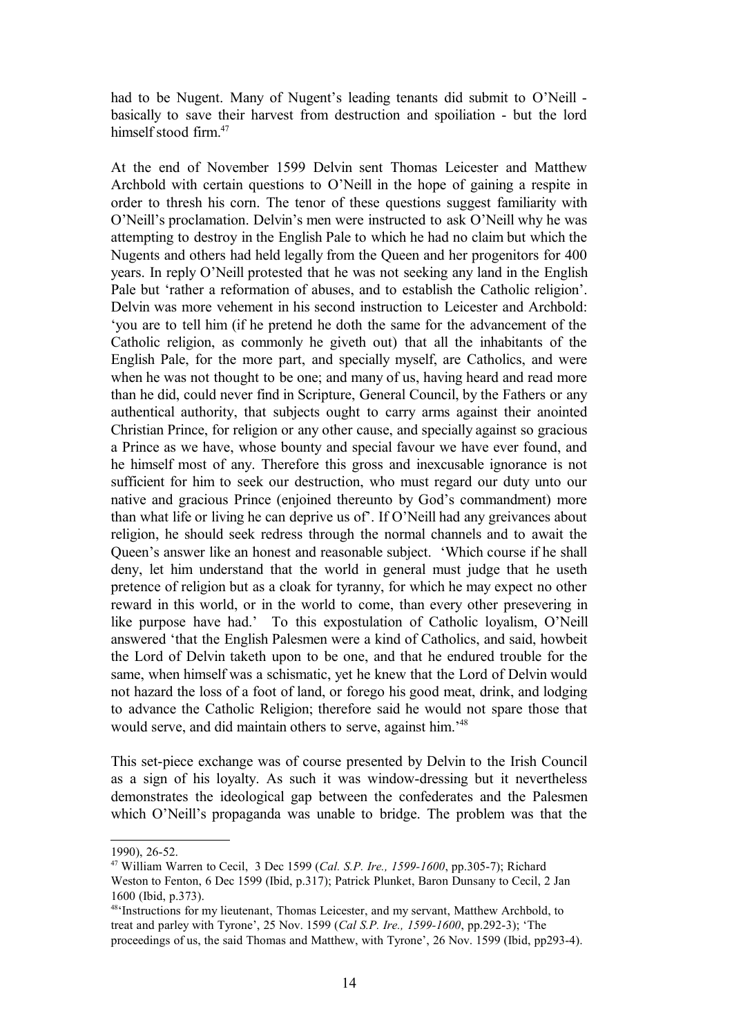had to be Nugent. Many of Nugent's leading tenants did submit to O'Neill - basically to save their harvest from destruction and spoiliation - but the lord himself stood firm.[47]

At the end of November 1599 Delvin sent Thomas Leicester and Matthew Archbold with certain questions to O'Neill in the hope of gaining a respite in order to thresh his corn. The tenor of these questions suggest familiarity with O'Neill's proclamation. Delvin's men were instructed to ask O'Neill why he was attempting to destroy in the English Pale to which he had no claim but which the Nugents and others had held legally from the Queen and her progenitors for 400 years. In reply O'Neill protested that he was not seeking any land in the English Pale but 'rather a reformation of abuses, and to establish the Catholic religion'. Delvin was more vehement in his second instruction to Leicester and Archbold: 'you are to tell him (if he pretend he doth the same for the advancement of the Catholic religion, as commonly he giveth out) that all the inhabitants of the English Pale, for the more part, and specially myself, are Catholics, and were when he was not thought to be one; and many of us, having heard and read more than he did, could never find in Scripture, General Council, by the Fathers or any authentical authority, that subjects ought to carry arms against their anointed Christian Prince, for religion or any other cause, and specially against so gracious a Prince as we have, whose bounty and special favour we have ever found, and he himself most of any. Therefore this gross and inexcusable ignorance is not sufficient for him to seek our destruction, who must regard our duty unto our native and gracious Prince (enjoined thereunto by God's commandment) more than what life or living he can deprive us of'. If O'Neill had any greivances about religion, he should seek redress through the normal channels and to await the Queen's answer like an honest and reasonable subject. 'Which course if he shall deny, let him understand that the world in general must judge that he useth pretence of religion but as a cloak for tyranny, for which he may expect no other reward in this world, or in the world to come, than every other presevering in like purpose have had.' To this expostulation of Catholic loyalism, O'Neill answered 'that the English Palesmen were a kind of Catholics, and said, howbeit the Lord of Delvin taketh upon to be one, and that he endured trouble for the same, when himself was a schismatic, yet he knew that the Lord of Delvin would not hazard the loss of a foot of land, or forego his good meat, drink, and lodging to advance the Catholic Religion; therefore said he would not spare those that would serve, and did maintain others to serve, against him.'[48]

This set-piece exchange was of course presented by Delvin to the Irish Council as a sign of his loyalty. As such it was window-dressing but it nevertheless demonstrates the ideological gap between the confederates and the Palesmen which O'Neill's propaganda was unable to bridge. The problem was that the

---

1990), 26-52.

[47] William Warren to Cecil, 3 Dec 1599 (*Cal. S.P. Ire., 1599-1600*, pp.305-7); Richard Weston to Fenton, 6 Dec 1599 (Ibid, p.317); Patrick Plunket, Baron Dunsany to Cecil, 2 Jan 1600 (Ibid, p.373).

[48] 'Instructions for my lieutenant, Thomas Leicester, and my servant, Matthew Archbold, to treat and parley with Tyrone', 25 Nov. 1599 (*Cal S.P. Ire., 1599-1600*, pp.292-3); 'The proceedings of us, the said Thomas and Matthew, with Tyrone', 26 Nov. 1599 (Ibid, pp293-4).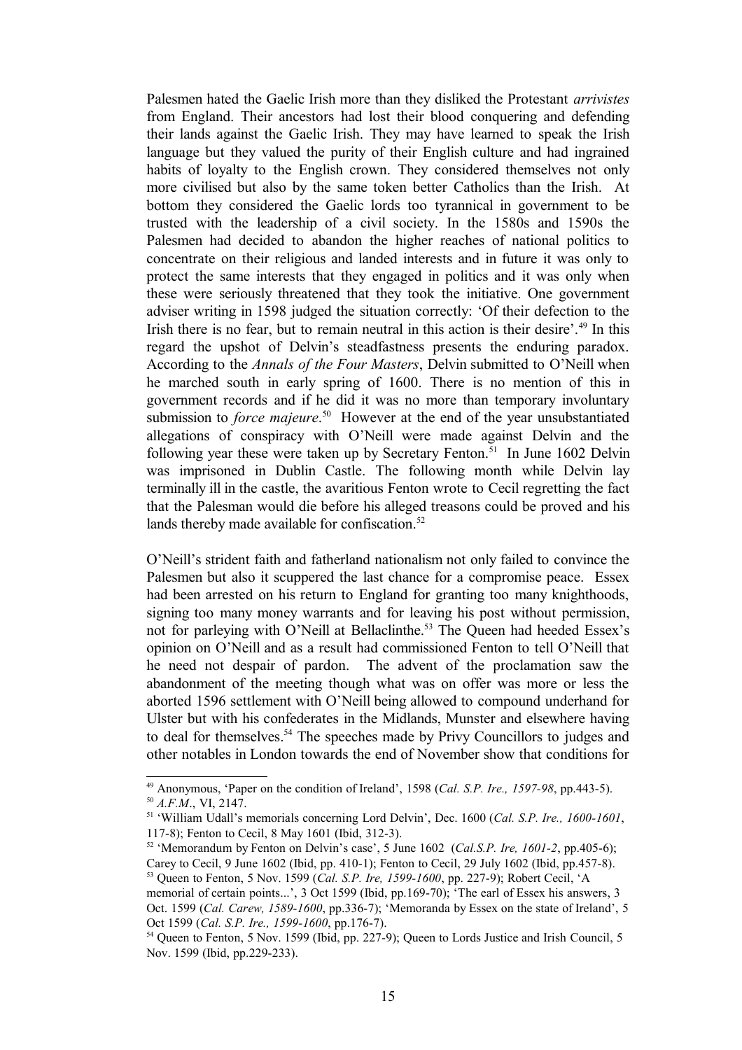Palesmen hated the Gaelic Irish more than they disliked the Protestant *arrivistes* from England. Their ancestors had lost their blood conquering and defending their lands against the Gaelic Irish. They may have learned to speak the Irish language but they valued the purity of their English culture and had ingrained habits of loyalty to the English crown. They considered themselves not only more civilised but also by the same token better Catholics than the Irish. At bottom they considered the Gaelic lords too tyrannical in government to be trusted with the leadership of a civil society. In the 1580s and 1590s the Palesmen had decided to abandon the higher reaches of national politics to concentrate on their religious and landed interests and in future it was only to protect the same interests that they engaged in politics and it was only when these were seriously threatened that they took the initiative. One government adviser writing in 1598 judged the situation correctly: 'Of their defection to the Irish there is no fear, but to remain neutral in this action is their desire'.[49] In this regard the upshot of Delvin's steadfastness presents the enduring paradox. According to the *Annals of the Four Masters*, Delvin submitted to O'Neill when he marched south in early spring of 1600. There is no mention of this in government records and if he did it was no more than temporary involuntary submission to *force majeure*.[50] However at the end of the year unsubstantiated allegations of conspiracy with O'Neill were made against Delvin and the following year these were taken up by Secretary Fenton.[51] In June 1602 Delvin was imprisoned in Dublin Castle. The following month while Delvin lay terminally ill in the castle, the avaritious Fenton wrote to Cecil regretting the fact that the Palesman would die before his alleged treasons could be proved and his lands thereby made available for confiscation.[52]

O'Neill's strident faith and fatherland nationalism not only failed to convince the Palesmen but also it scuppered the last chance for a compromise peace. Essex had been arrested on his return to England for granting too many knighthoods, signing too many money warrants and for leaving his post without permission, not for parleying with O'Neill at Bellaclinthe.[53] The Queen had heeded Essex's opinion on O'Neill and as a result had commissioned Fenton to tell O'Neill that he need not despair of pardon. The advent of the proclamation saw the abandonment of the meeting though what was on offer was more or less the aborted 1596 settlement with O'Neill being allowed to compound underhand for Ulster but with his confederates in the Midlands, Munster and elsewhere having to deal for themselves.[54] The speeches made by Privy Councillors to judges and other notables in London towards the end of November show that conditions for

---

[49] Anonymous, 'Paper on the condition of Ireland', 1598 (*Cal. S.P. Ire., 1597-98*, pp.443-5).

[50] *A.F.M*., VI, 2147.

[51] 'William Udall's memorials concerning Lord Delvin', Dec. 1600 (*Cal. S.P. Ire., 1600-1601*, 117-8); Fenton to Cecil, 8 May 1601 (Ibid, 312-3).

[52] 'Memorandum by Fenton on Delvin's case', 5 June 1602 (*Cal.S.P. Ire, 1601-2*, pp.405-6); Carey to Cecil, 9 June 1602 (Ibid, pp. 410-1); Fenton to Cecil, 29 July 1602 (Ibid, pp.457-8).

[53] Queen to Fenton, 5 Nov. 1599 (*Cal. S.P. Ire, 1599-1600*, pp. 227-9); Robert Cecil, 'A memorial of certain points...', 3 Oct 1599 (Ibid, pp.169-70); 'The earl of Essex his answers, 3 Oct. 1599 (*Cal. Carew, 1589-1600*, pp.336-7); 'Memoranda by Essex on the state of Ireland', 5 Oct 1599 (*Cal. S.P. Ire., 1599-1600*, pp.176-7).

[54] Queen to Fenton, 5 Nov. 1599 (Ibid, pp. 227-9); Queen to Lords Justice and Irish Council, 5 Nov. 1599 (Ibid, pp.229-233).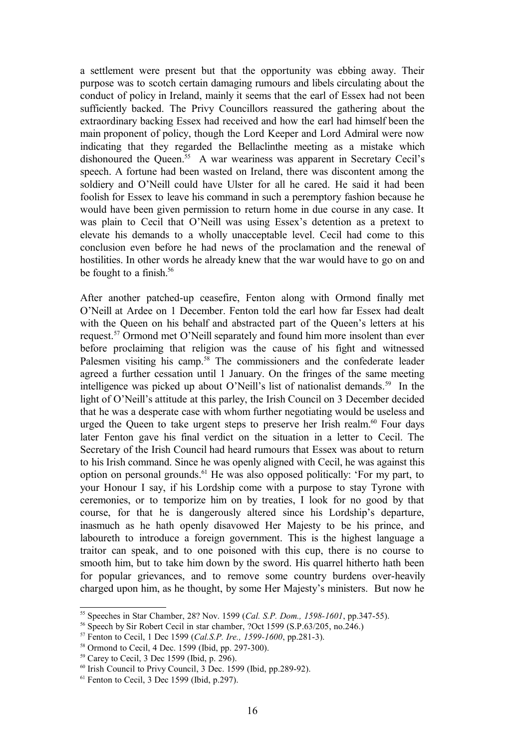a settlement were present but that the opportunity was ebbing away. Their purpose was to scotch certain damaging rumours and libels circulating about the conduct of policy in Ireland, mainly it seems that the earl of Essex had not been sufficiently backed. The Privy Councillors reassured the gathering about the extraordinary backing Essex had received and how the earl had himself been the main proponent of policy, though the Lord Keeper and Lord Admiral were now indicating that they regarded the Bellaclinthe meeting as a mistake which dishonoured the Queen.[55] A war weariness was apparent in Secretary Cecil's speech. A fortune had been wasted on Ireland, there was discontent among the soldiery and O'Neill could have Ulster for all he cared. He said it had been foolish for Essex to leave his command in such a peremptory fashion because he would have been given permission to return home in due course in any case. It was plain to Cecil that O'Neill was using Essex's detention as a pretext to elevate his demands to a wholly unacceptable level. Cecil had come to this conclusion even before he had news of the proclamation and the renewal of hostilities. In other words he already knew that the war would have to go on and be fought to a finish.[56]

After another patched-up ceasefire, Fenton along with Ormond finally met O'Neill at Ardee on 1 December. Fenton told the earl how far Essex had dealt with the Queen on his behalf and abstracted part of the Queen's letters at his request.[57] Ormond met O'Neill separately and found him more insolent than ever before proclaiming that religion was the cause of his fight and witnessed Palesmen visiting his camp.[58] The commissioners and the confederate leader agreed a further cessation until 1 January. On the fringes of the same meeting intelligence was picked up about O'Neill's list of nationalist demands.[59] In the light of O'Neill's attitude at this parley, the Irish Council on 3 December decided that he was a desperate case with whom further negotiating would be useless and urged the Queen to take urgent steps to preserve her Irish realm.[60] Four days later Fenton gave his final verdict on the situation in a letter to Cecil. The Secretary of the Irish Council had heard rumours that Essex was about to return to his Irish command. Since he was openly aligned with Cecil, he was against this option on personal grounds.[61] He was also opposed politically: 'For my part, to your Honour I say, if his Lordship come with a purpose to stay Tyrone with ceremonies, or to temporize him on by treaties, I look for no good by that course, for that he is dangerously altered since his Lordship's departure, inasmuch as he hath openly disavowed Her Majesty to be his prince, and laboureth to introduce a foreign government. This is the highest language a traitor can speak, and to one poisoned with this cup, there is no course to smooth him, but to take him down by the sword. His quarrel hitherto hath been for popular grievances, and to remove some country burdens over-heavily charged upon him, as he thought, by some Her Majesty's ministers. But now he

---

[55] Speeches in Star Chamber, 28? Nov. 1599 (*Cal. S.P. Dom., 1598-1601*, pp.347-55).

[56] Speech by Sir Robert Cecil in star chamber, ?Oct 1599 (S.P.63/205, no.246.)

[57] Fenton to Cecil, 1 Dec 1599 (*Cal.S.P. Ire., 1599-1600*, pp.281-3).

[58] Ormond to Cecil, 4 Dec. 1599 (Ibid, pp. 297-300).

[59] Carey to Cecil, 3 Dec 1599 (Ibid, p. 296).

[60] Irish Council to Privy Council, 3 Dec. 1599 (Ibid, pp.289-92).

[61] Fenton to Cecil, 3 Dec 1599 (Ibid, p.297).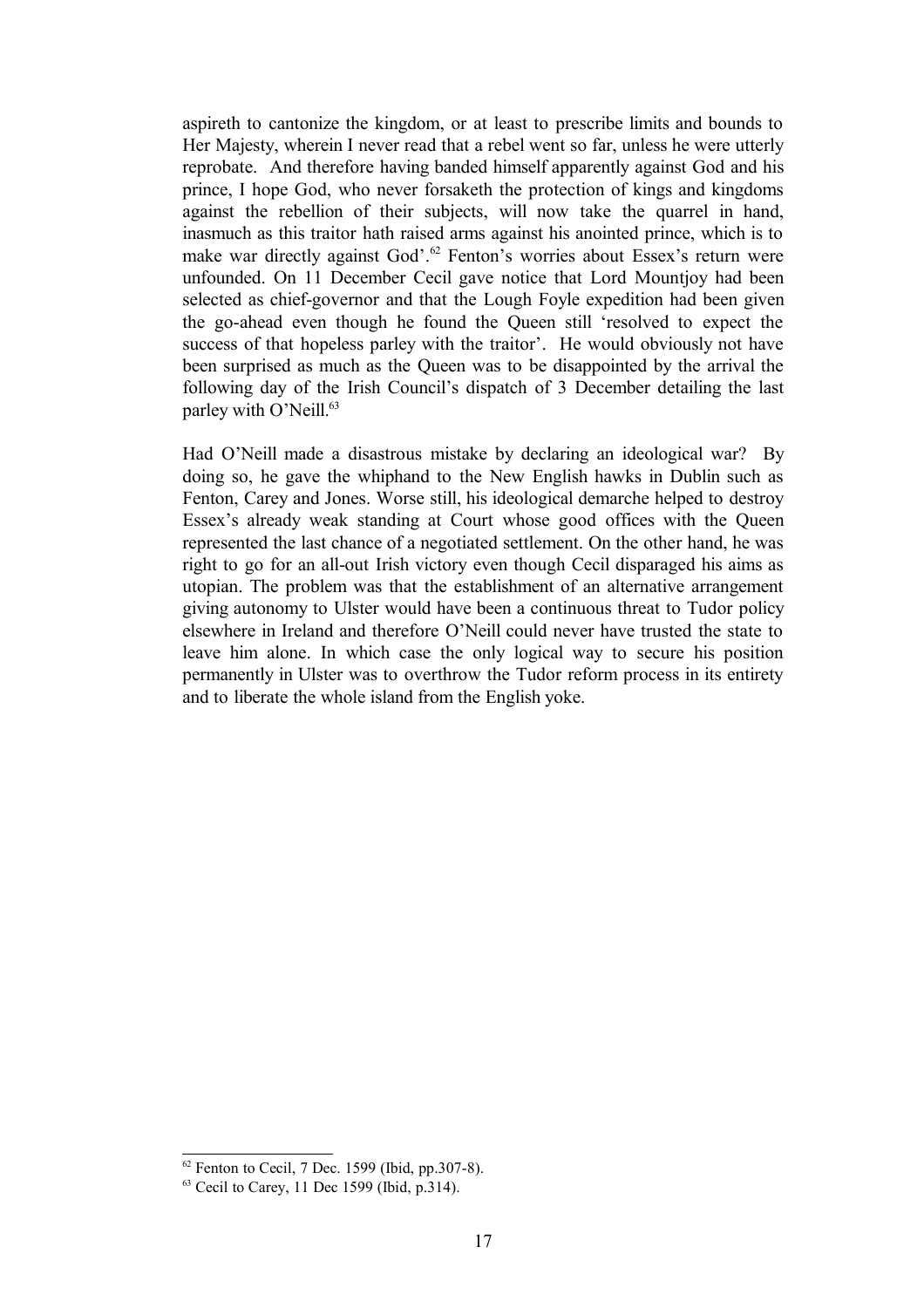aspireth to cantonize the kingdom, or at least to prescribe limits and bounds to Her Majesty, wherein I never read that a rebel went so far, unless he were utterly reprobate. And therefore having banded himself apparently against God and his prince, I hope God, who never forsaketh the protection of kings and kingdoms against the rebellion of their subjects, will now take the quarrel in hand, inasmuch as this traitor hath raised arms against his anointed prince, which is to make war directly against God'.[62] Fenton's worries about Essex's return were unfounded. On 11 December Cecil gave notice that Lord Mountjoy had been selected as chief-governor and that the Lough Foyle expedition had been given the go-ahead even though he found the Queen still 'resolved to expect the success of that hopeless parley with the traitor'. He would obviously not have been surprised as much as the Queen was to be disappointed by the arrival the following day of the Irish Council's dispatch of 3 December detailing the last parley with O'Neill.[63]

Had O'Neill made a disastrous mistake by declaring an ideological war? By doing so, he gave the whiphand to the New English hawks in Dublin such as Fenton, Carey and Jones. Worse still, his ideological demarche helped to destroy Essex's already weak standing at Court whose good offices with the Queen represented the last chance of a negotiated settlement. On the other hand, he was right to go for an all-out Irish victory even though Cecil disparaged his aims as utopian. The problem was that the establishment of an alternative arrangement giving autonomy to Ulster would have been a continuous threat to Tudor policy elsewhere in Ireland and therefore O'Neill could never have trusted the state to leave him alone. In which case the only logical way to secure his position permanently in Ulster was to overthrow the Tudor reform process in its entirety and to liberate the whole island from the English yoke.

[62] Fenton to Cecil, 7 Dec. 1599 (Ibid, pp.307-8).

[63] Cecil to Carey, 11 Dec 1599 (Ibid, p.314).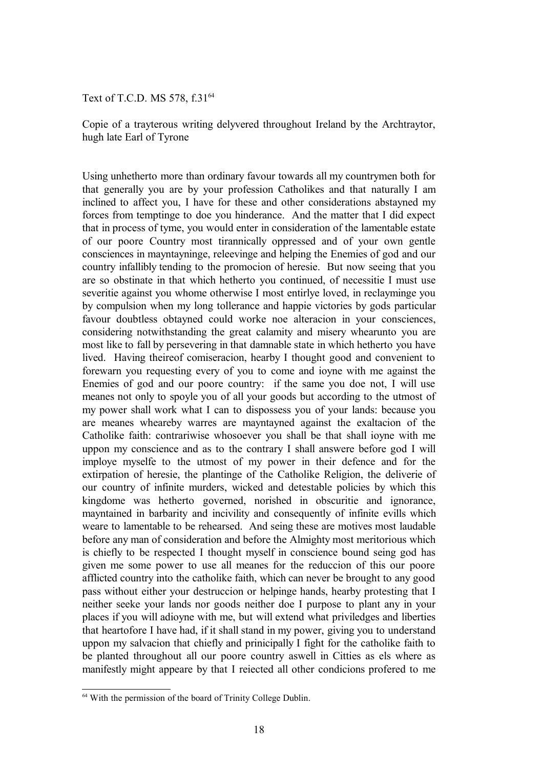Text of T.C.D. MS 578, f.31[64]

Copie of a trayterous writing delyvered throughout Ireland by the Archtraytor, hugh late Earl of Tyrone

Using unhetherto more than ordinary favour towards all my countrymen both for that generally you are by your profession Catholikes and that naturally I am inclined to affect you, I have for these and other considerations abstayned my forces from temptinge to doe you hinderance. And the matter that I did expect that in process of tyme, you would enter in consideration of the lamentable estate of our poore Country most tirannically oppressed and of your own gentle consciences in mayntayninge, releevinge and helping the Enemies of god and our country infallibly tending to the promocion of heresie. But now seeing that you are so obstinate in that which hetherto you continued, of necessitie I must use severitie against you whome otherwise I most entirlye loved, in reclayminge you by compulsion when my long tollerance and happie victories by gods particular favour doubtless obtayned could worke noe alteracion in your consciences, considering notwithstanding the great calamity and misery whearunto you are most like to fall by persevering in that damnable state in which hetherto you have lived. Having theireof comiseracion, hearby I thought good and convenient to forewarn you requesting every of you to come and ioyne with me against the Enemies of god and our poore country: if the same you doe not, I will use meanes not only to spoyle you of all your goods but according to the utmost of my power shall work what I can to dispossess you of your lands: because you are meanes wheareby warres are mayntayned against the exaltacion of the Catholike faith: contrariwise whosoever you shall be that shall ioyne with me uppon my conscience and as to the contrary I shall answere before god I will imploye myselfe to the utmost of my power in their defence and for the extirpation of heresie, the plantinge of the Catholike Religion, the deliverie of our country of infinite murders, wicked and detestable policies by which this kingdome was hetherto governed, norished in obscuritie and ignorance, mayntained in barbarity and incivility and consequently of infinite evills which weare to lamentable to be rehearsed. And seing these are motives most laudable before any man of consideration and before the Almighty most meritorious which is chiefly to be respected I thought myself in conscience bound seing god has given me some power to use all meanes for the reduccion of this our poore afflicted country into the catholike faith, which can never be brought to any good pass without either your destruccion or helpinge hands, hearby protesting that I neither seeke your lands nor goods neither doe I purpose to plant any in your places if you will adioyne with me, but will extend what priviledges and liberties that heartofore I have had, if it shall stand in my power, giving you to understand uppon my salvacion that chiefly and prinicipally I fight for the catholike faith to be planted throughout all our poore country aswell in Citties as els where as manifestly might appeare by that I reiected all other condicions profered to me

[64] With the permission of the board of Trinity College Dublin.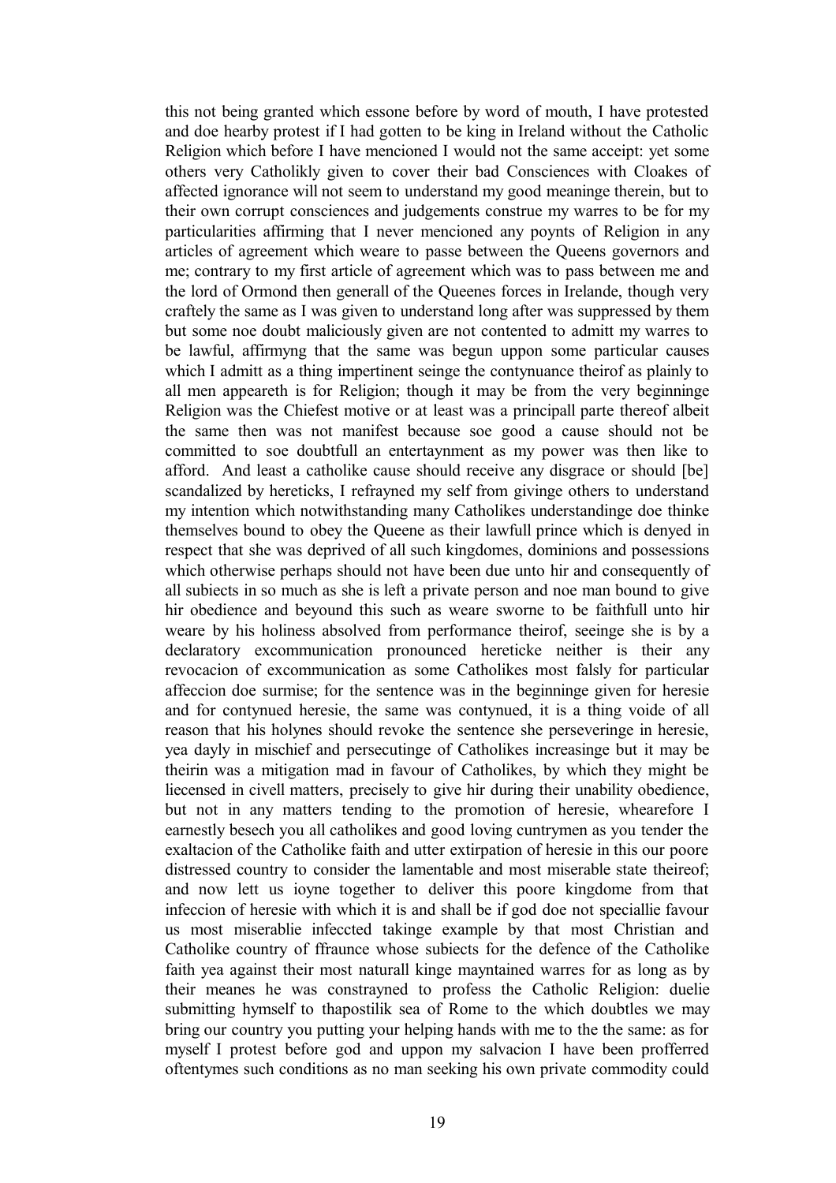this not being granted which essone before by word of mouth, I have protested and doe hearby protest if I had gotten to be king in Ireland without the Catholic Religion which before I have mencioned I would not the same acceipt: yet some others very Catholikly given to cover their bad Consciences with Cloakes of affected ignorance will not seem to understand my good meaninge therein, but to their own corrupt consciences and judgements construe my warres to be for my particularities affirming that I never mencioned any poynts of Religion in any articles of agreement which weare to passe between the Queens governors and me; contrary to my first article of agreement which was to pass between me and the lord of Ormond then generall of the Queenes forces in Irelande, though very craftely the same as I was given to understand long after was suppressed by them but some noe doubt maliciously given are not contented to admitt my warres to be lawful, affirmyng that the same was begun uppon some particular causes which I admitt as a thing impertinent seinge the contynuance theirof as plainly to all men appeareth is for Religion; though it may be from the very beginninge Religion was the Chiefest motive or at least was a principall parte thereof albeit the same then was not manifest because soe good a cause should not be committed to soe doubtfull an entertaynment as my power was then like to afford. And least a catholike cause should receive any disgrace or should [be] scandalized by hereticks, I refrayned my self from givinge others to understand my intention which notwithstanding many Catholikes understandinge doe thinke themselves bound to obey the Queene as their lawfull prince which is denyed in respect that she was deprived of all such kingdomes, dominions and possessions which otherwise perhaps should not have been due unto hir and consequently of all subiects in so much as she is left a private person and noe man bound to give hir obedience and beyound this such as weare sworne to be faithfull unto hir weare by his holiness absolved from performance theirof, seeinge she is by a declaratory excommunication pronounced hereticke neither is their any revocacion of excommunication as some Catholikes most falsly for particular affeccion doe surmise; for the sentence was in the beginninge given for heresie and for contynued heresie, the same was contynued, it is a thing voide of all reason that his holynes should revoke the sentence she perseveringe in heresie, yea dayly in mischief and persecutinge of Catholikes increasinge but it may be theirin was a mitigation mad in favour of Catholikes, by which they might be liecensed in civell matters, precisely to give hir during their unability obedience, but not in any matters tending to the promotion of heresie, whearefore I earnestly besech you all catholikes and good loving cuntrymen as you tender the exaltacion of the Catholike faith and utter extirpation of heresie in this our poore distressed country to consider the lamentable and most miserable state theireof; and now lett us ioyne together to deliver this poore kingdome from that infeccion of heresie with which it is and shall be if god doe not speciallie favour us most miserablie infeccted takinge example by that most Christian and Catholike country of ffraunce whose subiects for the defence of the Catholike faith yea against their most naturall kinge mayntained warres for as long as by their meanes he was constrayned to profess the Catholic Religion: duelie submitting hymself to thapostilik sea of Rome to the which doubtles we may bring our country you putting your helping hands with me to the the same: as for myself I protest before god and uppon my salvacion I have been profferred oftentymes such conditions as no man seeking his own private commodity could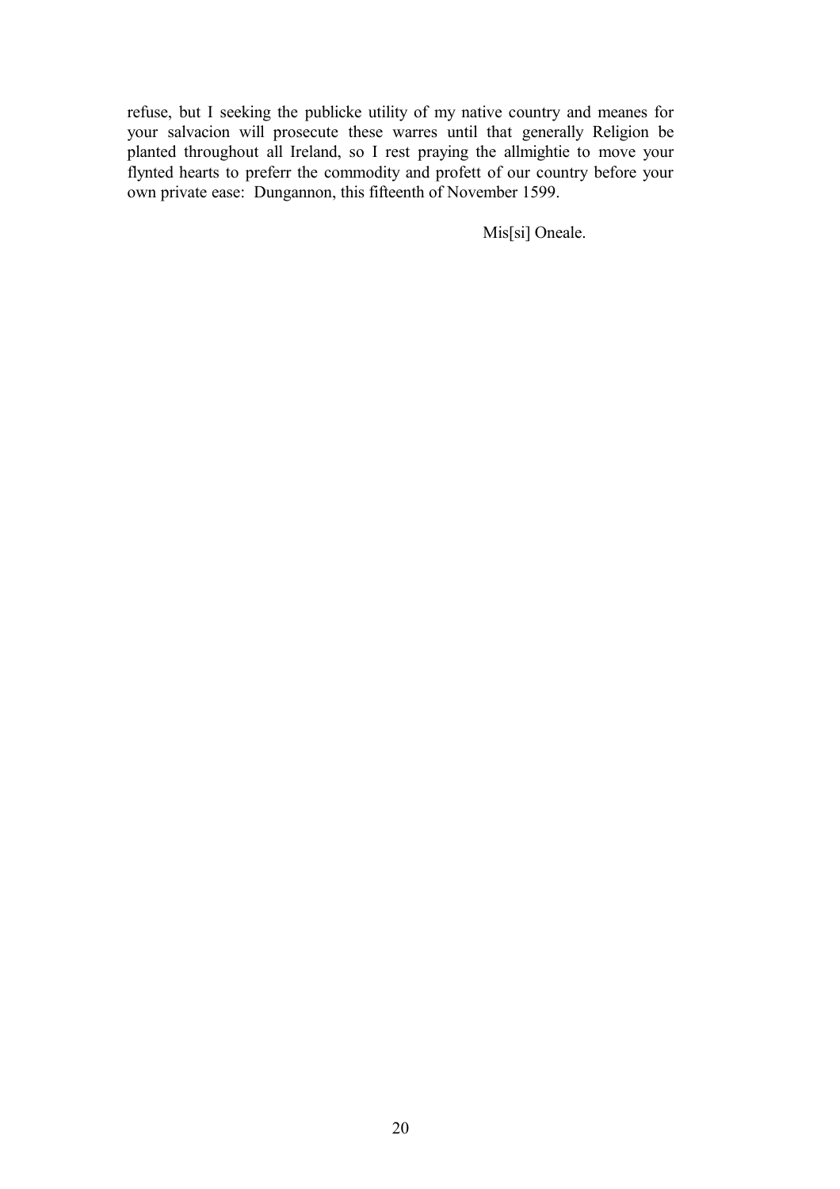refuse, but I seeking the publicke utility of my native country and meanes for your salvacion will prosecute these warres until that generally Religion be planted throughout all Ireland, so I rest praying the allmightie to move your flynted hearts to preferr the commodity and profett of our country before your own private ease: Dungannon, this fifteenth of November 1599.

Mis[si] Oneale.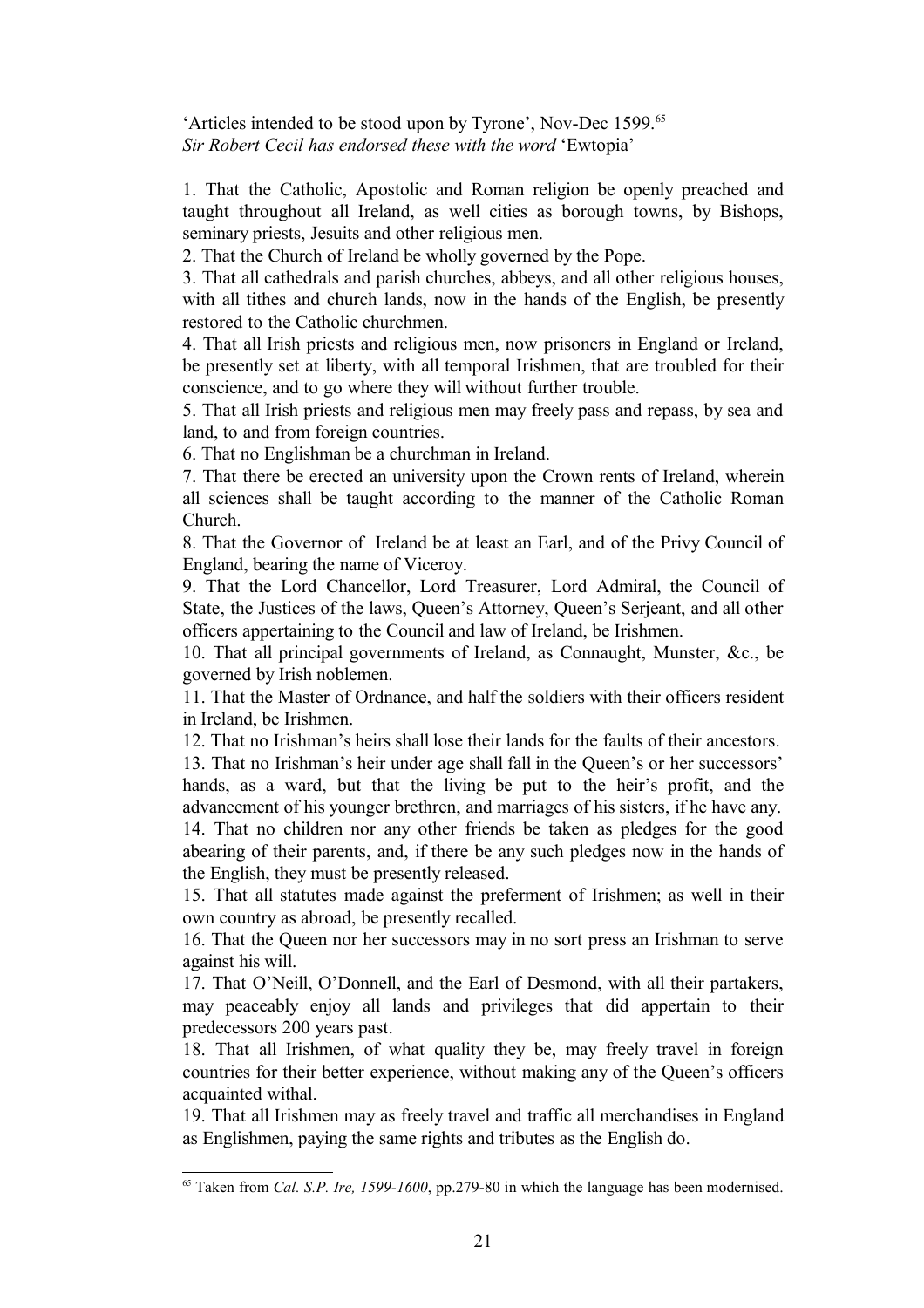'Articles intended to be stood upon by Tyrone', Nov-Dec 1599.[65]
*Sir Robert Cecil has endorsed these with the word* 'Ewtopia'

1. That the Catholic, Apostolic and Roman religion be openly preached and taught throughout all Ireland, as well cities as borough towns, by Bishops, seminary priests, Jesuits and other religious men.
2. That the Church of Ireland be wholly governed by the Pope.
3. That all cathedrals and parish churches, abbeys, and all other religious houses, with all tithes and church lands, now in the hands of the English, be presently restored to the Catholic churchmen.
4. That all Irish priests and religious men, now prisoners in England or Ireland, be presently set at liberty, with all temporal Irishmen, that are troubled for their conscience, and to go where they will without further trouble.
5. That all Irish priests and religious men may freely pass and repass, by sea and land, to and from foreign countries.
6. That no Englishman be a churchman in Ireland.
7. That there be erected an university upon the Crown rents of Ireland, wherein all sciences shall be taught according to the manner of the Catholic Roman Church.
8. That the Governor of Ireland be at least an Earl, and of the Privy Council of England, bearing the name of Viceroy.
9. That the Lord Chancellor, Lord Treasurer, Lord Admiral, the Council of State, the Justices of the laws, Queen's Attorney, Queen's Serjeant, and all other officers appertaining to the Council and law of Ireland, be Irishmen.
10. That all principal governments of Ireland, as Connaught, Munster, &c., be governed by Irish noblemen.
11. That the Master of Ordnance, and half the soldiers with their officers resident in Ireland, be Irishmen.
12. That no Irishman's heirs shall lose their lands for the faults of their ancestors.
13. That no Irishman's heir under age shall fall in the Queen's or her successors' hands, as a ward, but that the living be put to the heir's profit, and the advancement of his younger brethren, and marriages of his sisters, if he have any.
14. That no children nor any other friends be taken as pledges for the good abearing of their parents, and, if there be any such pledges now in the hands of the English, they must be presently released.
15. That all statutes made against the preferment of Irishmen; as well in their own country as abroad, be presently recalled.
16. That the Queen nor her successors may in no sort press an Irishman to serve against his will.
17. That O'Neill, O'Donnell, and the Earl of Desmond, with all their partakers, may peaceably enjoy all lands and privileges that did appertain to their predecessors 200 years past.
18. That all Irishmen, of what quality they be, may freely travel in foreign countries for their better experience, without making any of the Queen's officers acquainted withal.
19. That all Irishmen may as freely travel and traffic all merchandises in England as Englishmen, paying the same rights and tributes as the English do.

---

[65] Taken from *Cal. S.P. Ire, 1599-1600*, pp.279-80 in which the language has been modernised.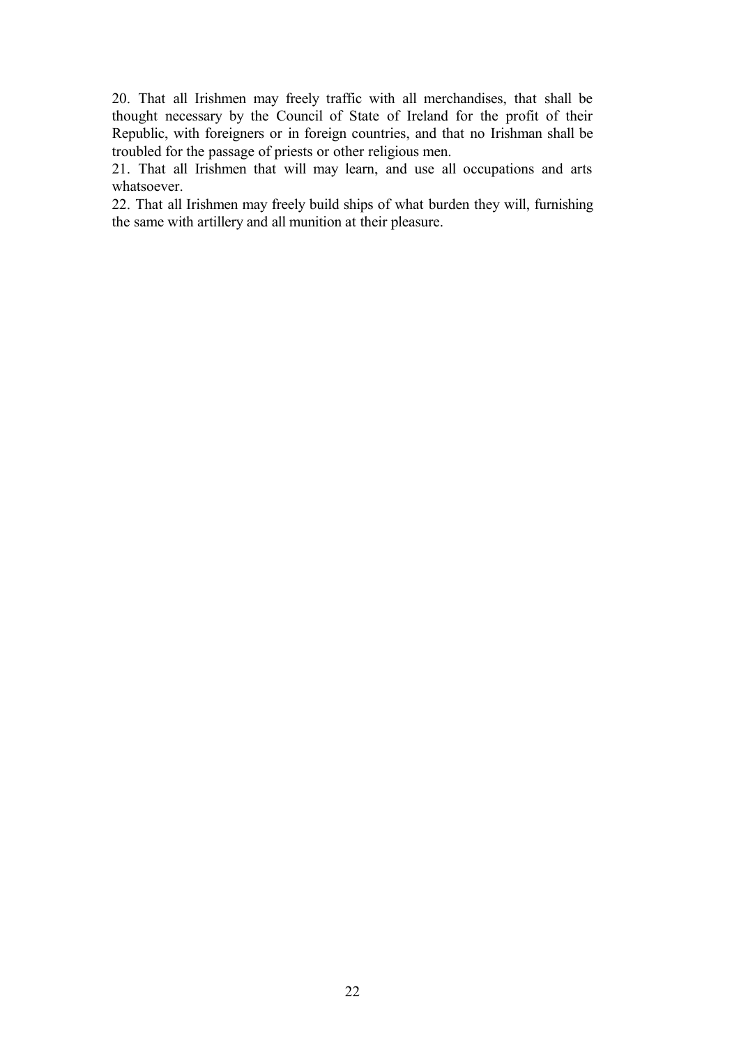20. That all Irishmen may freely traffic with all merchandises, that shall be thought necessary by the Council of State of Ireland for the profit of their Republic, with foreigners or in foreign countries, and that no Irishman shall be troubled for the passage of priests or other religious men.

21. That all Irishmen that will may learn, and use all occupations and arts whatsoever.

22. That all Irishmen may freely build ships of what burden they will, furnishing the same with artillery and all munition at their pleasure.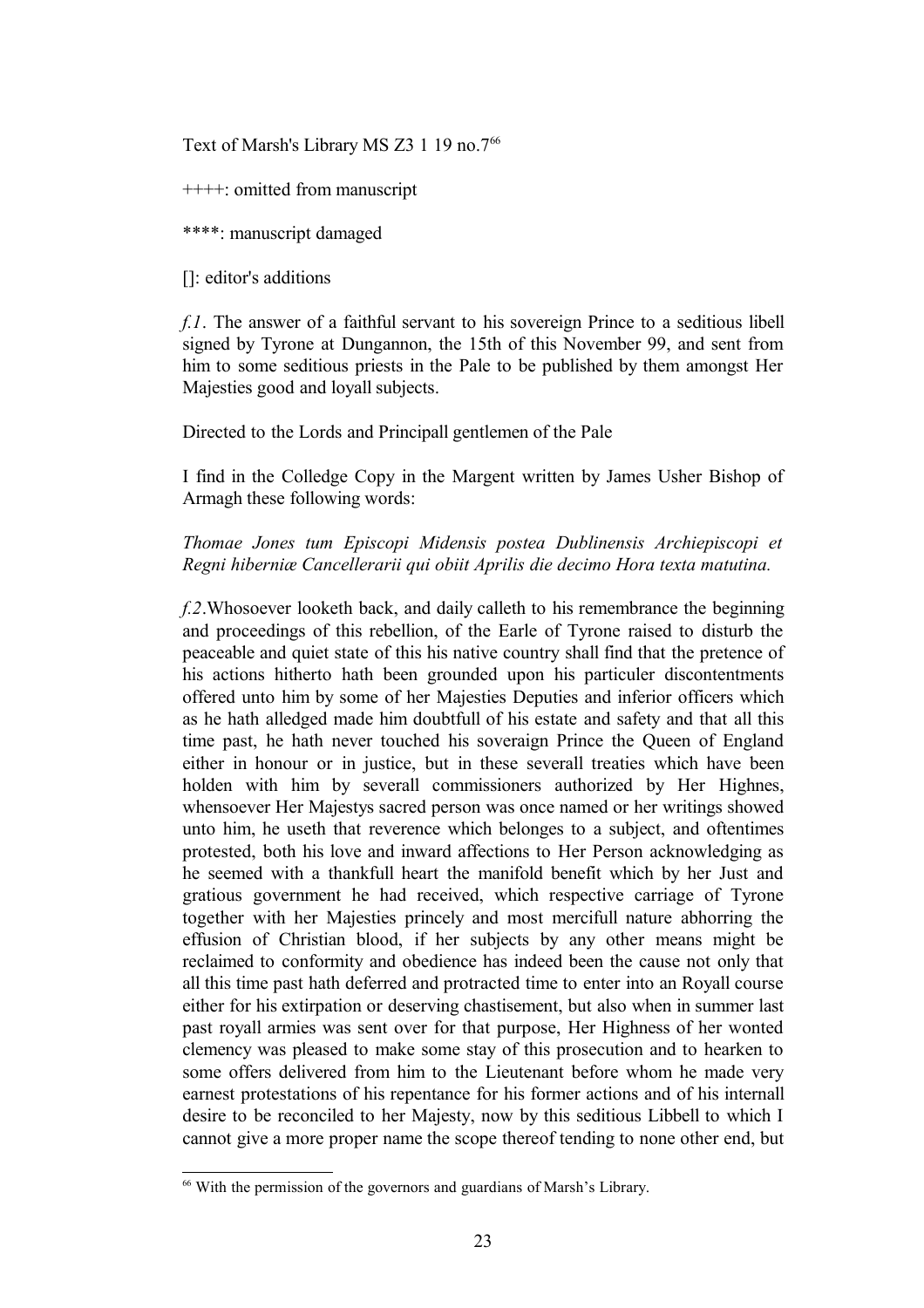Text of Marsh's Library MS Z3 1 19 no.7[66]

++++: omitted from manuscript

****: manuscript damaged

[]: editor's additions

*f.1*. The answer of a faithful servant to his sovereign Prince to a seditious libell signed by Tyrone at Dungannon, the 15th of this November 99, and sent from him to some seditious priests in the Pale to be published by them amongst Her Majesties good and loyall subjects.

Directed to the Lords and Principall gentlemen of the Pale

I find in the Colledge Copy in the Margent written by James Usher Bishop of Armagh these following words:

*Thomae Jones tum Episcopi Midensis postea Dublinensis Archiepiscopi et Regni hiberniæ Cancellerarii qui obiit Aprilis die decimo Hora texta matutina.*

*f.2*.Whosoever looketh back, and daily calleth to his remembrance the beginning and proceedings of this rebellion, of the Earle of Tyrone raised to disturb the peaceable and quiet state of this his native country shall find that the pretence of his actions hitherto hath been grounded upon his particuler discontentments offered unto him by some of her Majesties Deputies and inferior officers which as he hath alledged made him doubtfull of his estate and safety and that all this time past, he hath never touched his soveraign Prince the Queen of England either in honour or in justice, but in these severall treaties which have been holden with him by severall commissioners authorized by Her Highnes, whensoever Her Majestys sacred person was once named or her writings showed unto him, he useth that reverence which belonges to a subject, and oftentimes protested, both his love and inward affections to Her Person acknowledging as he seemed with a thankfull heart the manifold benefit which by her Just and gratious government he had received, which respective carriage of Tyrone together with her Majesties princely and most mercifull nature abhorring the effusion of Christian blood, if her subjects by any other means might be reclaimed to conformity and obedience has indeed been the cause not only that all this time past hath deferred and protracted time to enter into an Royall course either for his extirpation or deserving chastisement, but also when in summer last past royall armies was sent over for that purpose, Her Highness of her wonted clemency was pleased to make some stay of this prosecution and to hearken to some offers delivered from him to the Lieutenant before whom he made very earnest protestations of his repentance for his former actions and of his internall desire to be reconciled to her Majesty, now by this seditious Libbell to which I cannot give a more proper name the scope thereof tending to none other end, but

[66] With the permission of the governors and guardians of Marsh's Library.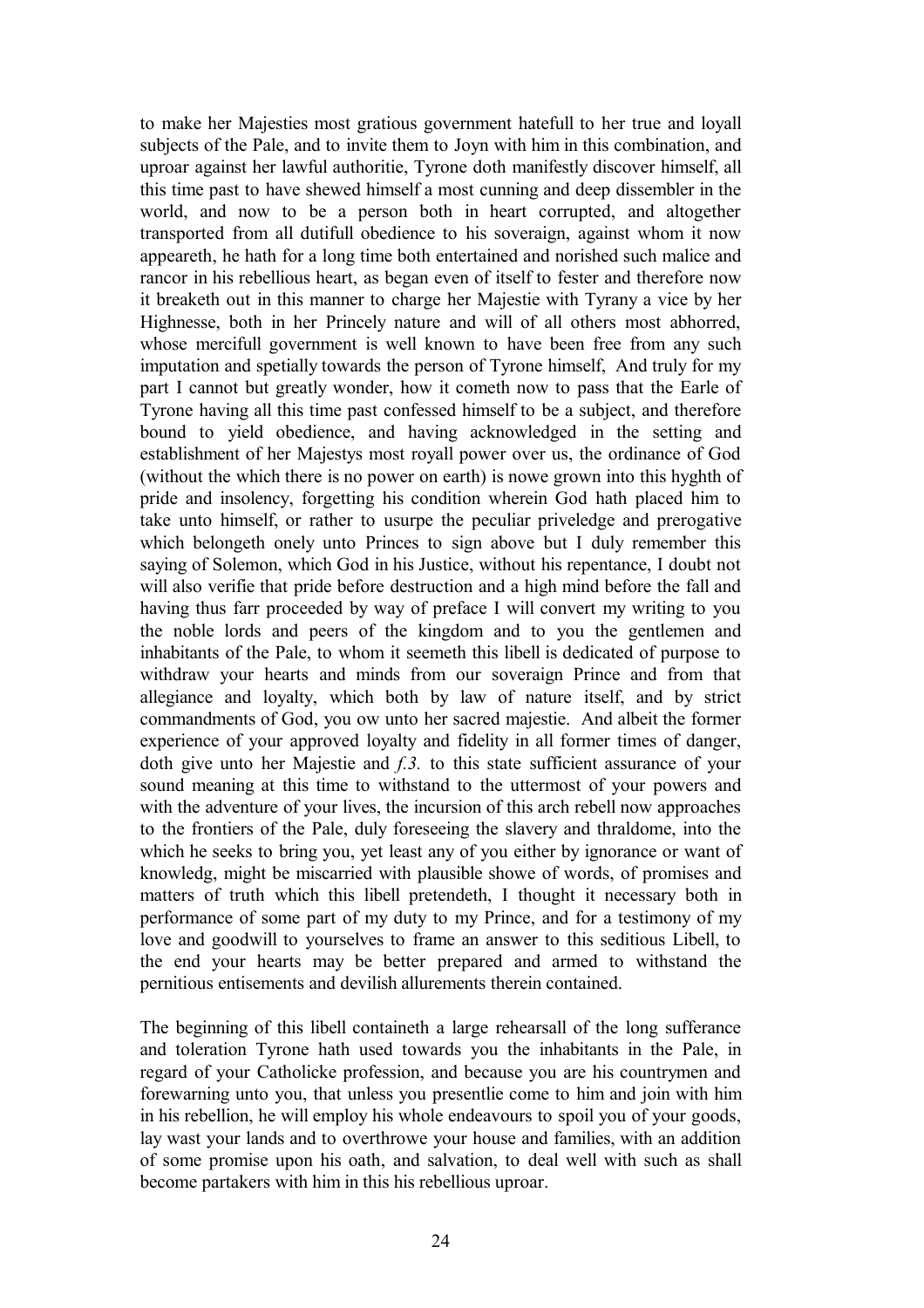to make her Majesties most gratious government hatefull to her true and loyall subjects of the Pale, and to invite them to Joyn with him in this combination, and uproar against her lawful authoritie, Tyrone doth manifestly discover himself, all this time past to have shewed himself a most cunning and deep dissembler in the world, and now to be a person both in heart corrupted, and altogether transported from all dutifull obedience to his soveraign, against whom it now appeareth, he hath for a long time both entertained and norished such malice and rancor in his rebellious heart, as began even of itself to fester and therefore now it breaketh out in this manner to charge her Majestie with Tyrany a vice by her Highnesse, both in her Princely nature and will of all others most abhorred, whose mercifull government is well known to have been free from any such imputation and spetially towards the person of Tyrone himself, And truly for my part I cannot but greatly wonder, how it cometh now to pass that the Earle of Tyrone having all this time past confessed himself to be a subject, and therefore bound to yield obedience, and having acknowledged in the setting and establishment of her Majestys most royall power over us, the ordinance of God (without the which there is no power on earth) is nowe grown into this hyghth of pride and insolency, forgetting his condition wherein God hath placed him to take unto himself, or rather to usurpe the peculiar priveledge and prerogative which belongeth onely unto Princes to sign above but I duly remember this saying of Solemon, which God in his Justice, without his repentance, I doubt not will also verifie that pride before destruction and a high mind before the fall and having thus farr proceeded by way of preface I will convert my writing to you the noble lords and peers of the kingdom and to you the gentlemen and inhabitants of the Pale, to whom it seemeth this libell is dedicated of purpose to withdraw your hearts and minds from our soveraign Prince and from that allegiance and loyalty, which both by law of nature itself, and by strict commandments of God, you ow unto her sacred majestie. And albeit the former experience of your approved loyalty and fidelity in all former times of danger, doth give unto her Majestie and *f.3.* to this state sufficient assurance of your sound meaning at this time to withstand to the uttermost of your powers and with the adventure of your lives, the incursion of this arch rebell now approaches to the frontiers of the Pale, duly foreseeing the slavery and thraldome, into the which he seeks to bring you, yet least any of you either by ignorance or want of knowledg, might be miscarried with plausible showe of words, of promises and matters of truth which this libell pretendeth, I thought it necessary both in performance of some part of my duty to my Prince, and for a testimony of my love and goodwill to yourselves to frame an answer to this seditious Libell, to the end your hearts may be better prepared and armed to withstand the pernitious entisements and devilish allurements therein contained.

The beginning of this libell containeth a large rehearsall of the long sufferance and toleration Tyrone hath used towards you the inhabitants in the Pale, in regard of your Catholicke profession, and because you are his countrymen and forewarning unto you, that unless you presentlie come to him and join with him in his rebellion, he will employ his whole endeavours to spoil you of your goods, lay wast your lands and to overthrowe your house and families, with an addition of some promise upon his oath, and salvation, to deal well with such as shall become partakers with him in this his rebellious uproar.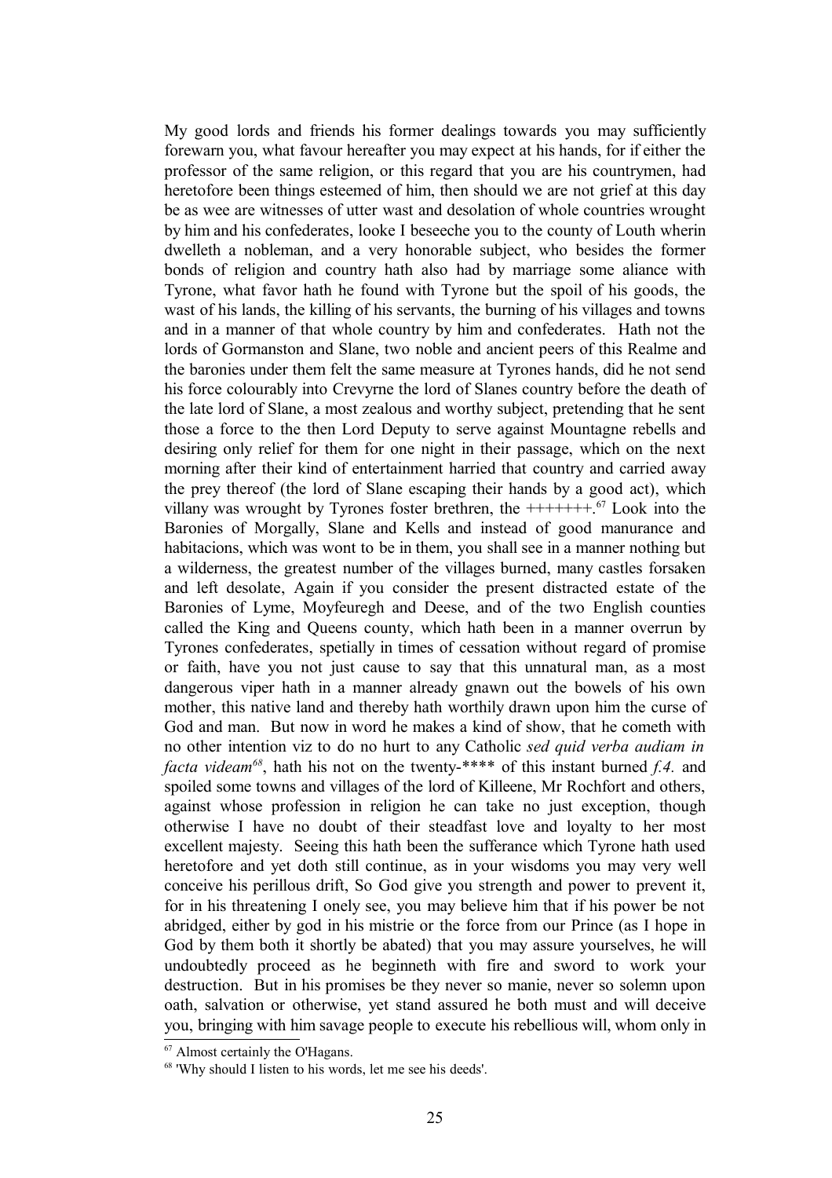My good lords and friends his former dealings towards you may sufficiently forewarn you, what favour hereafter you may expect at his hands, for if either the professor of the same religion, or this regard that you are his countrymen, had heretofore been things esteemed of him, then should we are not grief at this day be as wee are witnesses of utter wast and desolation of whole countries wrought by him and his confederates, looke I beseeche you to the county of Louth wherin dwelleth a nobleman, and a very honorable subject, who besides the former bonds of religion and country hath also had by marriage some aliance with Tyrone, what favor hath he found with Tyrone but the spoil of his goods, the wast of his lands, the killing of his servants, the burning of his villages and towns and in a manner of that whole country by him and confederates. Hath not the lords of Gormanston and Slane, two noble and ancient peers of this Realme and the baronies under them felt the same measure at Tyrones hands, did he not send his force colourably into Crevyrne the lord of Slanes country before the death of the late lord of Slane, a most zealous and worthy subject, pretending that he sent those a force to the then Lord Deputy to serve against Mountagne rebells and desiring only relief for them for one night in their passage, which on the next morning after their kind of entertainment harried that country and carried away the prey thereof (the lord of Slane escaping their hands by a good act), which villany was wrought by Tyrones foster brethren, the +++++++.[67] Look into the Baronies of Morgally, Slane and Kells and instead of good manurance and habitacions, which was wont to be in them, you shall see in a manner nothing but a wilderness, the greatest number of the villages burned, many castles forsaken and left desolate, Again if you consider the present distracted estate of the Baronies of Lyme, Moyfeuregh and Deese, and of the two English counties called the King and Queens county, which hath been in a manner overrun by Tyrones confederates, spetially in times of cessation without regard of promise or faith, have you not just cause to say that this unnatural man, as a most dangerous viper hath in a manner already gnawn out the bowels of his own mother, this native land and thereby hath worthily drawn upon him the curse of God and man. But now in word he makes a kind of show, that he cometh with no other intention viz to do no hurt to any Catholic *sed quid verba audiam in facta videam*[68], hath his not on the twenty-**** of this instant burned *f.4.* and spoiled some towns and villages of the lord of Killeene, Mr Rochfort and others, against whose profession in religion he can take no just exception, though otherwise I have no doubt of their steadfast love and loyalty to her most excellent majesty. Seeing this hath been the sufferance which Tyrone hath used heretofore and yet doth still continue, as in your wisdoms you may very well conceive his perillous drift, So God give you strength and power to prevent it, for in his threatening I onely see, you may believe him that if his power be not abridged, either by god in his mistrie or the force from our Prince (as I hope in God by them both it shortly be abated) that you may assure yourselves, he will undoubtedly proceed as he beginneth with fire and sword to work your destruction. But in his promises be they never so manie, never so solemn upon oath, salvation or otherwise, yet stand assured he both must and will deceive you, bringing with him savage people to execute his rebellious will, whom only in

[67] Almost certainly the O'Hagans.

[68] 'Why should I listen to his words, let me see his deeds'.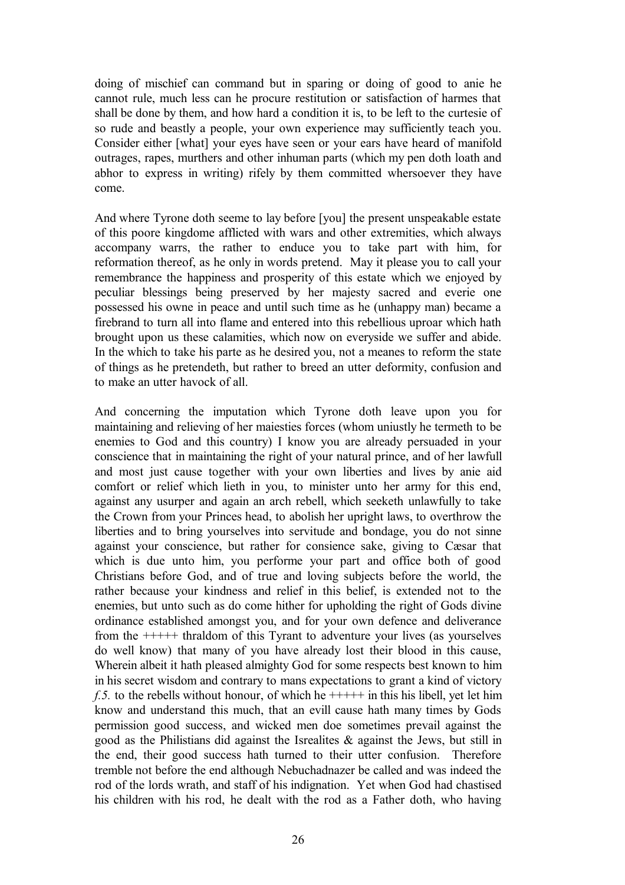doing of mischief can command but in sparing or doing of good to anie he cannot rule, much less can he procure restitution or satisfaction of harmes that shall be done by them, and how hard a condition it is, to be left to the curtesie of so rude and beastly a people, your own experience may sufficiently teach you. Consider either [what] your eyes have seen or your ears have heard of manifold outrages, rapes, murthers and other inhuman parts (which my pen doth loath and abhor to express in writing) rifely by them committed whersoever they have come.

And where Tyrone doth seeme to lay before [you] the present unspeakable estate of this poore kingdome afflicted with wars and other extremities, which always accompany warrs, the rather to enduce you to take part with him, for reformation thereof, as he only in words pretend. May it please you to call your remembrance the happiness and prosperity of this estate which we enjoyed by peculiar blessings being preserved by her majesty sacred and everie one possessed his owne in peace and until such time as he (unhappy man) became a firebrand to turn all into flame and entered into this rebellious uproar which hath brought upon us these calamities, which now on everyside we suffer and abide. In the which to take his parte as he desired you, not a meanes to reform the state of things as he pretendeth, but rather to breed an utter deformity, confusion and to make an utter havock of all.

And concerning the imputation which Tyrone doth leave upon you for maintaining and relieving of her maiesties forces (whom uniustly he termeth to be enemies to God and this country) I know you are already persuaded in your conscience that in maintaining the right of your natural prince, and of her lawfull and most just cause together with your own liberties and lives by anie aid comfort or relief which lieth in you, to minister unto her army for this end, against any usurper and again an arch rebell, which seeketh unlawfully to take the Crown from your Princes head, to abolish her upright laws, to overthrow the liberties and to bring yourselves into servitude and bondage, you do not sinne against your conscience, but rather for consience sake, giving to Cæsar that which is due unto him, you performe your part and office both of good Christians before God, and of true and loving subjects before the world, the rather because your kindness and relief in this belief, is extended not to the enemies, but unto such as do come hither for upholding the right of Gods divine ordinance established amongst you, and for your own defence and deliverance from the +++++ thraldom of this Tyrant to adventure your lives (as yourselves do well know) that many of you have already lost their blood in this cause, Wherein albeit it hath pleased almighty God for some respects best known to him in his secret wisdom and contrary to mans expectations to grant a kind of victory *f.5.* to the rebells without honour, of which he +++++ in this his libell, yet let him know and understand this much, that an evill cause hath many times by Gods permission good success, and wicked men doe sometimes prevail against the good as the Philistians did against the Isrealites & against the Jews, but still in the end, their good success hath turned to their utter confusion. Therefore tremble not before the end although Nebuchadnazer be called and was indeed the rod of the lords wrath, and staff of his indignation. Yet when God had chastised his children with his rod, he dealt with the rod as a Father doth, who having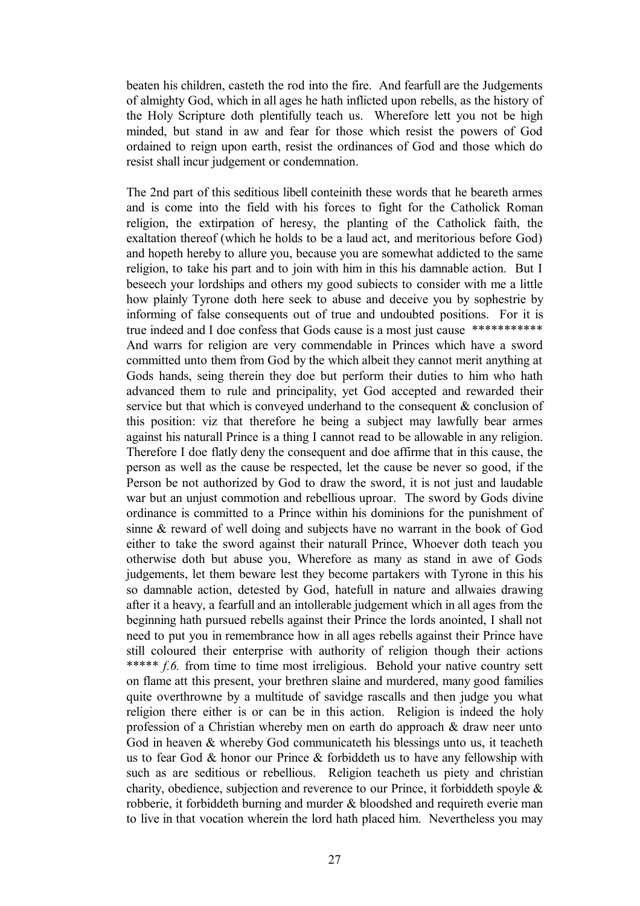beaten his children, casteth the rod into the fire. And fearfull are the Judgements of almighty God, which in all ages he hath inflicted upon rebells, as the history of the Holy Scripture doth plentifully teach us. Wherefore lett you not be high minded, but stand in aw and fear for those which resist the powers of God ordained to reign upon earth, resist the ordinances of God and those which do resist shall incur judgement or condemnation.

The 2nd part of this seditious libell conteinith these words that he beareth armes and is come into the field with his forces to fight for the Catholick Roman religion, the extirpation of heresy, the planting of the Catholick faith, the exaltation thereof (which he holds to be a laud act, and meritorious before God) and hopeth hereby to allure you, because you are somewhat addicted to the same religion, to take his part and to join with him in this his damnable action. But I beseech your lordships and others my good subiects to consider with me a little how plainly Tyrone doth here seek to abuse and deceive you by sophestrie by informing of false consequents out of true and undoubted positions. For it is true indeed and I doe confess that Gods cause is a most just cause *********** And warrs for religion are very commendable in Princes which have a sword committed unto them from God by the which albeit they cannot merit anything at Gods hands, seing therein they doe but perform their duties to him who hath advanced them to rule and principality, yet God accepted and rewarded their service but that which is conveyed underhand to the consequent & conclusion of this position: viz that therefore he being a subject may lawfully bear armes against his naturall Prince is a thing I cannot read to be allowable in any religion. Therefore I doe flatly deny the consequent and doe affirme that in this cause, the person as well as the cause be respected, let the cause be never so good, if the Person be not authorized by God to draw the sword, it is not just and laudable war but an unjust commotion and rebellious uproar. The sword by Gods divine ordinance is committed to a Prince within his dominions for the punishment of sinne & reward of well doing and subjects have no warrant in the book of God either to take the sword against their naturall Prince, Whoever doth teach you otherwise doth but abuse you, Wherefore as many as stand in awe of Gods judgements, let them beware lest they become partakers with Tyrone in this his so damnable action, detested by God, hatefull in nature and allwaies drawing after it a heavy, a fearfull and an intollerable judgement which in all ages from the beginning hath pursued rebells against their Prince the lords anointed, I shall not need to put you in remembrance how in all ages rebells against their Prince have still coloured their enterprise with authority of religion though their actions ***** *f.6.* from time to time most irreligious. Behold your native country sett on flame att this present, your brethren slaine and murdered, many good families quite overthrowne by a multitude of savidge rascalls and then judge you what religion there either is or can be in this action. Religion is indeed the holy profession of a Christian whereby men on earth do approach & draw neer unto God in heaven & whereby God communicateth his blessings unto us, it teacheth us to fear God & honor our Prince & forbiddeth us to have any fellowship with such as are seditious or rebellious. Religion teacheth us piety and christian charity, obedience, subjection and reverence to our Prince, it forbiddeth spoyle & robberie, it forbiddeth burning and murder & bloodshed and requireth everie man to live in that vocation wherein the lord hath placed him. Nevertheless you may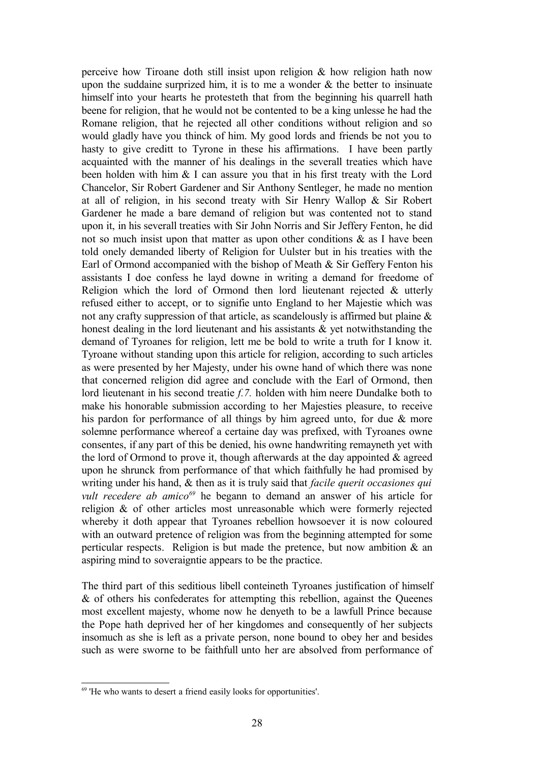perceive how Tiroane doth still insist upon religion & how religion hath now upon the suddaine surprized him, it is to me a wonder & the better to insinuate himself into your hearts he protesteth that from the beginning his quarrell hath beene for religion, that he would not be contented to be a king unlesse he had the Romane religion, that he rejected all other conditions without religion and so would gladly have you thinck of him. My good lords and friends be not you to hasty to give creditt to Tyrone in these his affirmations. I have been partly acquainted with the manner of his dealings in the severall treaties which have been holden with him & I can assure you that in his first treaty with the Lord Chancelor, Sir Robert Gardener and Sir Anthony Sentleger, he made no mention at all of religion, in his second treaty with Sir Henry Wallop & Sir Robert Gardener he made a bare demand of religion but was contented not to stand upon it, in his severall treaties with Sir John Norris and Sir Jeffery Fenton, he did not so much insist upon that matter as upon other conditions & as I have been told onely demanded liberty of Religion for Uulster but in his treaties with the Earl of Ormond accompanied with the bishop of Meath & Sir Geffery Fenton his assistants I doe confess he layd downe in writing a demand for freedome of Religion which the lord of Ormond then lord lieutenant rejected & utterly refused either to accept, or to signifie unto England to her Majestie which was not any crafty suppression of that article, as scandelously is affirmed but plaine & honest dealing in the lord lieutenant and his assistants & yet notwithstanding the demand of Tyroanes for religion, lett me be bold to write a truth for I know it. Tyroane without standing upon this article for religion, according to such articles as were presented by her Majesty, under his owne hand of which there was none that concerned religion did agree and conclude with the Earl of Ormond, then lord lieutenant in his second treatie *f.7.* holden with him neere Dundalke both to make his honorable submission according to her Majesties pleasure, to receive his pardon for performance of all things by him agreed unto, for due & more solemne performance whereof a certaine day was prefixed, with Tyroanes owne consentes, if any part of this be denied, his owne handwriting remayneth yet with the lord of Ormond to prove it, though afterwards at the day appointed & agreed upon he shrunck from performance of that which faithfully he had promised by writing under his hand, & then as it is truly said that *facile querit occasiones qui vult recedere ab amico*[69] he begann to demand an answer of his article for religion & of other articles most unreasonable which were formerly rejected whereby it doth appear that Tyroanes rebellion howsoever it is now coloured with an outward pretence of religion was from the beginning attempted for some perticular respects. Religion is but made the pretence, but now ambition & an aspiring mind to soveraigntie appears to be the practice.

The third part of this seditious libell conteineth Tyroanes justification of himself & of others his confederates for attempting this rebellion, against the Queenes most excellent majesty, whome now he denyeth to be a lawfull Prince because the Pope hath deprived her of her kingdomes and consequently of her subjects insomuch as she is left as a private person, none bound to obey her and besides such as were sworne to be faithfull unto her are absolved from performance of

---

[69] 'He who wants to desert a friend easily looks for opportunities'.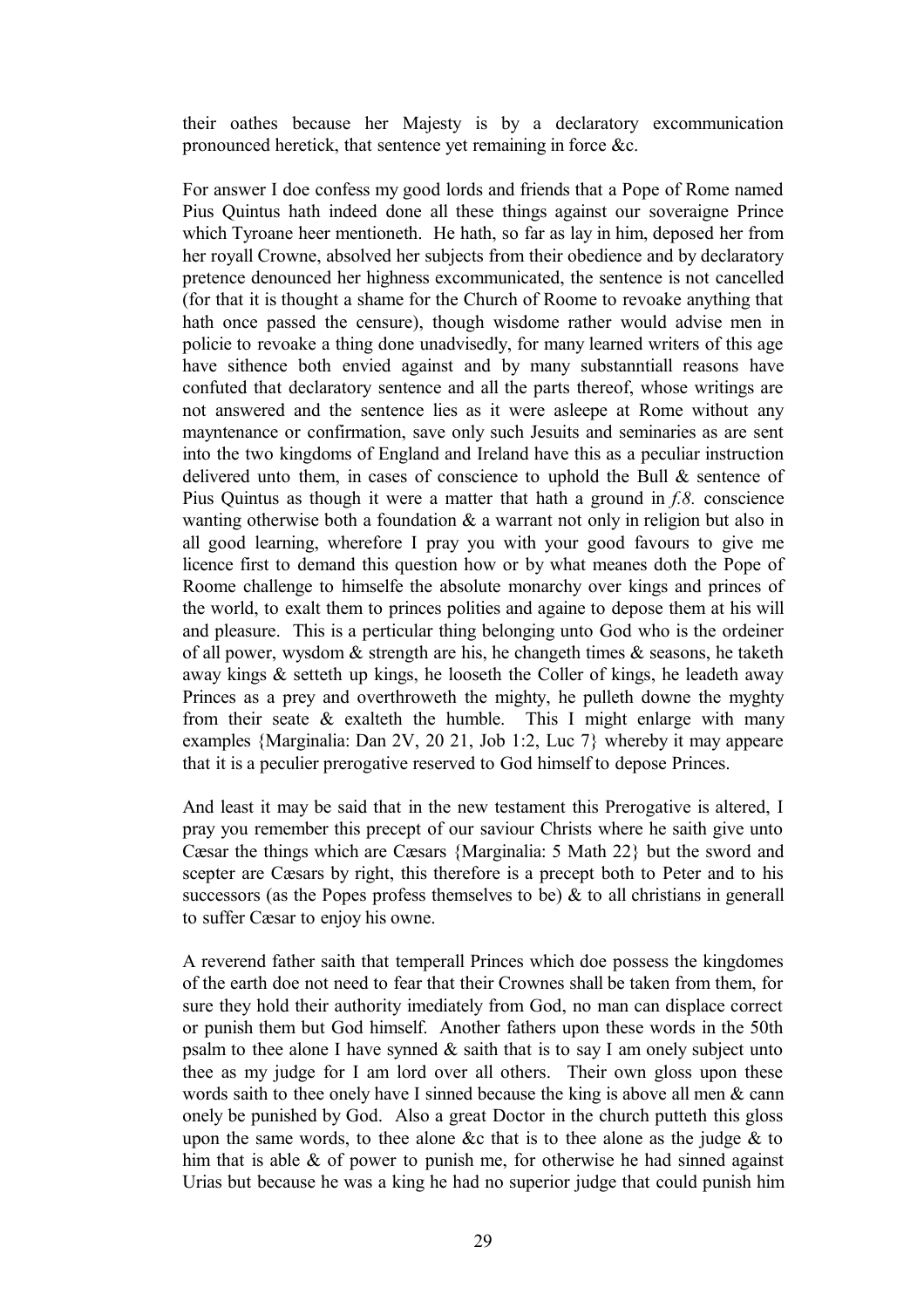their oathes because her Majesty is by a declaratory excommunication pronounced heretick, that sentence yet remaining in force &c.

For answer I doe confess my good lords and friends that a Pope of Rome named Pius Quintus hath indeed done all these things against our soveraigne Prince which Tyroane heer mentioneth. He hath, so far as lay in him, deposed her from her royall Crowne, absolved her subjects from their obedience and by declaratory pretence denounced her highness excommunicated, the sentence is not cancelled (for that it is thought a shame for the Church of Roome to revoake anything that hath once passed the censure), though wisdome rather would advise men in policie to revoake a thing done unadvisedly, for many learned writers of this age have sithence both envied against and by many substanntiall reasons have confuted that declaratory sentence and all the parts thereof, whose writings are not answered and the sentence lies as it were asleepe at Rome without any mayntenance or confirmation, save only such Jesuits and seminaries as are sent into the two kingdoms of England and Ireland have this as a peculiar instruction delivered unto them, in cases of conscience to uphold the Bull & sentence of Pius Quintus as though it were a matter that hath a ground in *f.8.* conscience wanting otherwise both a foundation & a warrant not only in religion but also in all good learning, wherefore I pray you with your good favours to give me licence first to demand this question how or by what meanes doth the Pope of Roome challenge to himselfe the absolute monarchy over kings and princes of the world, to exalt them to princes polities and againe to depose them at his will and pleasure. This is a perticular thing belonging unto God who is the ordeiner of all power, wysdom & strength are his, he changeth times & seasons, he taketh away kings & setteth up kings, he looseth the Coller of kings, he leadeth away Princes as a prey and overthroweth the mighty, he pulleth downe the myghty from their seate & exalteth the humble. This I might enlarge with many examples {Marginalia: Dan 2V, 20 21, Job 1:2, Luc 7} whereby it may appeare that it is a peculier prerogative reserved to God himself to depose Princes.

And least it may be said that in the new testament this Prerogative is altered, I pray you remember this precept of our saviour Christs where he saith give unto Cæsar the things which are Cæsars {Marginalia: 5 Math 22} but the sword and scepter are Cæsars by right, this therefore is a precept both to Peter and to his successors (as the Popes profess themselves to be) & to all christians in generall to suffer Cæsar to enjoy his owne.

A reverend father saith that temperall Princes which doe possess the kingdomes of the earth doe not need to fear that their Crownes shall be taken from them, for sure they hold their authority imediately from God, no man can displace correct or punish them but God himself. Another fathers upon these words in the 50th psalm to thee alone I have synned & saith that is to say I am onely subject unto thee as my judge for I am lord over all others. Their own gloss upon these words saith to thee onely have I sinned because the king is above all men & cann onely be punished by God. Also a great Doctor in the church putteth this gloss upon the same words, to thee alone &c that is to thee alone as the judge & to him that is able & of power to punish me, for otherwise he had sinned against Urias but because he was a king he had no superior judge that could punish him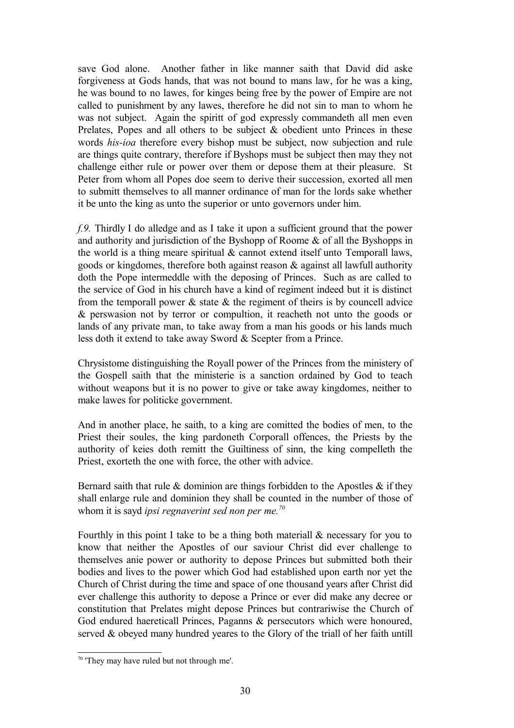save God alone. Another father in like manner saith that David did aske forgiveness at Gods hands, that was not bound to mans law, for he was a king, he was bound to no lawes, for kinges being free by the power of Empire are not called to punishment by any lawes, therefore he did not sin to man to whom he was not subject. Again the spiritt of god expressly commandeth all men even Prelates, Popes and all others to be subject & obedient unto Princes in these words *his-ioa* therefore every bishop must be subject, now subjection and rule are things quite contrary, therefore if Byshops must be subject then may they not challenge either rule or power over them or depose them at their pleasure. St Peter from whom all Popes doe seem to derive their succession, exorted all men to submitt themselves to all manner ordinance of man for the lords sake whether it be unto the king as unto the superior or unto governors under him.

*f.9.* Thirdly I do alledge and as I take it upon a sufficient ground that the power and authority and jurisdiction of the Byshopp of Roome & of all the Byshopps in the world is a thing meare spiritual & cannot extend itself unto Temporall laws, goods or kingdomes, therefore both against reason & against all lawfull authority doth the Pope intermeddle with the deposing of Princes. Such as are called to the service of God in his church have a kind of regiment indeed but it is distinct from the temporall power & state & the regiment of theirs is by councell advice & perswasion not by terror or compultion, it reacheth not unto the goods or lands of any private man, to take away from a man his goods or his lands much less doth it extend to take away Sword & Scepter from a Prince.

Chrysistome distinguishing the Royall power of the Princes from the ministery of the Gospell saith that the ministerie is a sanction ordained by God to teach without weapons but it is no power to give or take away kingdomes, neither to make lawes for politicke government.

And in another place, he saith, to a king are comitted the bodies of men, to the Priest their soules, the king pardoneth Corporall offences, the Priests by the authority of keies doth remitt the Guiltiness of sinn, the king compelleth the Priest, exorteth the one with force, the other with advice.

Bernard saith that rule & dominion are things forbidden to the Apostles & if they shall enlarge rule and dominion they shall be counted in the number of those of whom it is sayd *ipsi regnaverint sed non per me.*[70]

Fourthly in this point I take to be a thing both materiall & necessary for you to know that neither the Apostles of our saviour Christ did ever challenge to themselves anie power or authority to depose Princes but submitted both their bodies and lives to the power which God had established upon earth nor yet the Church of Christ during the time and space of one thousand years after Christ did ever challenge this authority to depose a Prince or ever did make any decree or constitution that Prelates might depose Princes but contrariwise the Church of God endured haereticall Princes, Paganns & persecutors which were honoured, served & obeyed many hundred yeares to the Glory of the triall of her faith untill

---

[70] 'They may have ruled but not through me'.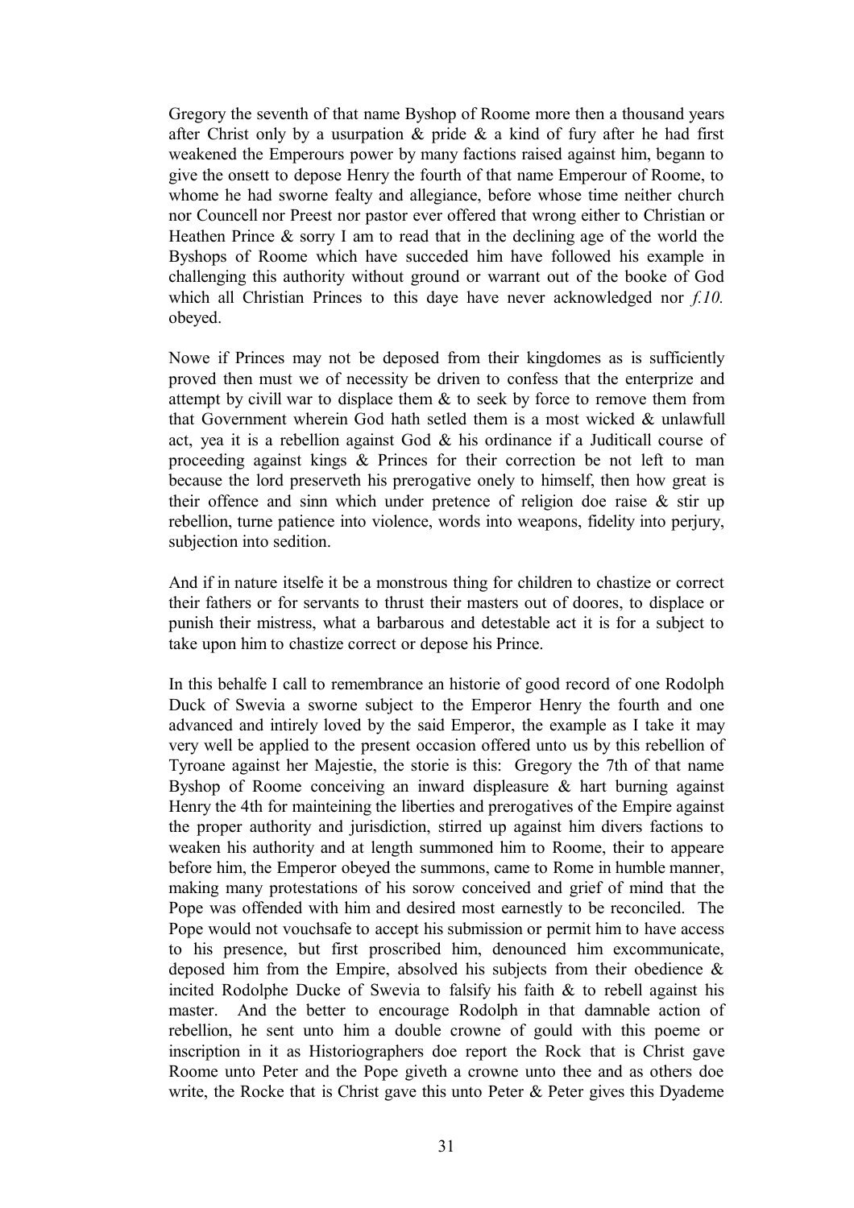Gregory the seventh of that name Byshop of Roome more then a thousand years after Christ only by a usurpation & pride & a kind of fury after he had first weakened the Emperours power by many factions raised against him, begann to give the onsett to depose Henry the fourth of that name Emperour of Roome, to whome he had sworne fealty and allegiance, before whose time neither church nor Councell nor Preest nor pastor ever offered that wrong either to Christian or Heathen Prince & sorry I am to read that in the declining age of the world the Byshops of Roome which have succeded him have followed his example in challenging this authority without ground or warrant out of the booke of God which all Christian Princes to this daye have never acknowledged nor *f.10.* obeyed.

Nowe if Princes may not be deposed from their kingdomes as is sufficiently proved then must we of necessity be driven to confess that the enterprize and attempt by civill war to displace them & to seek by force to remove them from that Government wherein God hath setled them is a most wicked & unlawfull act, yea it is a rebellion against God & his ordinance if a Juditicall course of proceeding against kings & Princes for their correction be not left to man because the lord preserveth his prerogative onely to himself, then how great is their offence and sinn which under pretence of religion doe raise & stir up rebellion, turne patience into violence, words into weapons, fidelity into perjury, subjection into sedition.

And if in nature itselfe it be a monstrous thing for children to chastize or correct their fathers or for servants to thrust their masters out of doores, to displace or punish their mistress, what a barbarous and detestable act it is for a subject to take upon him to chastize correct or depose his Prince.

In this behalfe I call to remembrance an historie of good record of one Rodolph Duck of Swevia a sworne subject to the Emperor Henry the fourth and one advanced and intirely loved by the said Emperor, the example as I take it may very well be applied to the present occasion offered unto us by this rebellion of Tyroane against her Majestie, the storie is this: Gregory the 7th of that name Byshop of Roome conceiving an inward displeasure & hart burning against Henry the 4th for mainteining the liberties and prerogatives of the Empire against the proper authority and jurisdiction, stirred up against him divers factions to weaken his authority and at length summoned him to Roome, their to appeare before him, the Emperor obeyed the summons, came to Rome in humble manner, making many protestations of his sorow conceived and grief of mind that the Pope was offended with him and desired most earnestly to be reconciled. The Pope would not vouchsafe to accept his submission or permit him to have access to his presence, but first proscribed him, denounced him excommunicate, deposed him from the Empire, absolved his subjects from their obedience & incited Rodolphe Ducke of Swevia to falsify his faith & to rebell against his master. And the better to encourage Rodolph in that damnable action of rebellion, he sent unto him a double crowne of gould with this poeme or inscription in it as Historiographers doe report the Rock that is Christ gave Roome unto Peter and the Pope giveth a crowne unto thee and as others doe write, the Rocke that is Christ gave this unto Peter & Peter gives this Dyademe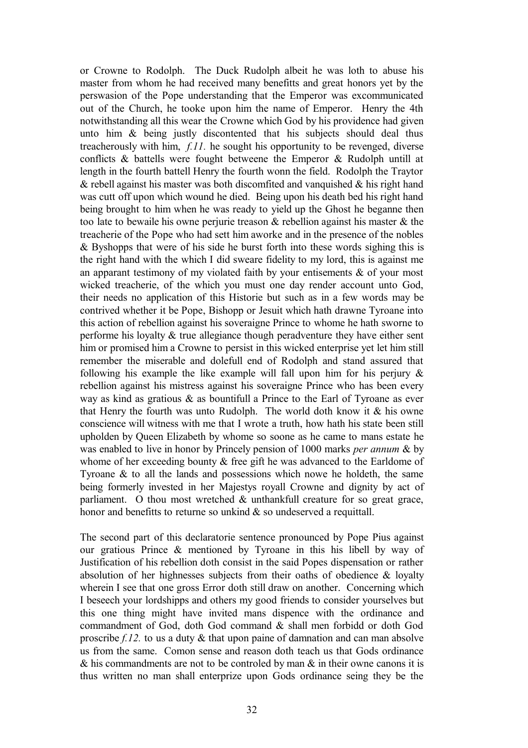or Crowne to Rodolph. The Duck Rudolph albeit he was loth to abuse his master from whom he had received many benefitts and great honors yet by the perswasion of the Pope understanding that the Emperor was excommunicated out of the Church, he tooke upon him the name of Emperor. Henry the 4th notwithstanding all this wear the Crowne which God by his providence had given unto him & being justly discontented that his subjects should deal thus treacherously with him, *f.11.* he sought his opportunity to be revenged, diverse conflicts & battells were fought betweene the Emperor & Rudolph untill at length in the fourth battell Henry the fourth wonn the field. Rodolph the Traytor & rebell against his master was both discomfited and vanquished & his right hand was cutt off upon which wound he died. Being upon his death bed his right hand being brought to him when he was ready to yield up the Ghost he beganne then too late to bewaile his owne perjurie treason & rebellion against his master & the treacherie of the Pope who had sett him aworke and in the presence of the nobles & Byshopps that were of his side he burst forth into these words sighing this is the right hand with the which I did sweare fidelity to my lord, this is against me an apparant testimony of my violated faith by your entisements & of your most wicked treacherie, of the which you must one day render account unto God, their needs no application of this Historie but such as in a few words may be contrived whether it be Pope, Bishopp or Jesuit which hath drawne Tyroane into this action of rebellion against his soveraigne Prince to whome he hath sworne to performe his loyalty & true allegiance though peradventure they have either sent him or promised him a Crowne to persist in this wicked enterprise yet let him still remember the miserable and dolefull end of Rodolph and stand assured that following his example the like example will fall upon him for his perjury & rebellion against his mistress against his soveraigne Prince who has been every way as kind as gratious & as bountifull a Prince to the Earl of Tyroane as ever that Henry the fourth was unto Rudolph. The world doth know it & his owne conscience will witness with me that I wrote a truth, how hath his state been still upholden by Queen Elizabeth by whome so soone as he came to mans estate he was enabled to live in honor by Princely pension of 1000 marks *per annum* & by whome of her exceeding bounty & free gift he was advanced to the Earldome of Tyroane & to all the lands and possessions which nowe he holdeth, the same being formerly invested in her Majestys royall Crowne and dignity by act of parliament. O thou most wretched & unthankfull creature for so great grace, honor and benefitts to returne so unkind & so undeserved a requittall.

The second part of this declaratorie sentence pronounced by Pope Pius against our gratious Prince & mentioned by Tyroane in this his libell by way of Justification of his rebellion doth consist in the said Popes dispensation or rather absolution of her highnesses subjects from their oaths of obedience & loyalty wherein I see that one gross Error doth still draw on another. Concerning which I beseech your lordshipps and others my good friends to consider yourselves but this one thing might have invited mans dispence with the ordinance and commandment of God, doth God command & shall men forbidd or doth God proscribe *f.12.* to us a duty & that upon paine of damnation and can man absolve us from the same. Comon sense and reason doth teach us that Gods ordinance & his commandments are not to be controled by man & in their owne canons it is thus written no man shall enterprize upon Gods ordinance seing they be the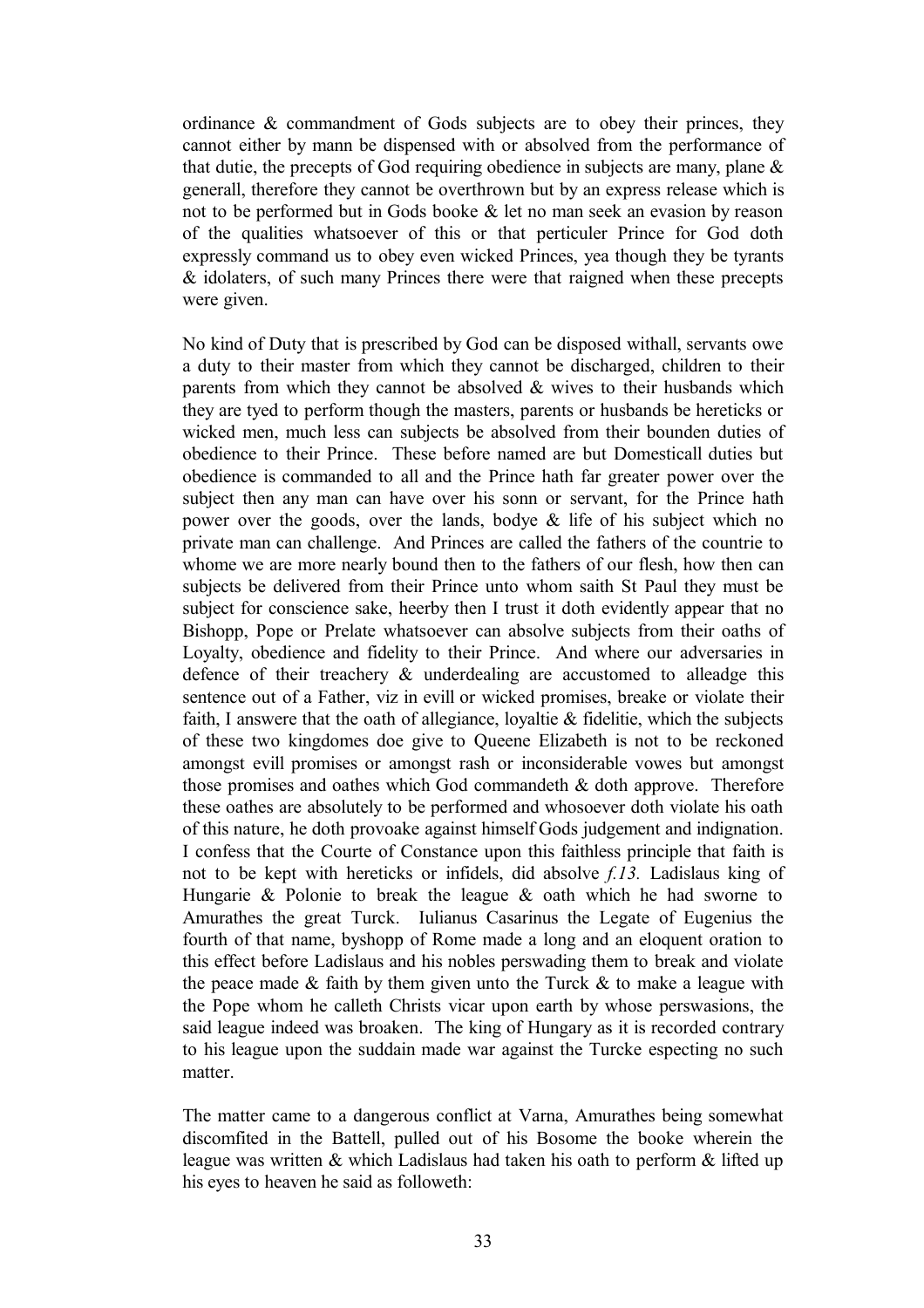ordinance & commandment of Gods subjects are to obey their princes, they cannot either by mann be dispensed with or absolved from the performance of that dutie, the precepts of God requiring obedience in subjects are many, plane & generall, therefore they cannot be overthrown but by an express release which is not to be performed but in Gods booke & let no man seek an evasion by reason of the qualities whatsoever of this or that perticuler Prince for God doth expressly command us to obey even wicked Princes, yea though they be tyrants & idolaters, of such many Princes there were that raigned when these precepts were given.

No kind of Duty that is prescribed by God can be disposed withall, servants owe a duty to their master from which they cannot be discharged, children to their parents from which they cannot be absolved & wives to their husbands which they are tyed to perform though the masters, parents or husbands be hereticks or wicked men, much less can subjects be absolved from their bounden duties of obedience to their Prince. These before named are but Domesticall duties but obedience is commanded to all and the Prince hath far greater power over the subject then any man can have over his sonn or servant, for the Prince hath power over the goods, over the lands, bodye & life of his subject which no private man can challenge. And Princes are called the fathers of the countrie to whome we are more nearly bound then to the fathers of our flesh, how then can subjects be delivered from their Prince unto whom saith St Paul they must be subject for conscience sake, heerby then I trust it doth evidently appear that no Bishopp, Pope or Prelate whatsoever can absolve subjects from their oaths of Loyalty, obedience and fidelity to their Prince. And where our adversaries in defence of their treachery & underdealing are accustomed to alleadge this sentence out of a Father, viz in evill or wicked promises, breake or violate their faith, I answere that the oath of allegiance, loyaltie & fidelitie, which the subjects of these two kingdomes doe give to Queene Elizabeth is not to be reckoned amongst evill promises or amongst rash or inconsiderable vowes but amongst those promises and oathes which God commandeth & doth approve. Therefore these oathes are absolutely to be performed and whosoever doth violate his oath of this nature, he doth provoake against himself Gods judgement and indignation. I confess that the Courte of Constance upon this faithless principle that faith is not to be kept with hereticks or infidels, did absolve *f.13.* Ladislaus king of Hungarie & Polonie to break the league & oath which he had sworne to Amurathes the great Turck. Iulianus Casarinus the Legate of Eugenius the fourth of that name, byshopp of Rome made a long and an eloquent oration to this effect before Ladislaus and his nobles perswading them to break and violate the peace made & faith by them given unto the Turck & to make a league with the Pope whom he calleth Christs vicar upon earth by whose perswasions, the said league indeed was broaken. The king of Hungary as it is recorded contrary to his league upon the suddain made war against the Turcke especting no such matter.

The matter came to a dangerous conflict at Varna, Amurathes being somewhat discomfited in the Battell, pulled out of his Bosome the booke wherein the league was written & which Ladislaus had taken his oath to perform & lifted up his eyes to heaven he said as followeth: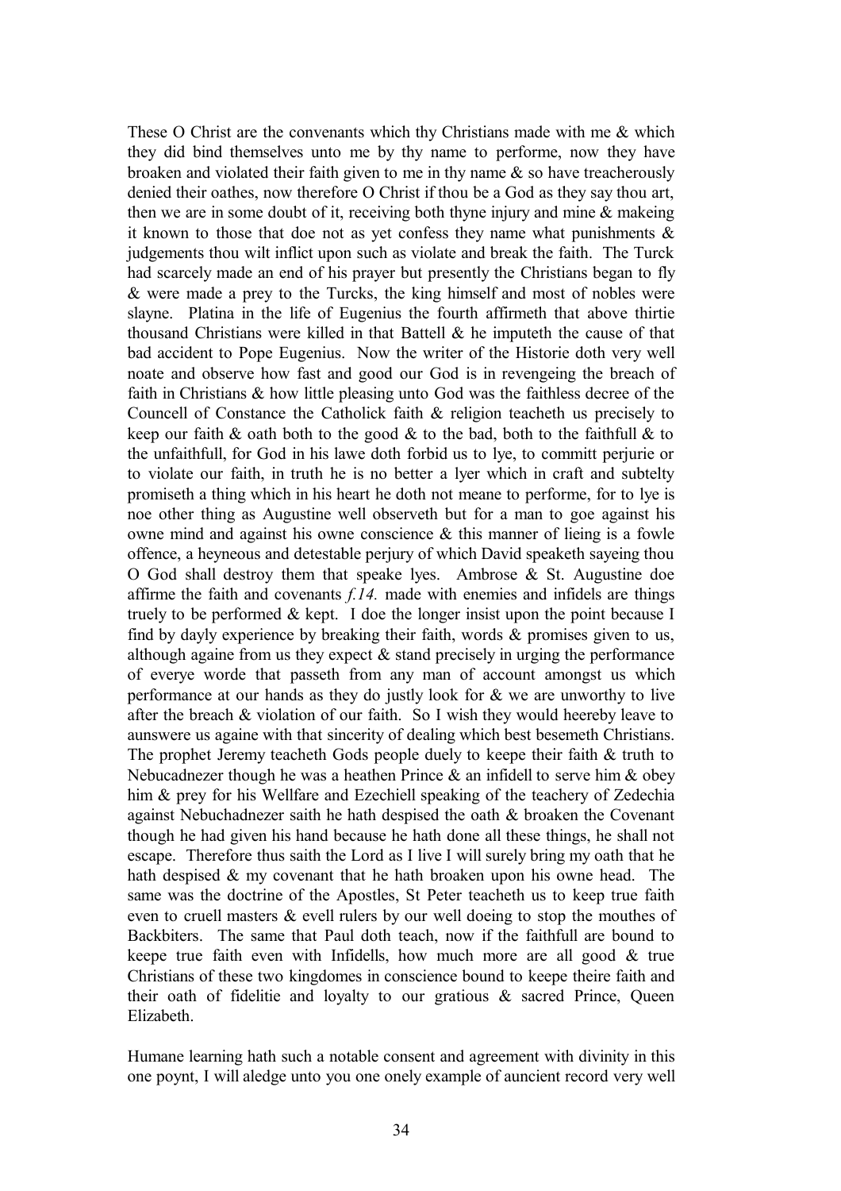These O Christ are the convenants which thy Christians made with me & which they did bind themselves unto me by thy name to performe, now they have broaken and violated their faith given to me in thy name & so have treacherously denied their oathes, now therefore O Christ if thou be a God as they say thou art, then we are in some doubt of it, receiving both thyne injury and mine & makeing it known to those that doe not as yet confess they name what punishments & judgements thou wilt inflict upon such as violate and break the faith. The Turck had scarcely made an end of his prayer but presently the Christians began to fly & were made a prey to the Turcks, the king himself and most of nobles were slayne. Platina in the life of Eugenius the fourth affirmeth that above thirtie thousand Christians were killed in that Battell & he imputeth the cause of that bad accident to Pope Eugenius. Now the writer of the Historie doth very well noate and observe how fast and good our God is in revengeing the breach of faith in Christians & how little pleasing unto God was the faithless decree of the Councell of Constance the Catholick faith & religion teacheth us precisely to keep our faith & oath both to the good & to the bad, both to the faithfull & to the unfaithfull, for God in his lawe doth forbid us to lye, to committ perjurie or to violate our faith, in truth he is no better a lyer which in craft and subtelty promiseth a thing which in his heart he doth not meane to performe, for to lye is noe other thing as Augustine well observeth but for a man to goe against his owne mind and against his owne conscience & this manner of lieing is a fowle offence, a heyneous and detestable perjury of which David speaketh sayeing thou O God shall destroy them that speake lyes. Ambrose & St. Augustine doe affirme the faith and covenants *f.14.* made with enemies and infidels are things truely to be performed & kept. I doe the longer insist upon the point because I find by dayly experience by breaking their faith, words & promises given to us, although againe from us they expect & stand precisely in urging the performance of everye worde that passeth from any man of account amongst us which performance at our hands as they do justly look for & we are unworthy to live after the breach & violation of our faith. So I wish they would heereby leave to aunswere us againe with that sincerity of dealing which best besemeth Christians. The prophet Jeremy teacheth Gods people duely to keepe their faith & truth to Nebucadnezer though he was a heathen Prince & an infidell to serve him & obey him & prey for his Wellfare and Ezechiell speaking of the teachery of Zedechia against Nebuchadnezer saith he hath despised the oath & broaken the Covenant though he had given his hand because he hath done all these things, he shall not escape. Therefore thus saith the Lord as I live I will surely bring my oath that he hath despised & my covenant that he hath broaken upon his owne head. The same was the doctrine of the Apostles, St Peter teacheth us to keep true faith even to cruell masters & evell rulers by our well doeing to stop the mouthes of Backbiters. The same that Paul doth teach, now if the faithfull are bound to keepe true faith even with Infidells, how much more are all good & true Christians of these two kingdomes in conscience bound to keepe theire faith and their oath of fidelitie and loyalty to our gratious & sacred Prince, Queen Elizabeth.

Humane learning hath such a notable consent and agreement with divinity in this one poynt, I will aledge unto you one onely example of auncient record very well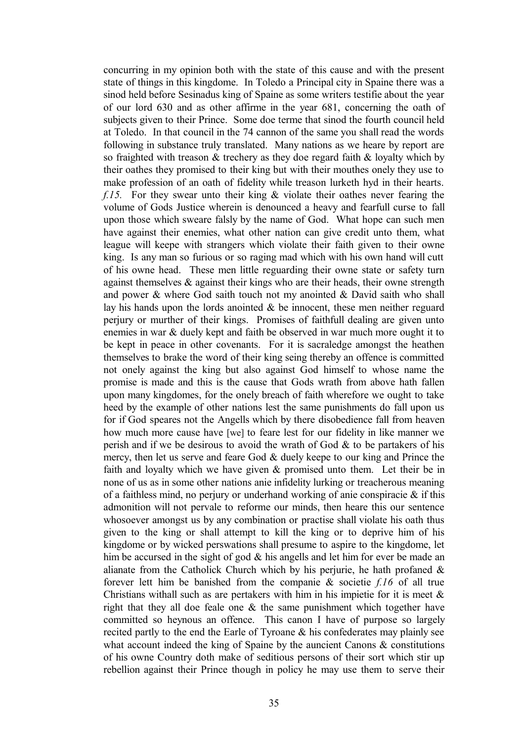concurring in my opinion both with the state of this cause and with the present state of things in this kingdome. In Toledo a Principal city in Spaine there was a sinod held before Sesinadus king of Spaine as some writers testifie about the year of our lord 630 and as other affirme in the year 681, concerning the oath of subjects given to their Prince. Some doe terme that sinod the fourth council held at Toledo. In that council in the 74 cannon of the same you shall read the words following in substance truly translated. Many nations as we heare by report are so fraighted with treason & trechery as they doe regard faith & loyalty which by their oathes they promised to their king but with their mouthes onely they use to make profession of an oath of fidelity while treason lurketh hyd in their hearts. *f.15.* For they swear unto their king & violate their oathes never fearing the volume of Gods Justice wherein is denounced a heavy and fearfull curse to fall upon those which sweare falsly by the name of God. What hope can such men have against their enemies, what other nation can give credit unto them, what league will keepe with strangers which violate their faith given to their owne king. Is any man so furious or so raging mad which with his own hand will cutt of his owne head. These men little reguarding their owne state or safety turn against themselves & against their kings who are their heads, their owne strength and power & where God saith touch not my anointed & David saith who shall lay his hands upon the lords anointed & be innocent, these men neither reguard perjury or murther of their kings. Promises of faithfull dealing are given unto enemies in war & duely kept and faith be observed in war much more ought it to be kept in peace in other covenants. For it is sacraledge amongst the heathen themselves to brake the word of their king seing thereby an offence is committed not onely against the king but also against God himself to whose name the promise is made and this is the cause that Gods wrath from above hath fallen upon many kingdomes, for the onely breach of faith wherefore we ought to take heed by the example of other nations lest the same punishments do fall upon us for if God speares not the Angells which by there disobedience fall from heaven how much more cause have [we] to feare lest for our fidelity in like manner we perish and if we be desirous to avoid the wrath of God & to be partakers of his mercy, then let us serve and feare God & duely keepe to our king and Prince the faith and loyalty which we have given & promised unto them. Let their be in none of us as in some other nations anie infidelity lurking or treacherous meaning of a faithless mind, no perjury or underhand working of anie conspiracie & if this admonition will not pervale to reforme our minds, then heare this our sentence whosoever amongst us by any combination or practise shall violate his oath thus given to the king or shall attempt to kill the king or to deprive him of his kingdome or by wicked perswations shall presume to aspire to the kingdome, let him be accursed in the sight of god & his angells and let him for ever be made an alianate from the Catholick Church which by his perjurie, he hath profaned & forever lett him be banished from the companie & societie *f.16* of all true Christians withall such as are pertakers with him in his impietie for it is meet & right that they all doe feale one & the same punishment which together have committed so heynous an offence. This canon I have of purpose so largely recited partly to the end the Earle of Tyroane & his confederates may plainly see what account indeed the king of Spaine by the auncient Canons & constitutions of his owne Country doth make of seditious persons of their sort which stir up rebellion against their Prince though in policy he may use them to serve their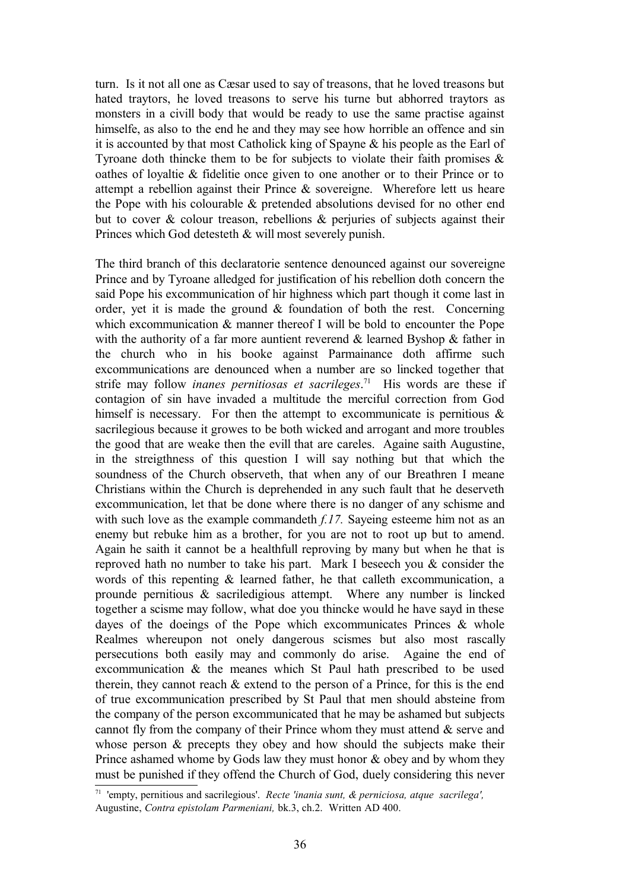turn. Is it not all one as Cæsar used to say of treasons, that he loved treasons but hated traytors, he loved treasons to serve his turne but abhorred traytors as monsters in a civill body that would be ready to use the same practise against himselfe, as also to the end he and they may see how horrible an offence and sin it is accounted by that most Catholick king of Spayne & his people as the Earl of Tyroane doth thincke them to be for subjects to violate their faith promises & oathes of loyaltie & fidelitie once given to one another or to their Prince or to attempt a rebellion against their Prince & sovereigne. Wherefore lett us heare the Pope with his colourable & pretended absolutions devised for no other end but to cover & colour treason, rebellions & perjuries of subjects against their Princes which God detesteth & will most severely punish.

The third branch of this declaratorie sentence denounced against our sovereigne Prince and by Tyroane alledged for justification of his rebellion doth concern the said Pope his excommunication of hir highness which part though it come last in order, yet it is made the ground & foundation of both the rest. Concerning which excommunication & manner thereof I will be bold to encounter the Pope with the authority of a far more auntient reverend & learned Byshop & father in the church who in his booke against Parmainance doth affirme such excommunications are denounced when a number are so lincked together that strife may follow *inanes pernitiosas et sacrileges*.[71] His words are these if contagion of sin have invaded a multitude the merciful correction from God himself is necessary. For then the attempt to excommunicate is pernitious & sacrilegious because it growes to be both wicked and arrogant and more troubles the good that are weake then the evill that are careles. Againe saith Augustine, in the streigthness of this question I will say nothing but that which the soundness of the Church observeth, that when any of our Breathren I meane Christians within the Church is deprehended in any such fault that he deserveth excommunication, let that be done where there is no danger of any schisme and with such love as the example commandeth *f.17.* Sayeing esteeme him not as an enemy but rebuke him as a brother, for you are not to root up but to amend. Again he saith it cannot be a healthfull reproving by many but when he that is reproved hath no number to take his part. Mark I beseech you & consider the words of this repenting & learned father, he that calleth excommunication, a prounde pernitious & sacriledigious attempt. Where any number is lincked together a scisme may follow, what doe you thincke would he have sayd in these dayes of the doeings of the Pope which excommunicates Princes & whole Realmes whereupon not onely dangerous scismes but also most rascally persecutions both easily may and commonly do arise. Againe the end of excommunication & the meanes which St Paul hath prescribed to be used therein, they cannot reach & extend to the person of a Prince, for this is the end of true excommunication prescribed by St Paul that men should absteine from the company of the person excommunicated that he may be ashamed but subjects cannot fly from the company of their Prince whom they must attend & serve and whose person & precepts they obey and how should the subjects make their Prince ashamed whome by Gods law they must honor & obey and by whom they must be punished if they offend the Church of God, duely considering this never

---

[71] 'empty, pernitious and sacrilegious'. *Recte 'inania sunt, & perniciosa, atque sacrilega',* Augustine, *Contra epistolam Parmeniani,* bk.3, ch.2. Written AD 400.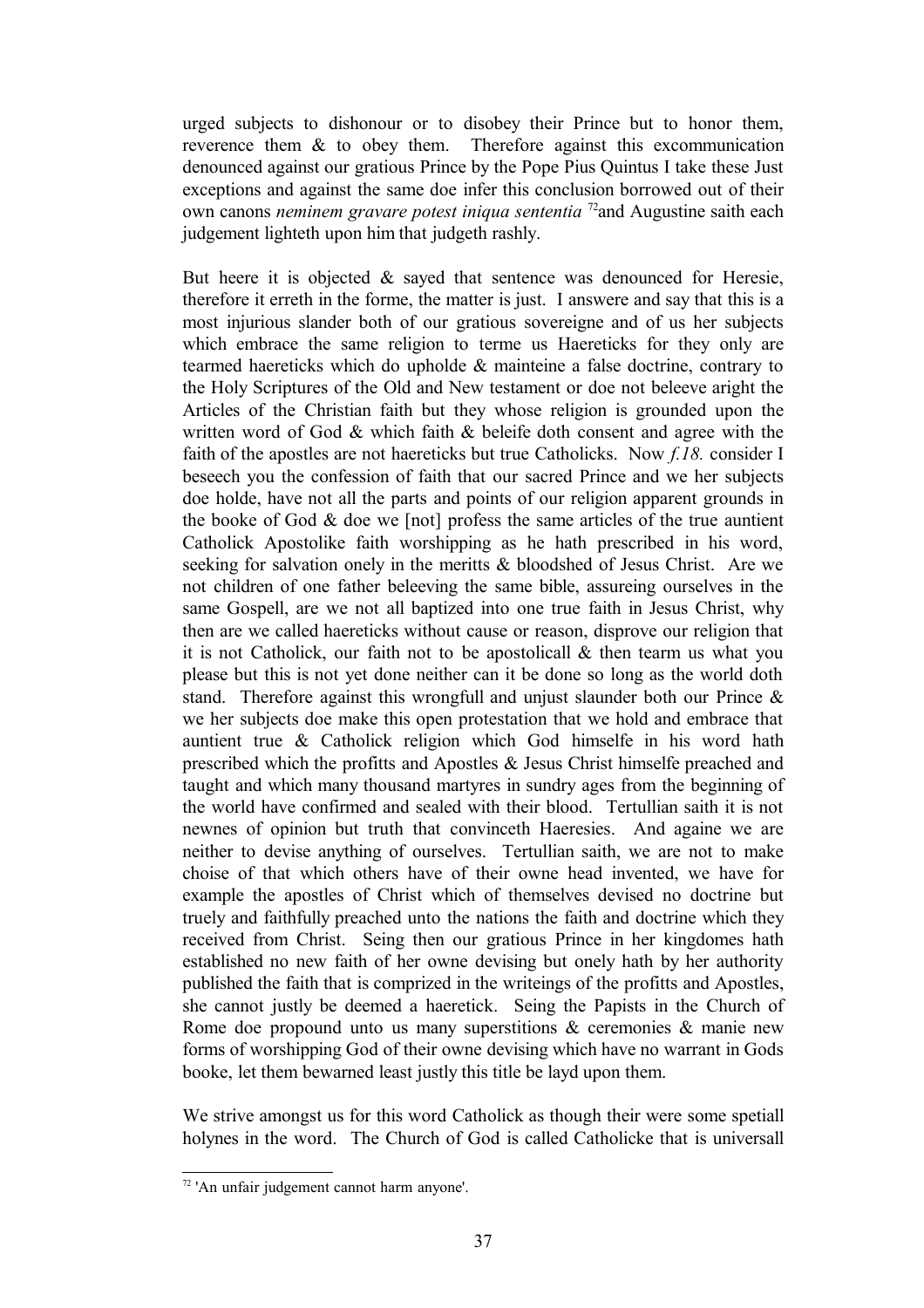urged subjects to dishonour or to disobey their Prince but to honor them, reverence them & to obey them. Therefore against this excommunication denounced against our gratious Prince by the Pope Pius Quintus I take these Just exceptions and against the same doe infer this conclusion borrowed out of their own canons *neminem gravare potest iniqua sententia* [72]and Augustine saith each judgement lighteth upon him that judgeth rashly.

But heere it is objected & sayed that sentence was denounced for Heresie, therefore it erreth in the forme, the matter is just. I answere and say that this is a most injurious slander both of our gratious sovereigne and of us her subjects which embrace the same religion to terme us Haereticks for they only are tearmed haereticks which do upholde & mainteine a false doctrine, contrary to the Holy Scriptures of the Old and New testament or doe not beleeve aright the Articles of the Christian faith but they whose religion is grounded upon the written word of God & which faith & beleife doth consent and agree with the faith of the apostles are not haereticks but true Catholicks. Now *f.18.* consider I beseech you the confession of faith that our sacred Prince and we her subjects doe holde, have not all the parts and points of our religion apparent grounds in the booke of God & doe we [not] profess the same articles of the true auntient Catholick Apostolike faith worshipping as he hath prescribed in his word, seeking for salvation onely in the meritts & bloodshed of Jesus Christ. Are we not children of one father beleeving the same bible, assureing ourselves in the same Gospell, are we not all baptized into one true faith in Jesus Christ, why then are we called haereticks without cause or reason, disprove our religion that it is not Catholick, our faith not to be apostolicall & then tearm us what you please but this is not yet done neither can it be done so long as the world doth stand. Therefore against this wrongfull and unjust slaunder both our Prince & we her subjects doe make this open protestation that we hold and embrace that auntient true & Catholick religion which God himselfe in his word hath prescribed which the profitts and Apostles & Jesus Christ himselfe preached and taught and which many thousand martyres in sundry ages from the beginning of the world have confirmed and sealed with their blood. Tertullian saith it is not newnes of opinion but truth that convinceth Haeresies. And againe we are neither to devise anything of ourselves. Tertullian saith, we are not to make choise of that which others have of their owne head invented, we have for example the apostles of Christ which of themselves devised no doctrine but truely and faithfully preached unto the nations the faith and doctrine which they received from Christ. Seing then our gratious Prince in her kingdomes hath established no new faith of her owne devising but onely hath by her authority published the faith that is comprized in the writeings of the profitts and Apostles, she cannot justly be deemed a haeretick. Seing the Papists in the Church of Rome doe propound unto us many superstitions & ceremonies & manie new forms of worshipping God of their owne devising which have no warrant in Gods booke, let them bewarned least justly this title be layd upon them.

We strive amongst us for this word Catholick as though their were some spetiall holynes in the word. The Church of God is called Catholicke that is universall

---

[72] 'An unfair judgement cannot harm anyone'.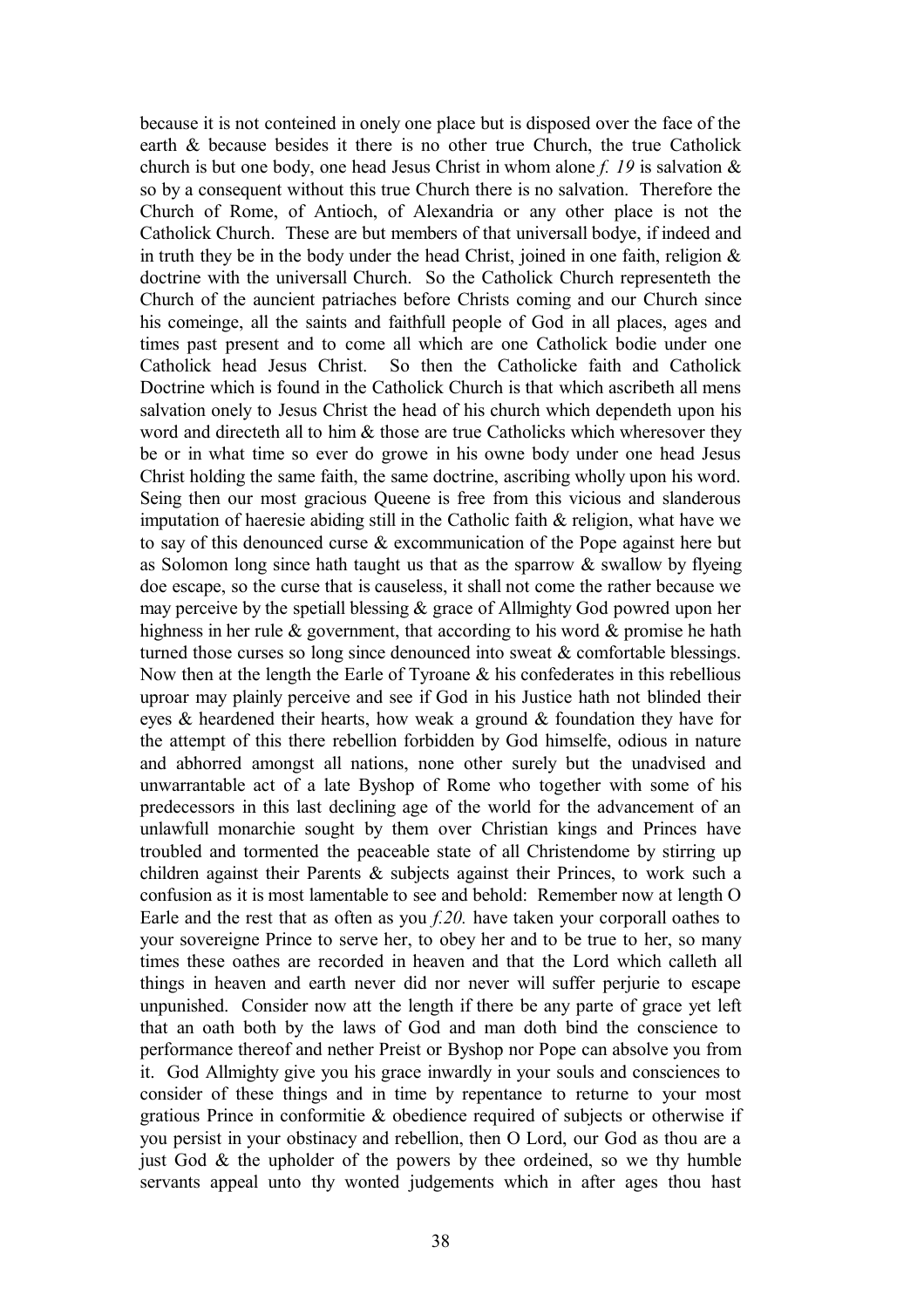because it is not conteined in onely one place but is disposed over the face of the earth & because besides it there is no other true Church, the true Catholick church is but one body, one head Jesus Christ in whom alone *f. 19* is salvation & so by a consequent without this true Church there is no salvation. Therefore the Church of Rome, of Antioch, of Alexandria or any other place is not the Catholick Church. These are but members of that universall bodye, if indeed and in truth they be in the body under the head Christ, joined in one faith, religion & doctrine with the universall Church. So the Catholick Church representeth the Church of the auncient patriaches before Christs coming and our Church since his comeinge, all the saints and faithfull people of God in all places, ages and times past present and to come all which are one Catholick bodie under one Catholick head Jesus Christ. So then the Catholicke faith and Catholick Doctrine which is found in the Catholick Church is that which ascribeth all mens salvation onely to Jesus Christ the head of his church which dependeth upon his word and directeth all to him & those are true Catholicks which wheresover they be or in what time so ever do growe in his owne body under one head Jesus Christ holding the same faith, the same doctrine, ascribing wholly upon his word. Seing then our most gracious Queene is free from this vicious and slanderous imputation of haeresie abiding still in the Catholic faith & religion, what have we to say of this denounced curse & excommunication of the Pope against here but as Solomon long since hath taught us that as the sparrow & swallow by flyeing doe escape, so the curse that is causeless, it shall not come the rather because we may perceive by the spetiall blessing & grace of Allmighty God powred upon her highness in her rule & government, that according to his word & promise he hath turned those curses so long since denounced into sweat & comfortable blessings. Now then at the length the Earle of Tyroane & his confederates in this rebellious uproar may plainly perceive and see if God in his Justice hath not blinded their eyes & heardened their hearts, how weak a ground & foundation they have for the attempt of this there rebellion forbidden by God himselfe, odious in nature and abhorred amongst all nations, none other surely but the unadvised and unwarrantable act of a late Byshop of Rome who together with some of his predecessors in this last declining age of the world for the advancement of an unlawfull monarchie sought by them over Christian kings and Princes have troubled and tormented the peaceable state of all Christendome by stirring up children against their Parents & subjects against their Princes, to work such a confusion as it is most lamentable to see and behold: Remember now at length O Earle and the rest that as often as you *f.20.* have taken your corporall oathes to your sovereigne Prince to serve her, to obey her and to be true to her, so many times these oathes are recorded in heaven and that the Lord which calleth all things in heaven and earth never did nor never will suffer perjurie to escape unpunished. Consider now att the length if there be any parte of grace yet left that an oath both by the laws of God and man doth bind the conscience to performance thereof and nether Preist or Byshop nor Pope can absolve you from it. God Allmighty give you his grace inwardly in your souls and consciences to consider of these things and in time by repentance to returne to your most gratious Prince in conformitie & obedience required of subjects or otherwise if you persist in your obstinacy and rebellion, then O Lord, our God as thou are a just God & the upholder of the powers by thee ordeined, so we thy humble servants appeal unto thy wonted judgements which in after ages thou hast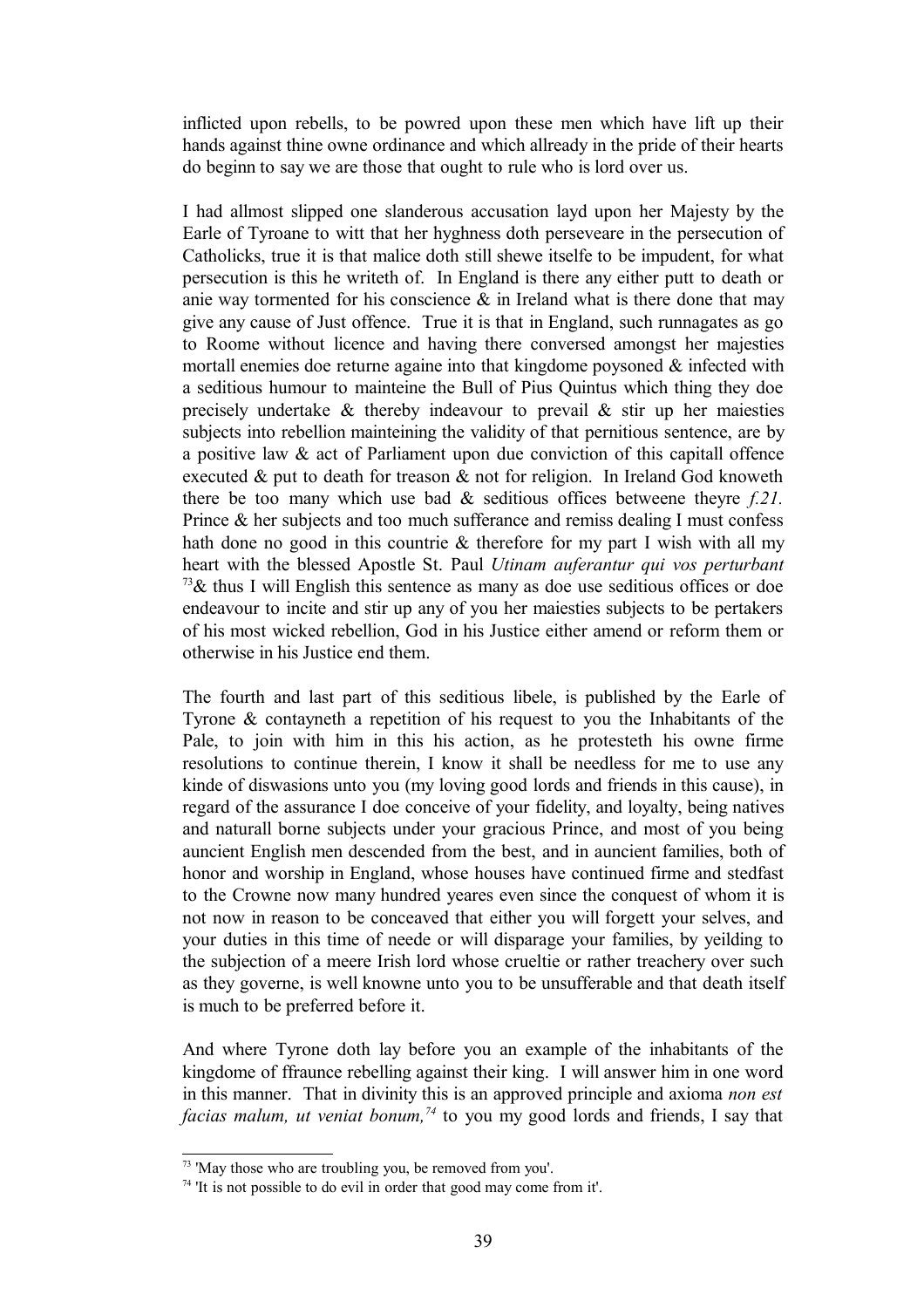inflicted upon rebells, to be powred upon these men which have lift up their hands against thine owne ordinance and which allready in the pride of their hearts do beginn to say we are those that ought to rule who is lord over us.

I had allmost slipped one slanderous accusation layd upon her Majesty by the Earle of Tyroane to witt that her hyghness doth perseveare in the persecution of Catholicks, true it is that malice doth still shewe itselfe to be impudent, for what persecution is this he writeth of. In England is there any either putt to death or anie way tormented for his conscience & in Ireland what is there done that may give any cause of Just offence. True it is that in England, such runnagates as go to Roome without licence and having there conversed amongst her majesties mortall enemies doe returne againe into that kingdome poysoned & infected with a seditious humour to mainteine the Bull of Pius Quintus which thing they doe precisely undertake & thereby indeavour to prevail & stir up her maiesties subjects into rebellion mainteining the validity of that pernitious sentence, are by a positive law & act of Parliament upon due conviction of this capitall offence executed & put to death for treason & not for religion. In Ireland God knoweth there be too many which use bad & seditious offices betweene theyre *f.21.* Prince & her subjects and too much sufferance and remiss dealing I must confess hath done no good in this countrie & therefore for my part I wish with all my heart with the blessed Apostle St. Paul *Utinam auferantur qui vos perturbant* [73]& thus I will English this sentence as many as doe use seditious offices or doe endeavour to incite and stir up any of you her maiesties subjects to be pertakers of his most wicked rebellion, God in his Justice either amend or reform them or otherwise in his Justice end them.

The fourth and last part of this seditious libele, is published by the Earle of Tyrone & contayneth a repetition of his request to you the Inhabitants of the Pale, to join with him in this his action, as he protesteth his owne firme resolutions to continue therein, I know it shall be needless for me to use any kinde of diswasions unto you (my loving good lords and friends in this cause), in regard of the assurance I doe conceive of your fidelity, and loyalty, being natives and naturall borne subjects under your gracious Prince, and most of you being auncient English men descended from the best, and in auncient families, both of honor and worship in England, whose houses have continued firme and stedfast to the Crowne now many hundred yeares even since the conquest of whom it is not now in reason to be conceaved that either you will forgett your selves, and your duties in this time of neede or will disparage your families, by yeilding to the subjection of a meere Irish lord whose crueltie or rather treachery over such as they governe, is well knowne unto you to be unsufferable and that death itself is much to be preferred before it.

And where Tyrone doth lay before you an example of the inhabitants of the kingdome of ffraunce rebelling against their king. I will answer him in one word in this manner. That in divinity this is an approved principle and axioma *non est facias malum, ut veniat bonum,*[74] to you my good lords and friends, I say that

---

[73] 'May those who are troubling you, be removed from you'.

[74] 'It is not possible to do evil in order that good may come from it'.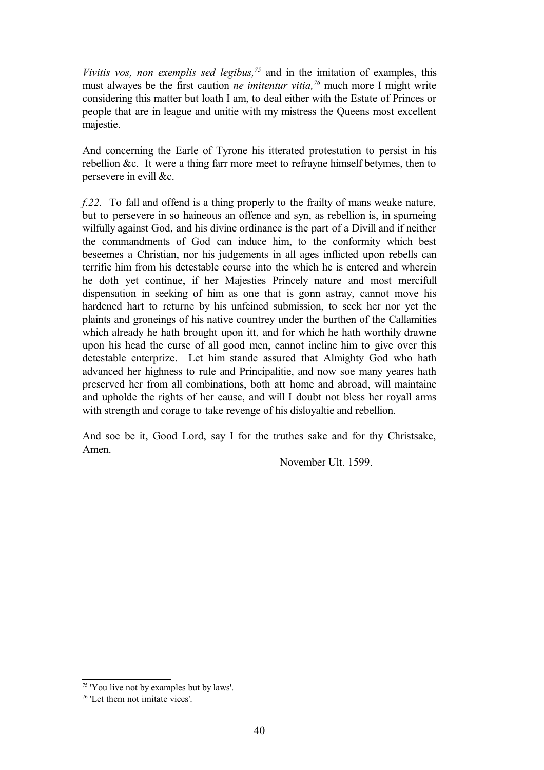*Vivitis vos, non exemplis sed legibus,*[75] and in the imitation of examples, this must alwayes be the first caution *ne imitentur vitia,*[76] much more I might write considering this matter but loath I am, to deal either with the Estate of Princes or people that are in league and unitie with my mistress the Queens most excellent majestie.

And concerning the Earle of Tyrone his itterated protestation to persist in his rebellion &c. It were a thing farr more meet to refrayne himself betymes, then to persevere in evill &c.

*f.22.* To fall and offend is a thing properly to the frailty of mans weake nature, but to persevere in so haineous an offence and syn, as rebellion is, in spurneing wilfully against God, and his divine ordinance is the part of a Divill and if neither the commandments of God can induce him, to the conformity which best beseemes a Christian, nor his judgements in all ages inflicted upon rebells can terrifie him from his detestable course into the which he is entered and wherein he doth yet continue, if her Majesties Princely nature and most mercifull dispensation in seeking of him as one that is gonn astray, cannot move his hardened hart to returne by his unfeined submission, to seek her nor yet the plaints and groneings of his native countrey under the burthen of the Callamities which already he hath brought upon itt, and for which he hath worthily drawne upon his head the curse of all good men, cannot incline him to give over this detestable enterprize. Let him stande assured that Almighty God who hath advanced her highness to rule and Principalitie, and now soe many yeares hath preserved her from all combinations, both att home and abroad, will maintaine and upholde the rights of her cause, and will I doubt not bless her royall arms with strength and corage to take revenge of his disloyaltie and rebellion.

And soe be it, Good Lord, say I for the truthes sake and for thy Christsake, Amen.

November Ult. 1599.

---

[75] 'You live not by examples but by laws'.

[76] 'Let them not imitate vices'.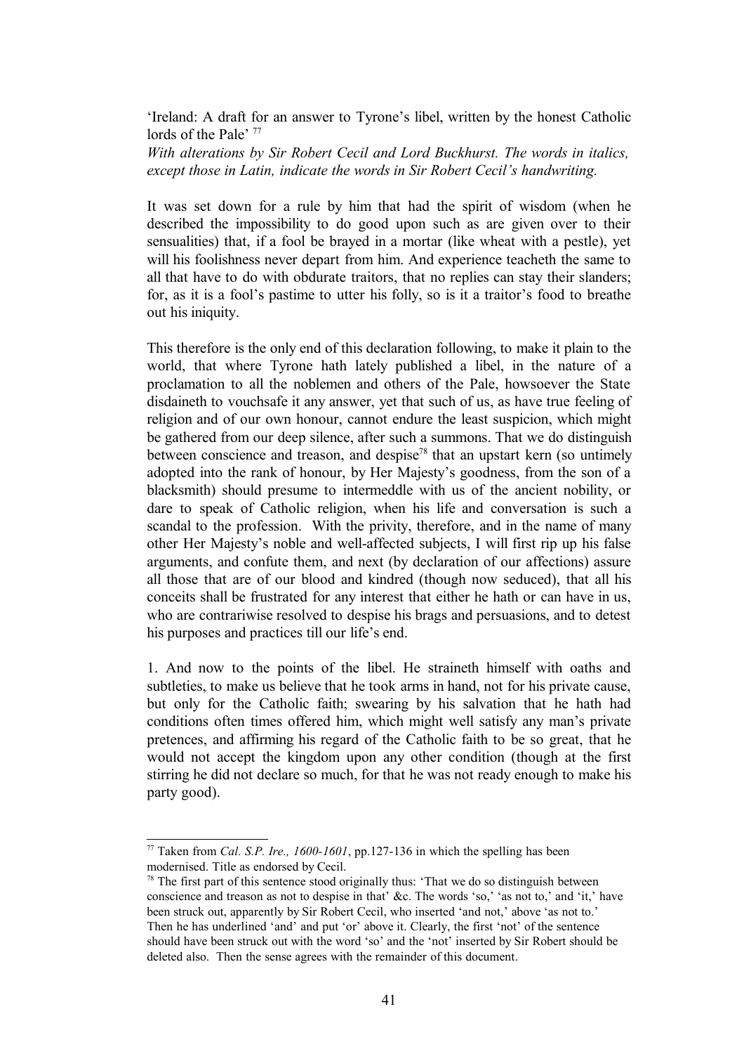'Ireland: A draft for an answer to Tyrone's libel, written by the honest Catholic lords of the Pale' [77]

*With alterations by Sir Robert Cecil and Lord Buckhurst. The words in italics, except those in Latin, indicate the words in Sir Robert Cecil's handwriting.*

It was set down for a rule by him that had the spirit of wisdom (when he described the impossibility to do good upon such as are given over to their sensualities) that, if a fool be brayed in a mortar (like wheat with a pestle), yet will his foolishness never depart from him. And experience teacheth the same to all that have to do with obdurate traitors, that no replies can stay their slanders; for, as it is a fool's pastime to utter his folly, so is it a traitor's food to breathe out his iniquity.

This therefore is the only end of this declaration following, to make it plain to the world, that where Tyrone hath lately published a libel, in the nature of a proclamation to all the noblemen and others of the Pale, howsoever the State disdaineth to vouchsafe it any answer, yet that such of us, as have true feeling of religion and of our own honour, cannot endure the least suspicion, which might be gathered from our deep silence, after such a summons. That we do distinguish between conscience and treason, and despise[78] that an upstart kern (so untimely adopted into the rank of honour, by Her Majesty's goodness, from the son of a blacksmith) should presume to intermeddle with us of the ancient nobility, or dare to speak of Catholic religion, when his life and conversation is such a scandal to the profession. With the privity, therefore, and in the name of many other Her Majesty's noble and well-affected subjects, I will first rip up his false arguments, and confute them, and next (by declaration of our affections) assure all those that are of our blood and kindred (though now seduced), that all his conceits shall be frustrated for any interest that either he hath or can have in us, who are contrariwise resolved to despise his brags and persuasions, and to detest his purposes and practices till our life's end.

1. And now to the points of the libel. He straineth himself with oaths and subtleties, to make us believe that he took arms in hand, not for his private cause, but only for the Catholic faith; swearing by his salvation that he hath had conditions often times offered him, which might well satisfy any man's private pretences, and affirming his regard of the Catholic faith to be so great, that he would not accept the kingdom upon any other condition (though at the first stirring he did not declare so much, for that he was not ready enough to make his party good).

---

[77] Taken from *Cal. S.P. Ire., 1600-1601*, pp.127-136 in which the spelling has been modernised. Title as endorsed by Cecil.

[78] The first part of this sentence stood originally thus: 'That we do so distinguish between conscience and treason as not to despise in that' &c. The words 'so,' 'as not to,' and 'it,' have been struck out, apparently by Sir Robert Cecil, who inserted 'and not,' above 'as not to.' Then he has underlined 'and' and put 'or' above it. Clearly, the first 'not' of the sentence should have been struck out with the word 'so' and the 'not' inserted by Sir Robert should be deleted also. Then the sense agrees with the remainder of this document.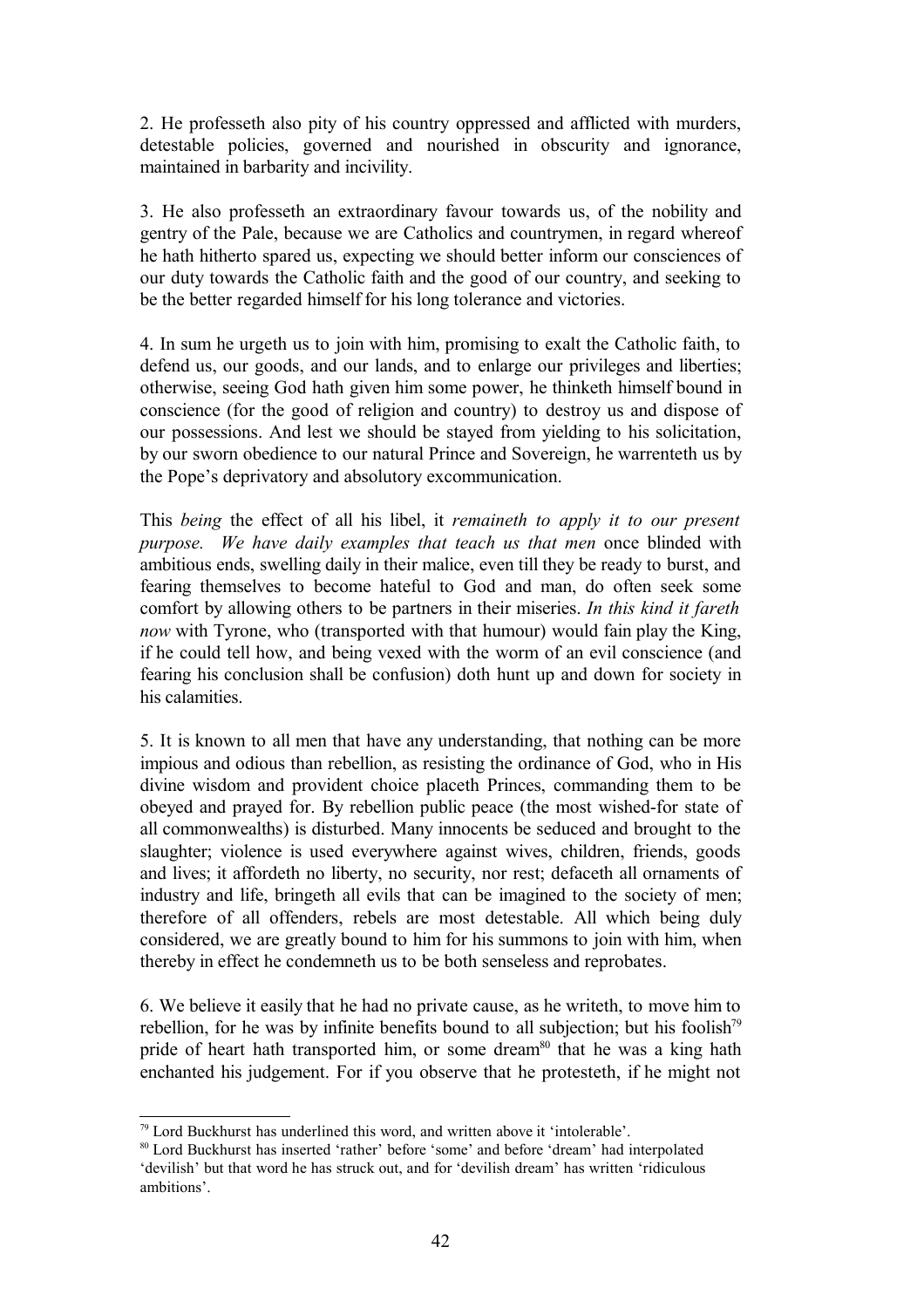2. He professeth also pity of his country oppressed and afflicted with murders, detestable policies, governed and nourished in obscurity and ignorance, maintained in barbarity and incivility.

3. He also professeth an extraordinary favour towards us, of the nobility and gentry of the Pale, because we are Catholics and countrymen, in regard whereof he hath hitherto spared us, expecting we should better inform our consciences of our duty towards the Catholic faith and the good of our country, and seeking to be the better regarded himself for his long tolerance and victories.

4. In sum he urgeth us to join with him, promising to exalt the Catholic faith, to defend us, our goods, and our lands, and to enlarge our privileges and liberties; otherwise, seeing God hath given him some power, he thinketh himself bound in conscience (for the good of religion and country) to destroy us and dispose of our possessions. And lest we should be stayed from yielding to his solicitation, by our sworn obedience to our natural Prince and Sovereign, he warrenteth us by the Pope's deprivatory and absolutory excommunication.

This *being* the effect of all his libel, it *remaineth to apply it to our present purpose. We have daily examples that teach us that men* once blinded with ambitious ends, swelling daily in their malice, even till they be ready to burst, and fearing themselves to become hateful to God and man, do often seek some comfort by allowing others to be partners in their miseries. *In this kind it fareth now* with Tyrone, who (transported with that humour) would fain play the King, if he could tell how, and being vexed with the worm of an evil conscience (and fearing his conclusion shall be confusion) doth hunt up and down for society in his calamities.

5. It is known to all men that have any understanding, that nothing can be more impious and odious than rebellion, as resisting the ordinance of God, who in His divine wisdom and provident choice placeth Princes, commanding them to be obeyed and prayed for. By rebellion public peace (the most wished-for state of all commonwealths) is disturbed. Many innocents be seduced and brought to the slaughter; violence is used everywhere against wives, children, friends, goods and lives; it affordeth no liberty, no security, nor rest; defaceth all ornaments of industry and life, bringeth all evils that can be imagined to the society of men; therefore of all offenders, rebels are most detestable. All which being duly considered, we are greatly bound to him for his summons to join with him, when thereby in effect he condemneth us to be both senseless and reprobates.

6. We believe it easily that he had no private cause, as he writeth, to move him to rebellion, for he was by infinite benefits bound to all subjection; but his foolish[79] pride of heart hath transported him, or some dream[80] that he was a king hath enchanted his judgement. For if you observe that he protesteth, if he might not

---

[79] Lord Buckhurst has underlined this word, and written above it 'intolerable'.

[80] Lord Buckhurst has inserted 'rather' before 'some' and before 'dream' had interpolated 'devilish' but that word he has struck out, and for 'devilish dream' has written 'ridiculous ambitions'.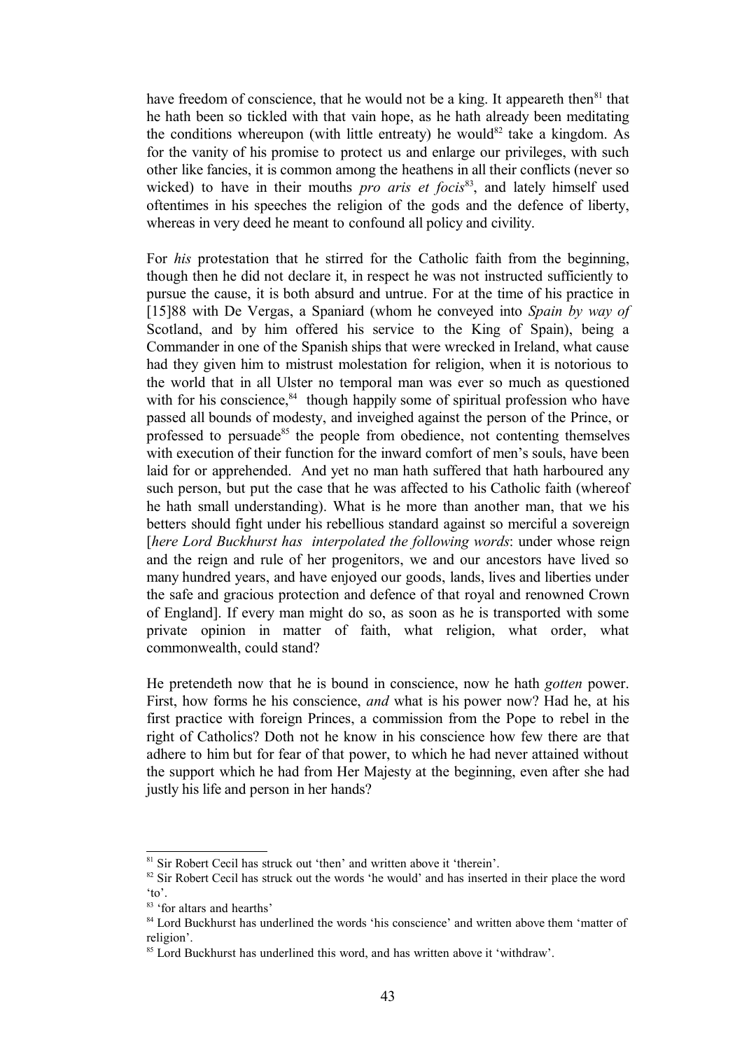have freedom of conscience, that he would not be a king. It appeareth then[81] that he hath been so tickled with that vain hope, as he hath already been meditating the conditions whereupon (with little entreaty) he would[82] take a kingdom. As for the vanity of his promise to protect us and enlarge our privileges, with such other like fancies, it is common among the heathens in all their conflicts (never so wicked) to have in their mouths *pro aris et focis*[83], and lately himself used oftentimes in his speeches the religion of the gods and the defence of liberty, whereas in very deed he meant to confound all policy and civility.

For *his* protestation that he stirred for the Catholic faith from the beginning, though then he did not declare it, in respect he was not instructed sufficiently to pursue the cause, it is both absurd and untrue. For at the time of his practice in [15]88 with De Vergas, a Spaniard (whom he conveyed into *Spain by way of* Scotland, and by him offered his service to the King of Spain), being a Commander in one of the Spanish ships that were wrecked in Ireland, what cause had they given him to mistrust molestation for religion, when it is notorious to the world that in all Ulster no temporal man was ever so much as questioned with for his conscience,[84] though happily some of spiritual profession who have passed all bounds of modesty, and inveighed against the person of the Prince, or professed to persuade[85] the people from obedience, not contenting themselves with execution of their function for the inward comfort of men's souls, have been laid for or apprehended. And yet no man hath suffered that hath harboured any such person, but put the case that he was affected to his Catholic faith (whereof he hath small understanding). What is he more than another man, that we his betters should fight under his rebellious standard against so merciful a sovereign [*here Lord Buckhurst has interpolated the following words*: under whose reign and the reign and rule of her progenitors, we and our ancestors have lived so many hundred years, and have enjoyed our goods, lands, lives and liberties under the safe and gracious protection and defence of that royal and renowned Crown of England]. If every man might do so, as soon as he is transported with some private opinion in matter of faith, what religion, what order, what commonwealth, could stand?

He pretendeth now that he is bound in conscience, now he hath *gotten* power. First, how forms he his conscience, *and* what is his power now? Had he, at his first practice with foreign Princes, a commission from the Pope to rebel in the right of Catholics? Doth not he know in his conscience how few there are that adhere to him but for fear of that power, to which he had never attained without the support which he had from Her Majesty at the beginning, even after she had justly his life and person in her hands?

---

[81] Sir Robert Cecil has struck out 'then' and written above it 'therein'.

[82] Sir Robert Cecil has struck out the words 'he would' and has inserted in their place the word 'to'.

[83] 'for altars and hearths'

[84] Lord Buckhurst has underlined the words 'his conscience' and written above them 'matter of religion'.

[85] Lord Buckhurst has underlined this word, and has written above it 'withdraw'.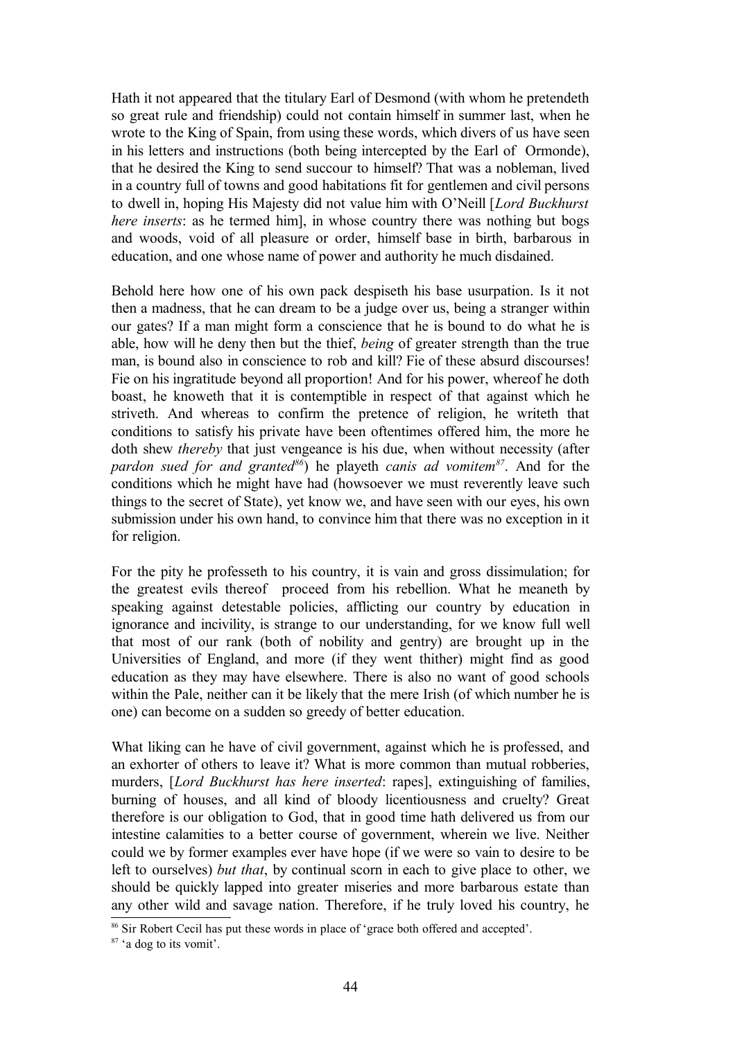Hath it not appeared that the titulary Earl of Desmond (with whom he pretendeth so great rule and friendship) could not contain himself in summer last, when he wrote to the King of Spain, from using these words, which divers of us have seen in his letters and instructions (both being intercepted by the Earl of Ormonde), that he desired the King to send succour to himself? That was a nobleman, lived in a country full of towns and good habitations fit for gentlemen and civil persons to dwell in, hoping His Majesty did not value him with O'Neill [*Lord Buckhurst here inserts*: as he termed him], in whose country there was nothing but bogs and woods, void of all pleasure or order, himself base in birth, barbarous in education, and one whose name of power and authority he much disdained.

Behold here how one of his own pack despiseth his base usurpation. Is it not then a madness, that he can dream to be a judge over us, being a stranger within our gates? If a man might form a conscience that he is bound to do what he is able, how will he deny then but the thief, *being* of greater strength than the true man, is bound also in conscience to rob and kill? Fie of these absurd discourses! Fie on his ingratitude beyond all proportion! And for his power, whereof he doth boast, he knoweth that it is contemptible in respect of that against which he striveth. And whereas to confirm the pretence of religion, he writeth that conditions to satisfy his private have been oftentimes offered him, the more he doth shew *thereby* that just vengeance is his due, when without necessity (after *pardon sued for and granted*[86]) he playeth *canis ad vomitem*[87]. And for the conditions which he might have had (howsoever we must reverently leave such things to the secret of State), yet know we, and have seen with our eyes, his own submission under his own hand, to convince him that there was no exception in it for religion.

For the pity he professeth to his country, it is vain and gross dissimulation; for the greatest evils thereof proceed from his rebellion. What he meaneth by speaking against detestable policies, afflicting our country by education in ignorance and incivility, is strange to our understanding, for we know full well that most of our rank (both of nobility and gentry) are brought up in the Universities of England, and more (if they went thither) might find as good education as they may have elsewhere. There is also no want of good schools within the Pale, neither can it be likely that the mere Irish (of which number he is one) can become on a sudden so greedy of better education.

What liking can he have of civil government, against which he is professed, and an exhorter of others to leave it? What is more common than mutual robberies, murders, [*Lord Buckhurst has here inserted*: rapes], extinguishing of families, burning of houses, and all kind of bloody licentiousness and cruelty? Great therefore is our obligation to God, that in good time hath delivered us from our intestine calamities to a better course of government, wherein we live. Neither could we by former examples ever have hope (if we were so vain to desire to be left to ourselves) *but that*, by continual scorn in each to give place to other, we should be quickly lapped into greater miseries and more barbarous estate than any other wild and savage nation. Therefore, if he truly loved his country, he

[86] Sir Robert Cecil has put these words in place of 'grace both offered and accepted'.

[87] 'a dog to its vomit'.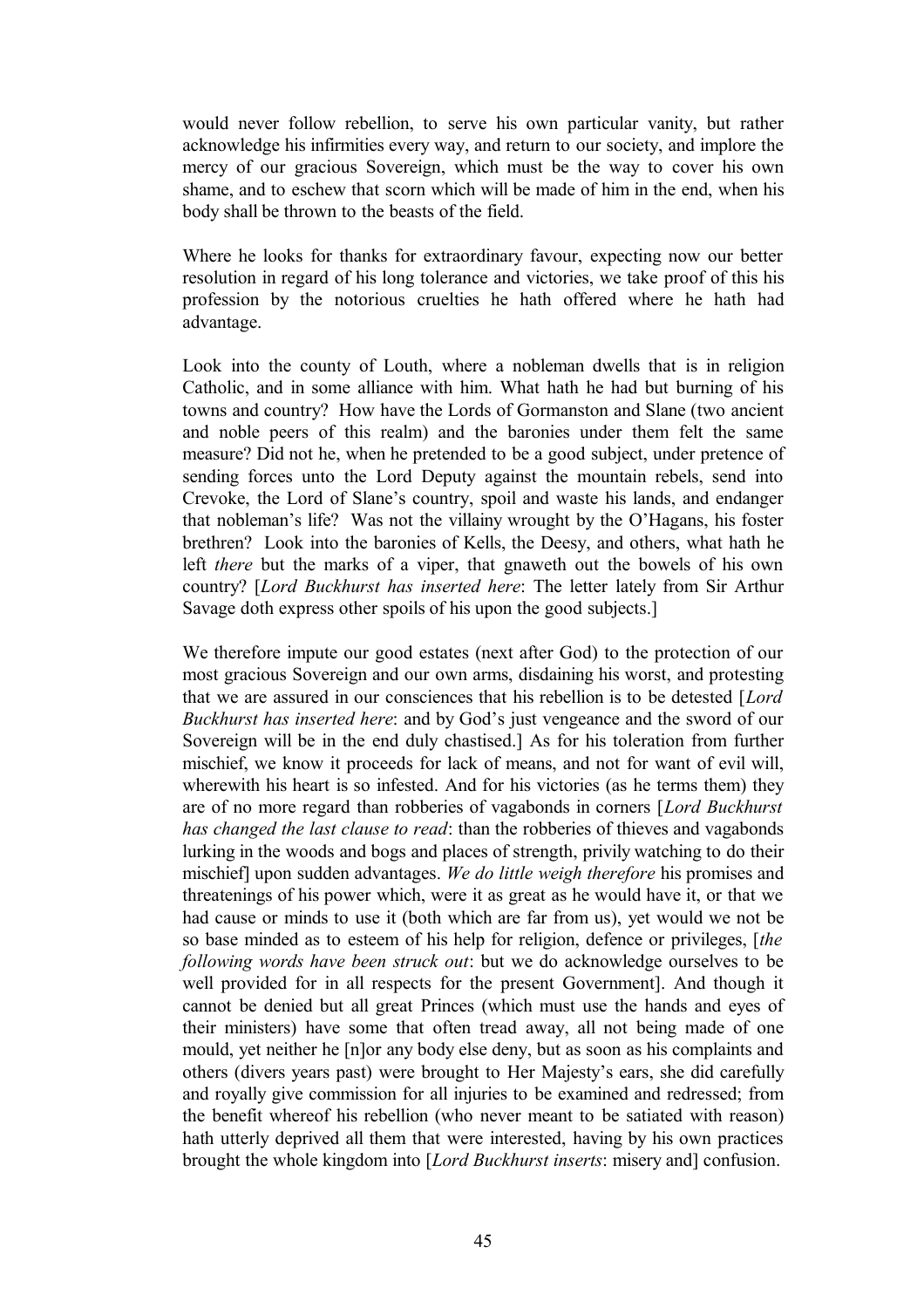would never follow rebellion, to serve his own particular vanity, but rather acknowledge his infirmities every way, and return to our society, and implore the mercy of our gracious Sovereign, which must be the way to cover his own shame, and to eschew that scorn which will be made of him in the end, when his body shall be thrown to the beasts of the field.

Where he looks for thanks for extraordinary favour, expecting now our better resolution in regard of his long tolerance and victories, we take proof of this his profession by the notorious cruelties he hath offered where he hath had advantage.

Look into the county of Louth, where a nobleman dwells that is in religion Catholic, and in some alliance with him. What hath he had but burning of his towns and country? How have the Lords of Gormanston and Slane (two ancient and noble peers of this realm) and the baronies under them felt the same measure? Did not he, when he pretended to be a good subject, under pretence of sending forces unto the Lord Deputy against the mountain rebels, send into Crevoke, the Lord of Slane's country, spoil and waste his lands, and endanger that nobleman's life? Was not the villainy wrought by the O'Hagans, his foster brethren? Look into the baronies of Kells, the Deesy, and others, what hath he left *there* but the marks of a viper, that gnaweth out the bowels of his own country? [*Lord Buckhurst has inserted here*: The letter lately from Sir Arthur Savage doth express other spoils of his upon the good subjects.]

We therefore impute our good estates (next after God) to the protection of our most gracious Sovereign and our own arms, disdaining his worst, and protesting that we are assured in our consciences that his rebellion is to be detested [*Lord Buckhurst has inserted here*: and by God's just vengeance and the sword of our Sovereign will be in the end duly chastised.] As for his toleration from further mischief, we know it proceeds for lack of means, and not for want of evil will, wherewith his heart is so infested. And for his victories (as he terms them) they are of no more regard than robberies of vagabonds in corners [*Lord Buckhurst has changed the last clause to read*: than the robberies of thieves and vagabonds lurking in the woods and bogs and places of strength, privily watching to do their mischief] upon sudden advantages. *We do little weigh therefore* his promises and threatenings of his power which, were it as great as he would have it, or that we had cause or minds to use it (both which are far from us), yet would we not be so base minded as to esteem of his help for religion, defence or privileges, [*the following words have been struck out*: but we do acknowledge ourselves to be well provided for in all respects for the present Government]. And though it cannot be denied but all great Princes (which must use the hands and eyes of their ministers) have some that often tread away, all not being made of one mould, yet neither he [n]or any body else deny, but as soon as his complaints and others (divers years past) were brought to Her Majesty's ears, she did carefully and royally give commission for all injuries to be examined and redressed; from the benefit whereof his rebellion (who never meant to be satiated with reason) hath utterly deprived all them that were interested, having by his own practices brought the whole kingdom into [*Lord Buckhurst inserts*: misery and] confusion.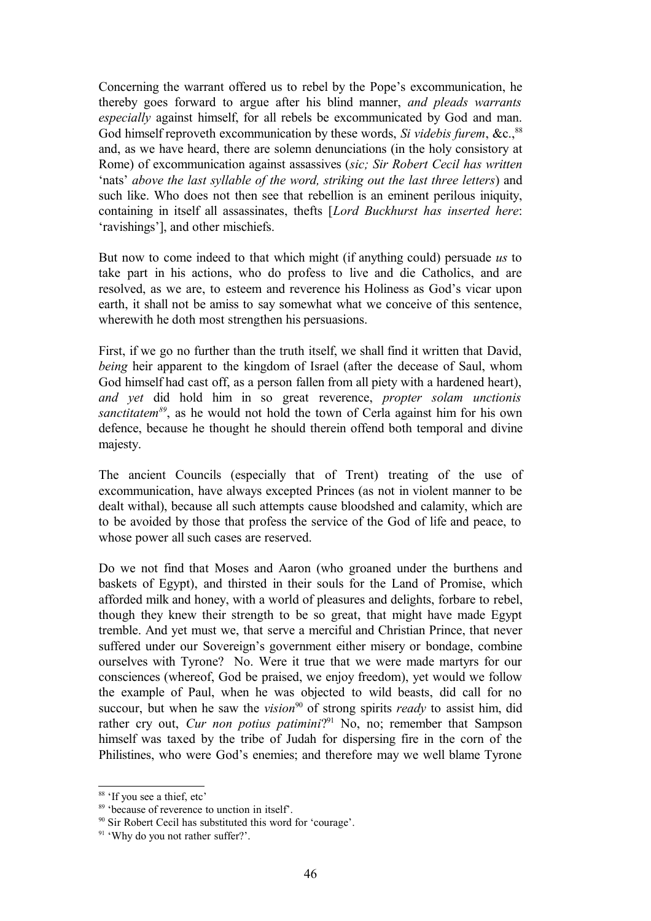Concerning the warrant offered us to rebel by the Pope's excommunication, he thereby goes forward to argue after his blind manner, *and pleads warrants especially* against himself, for all rebels be excommunicated by God and man. God himself reproveth excommunication by these words, *Si videbis furem*, &c.,[88] and, as we have heard, there are solemn denunciations (in the holy consistory at Rome) of excommunication against assassives (*sic; Sir Robert Cecil has written* 'nats' *above the last syllable of the word, striking out the last three letters*) and such like. Who does not then see that rebellion is an eminent perilous iniquity, containing in itself all assassinates, thefts [*Lord Buckhurst has inserted here*: 'ravishings'], and other mischiefs.

But now to come indeed to that which might (if anything could) persuade *us* to take part in his actions, who do profess to live and die Catholics, and are resolved, as we are, to esteem and reverence his Holiness as God's vicar upon earth, it shall not be amiss to say somewhat what we conceive of this sentence, wherewith he doth most strengthen his persuasions.

First, if we go no further than the truth itself, we shall find it written that David, *being* heir apparent to the kingdom of Israel (after the decease of Saul, whom God himself had cast off, as a person fallen from all piety with a hardened heart), *and yet* did hold him in so great reverence, *propter solam unctionis sanctitatem*[89], as he would not hold the town of Cerla against him for his own defence, because he thought he should therein offend both temporal and divine majesty.

The ancient Councils (especially that of Trent) treating of the use of excommunication, have always excepted Princes (as not in violent manner to be dealt withal), because all such attempts cause bloodshed and calamity, which are to be avoided by those that profess the service of the God of life and peace, to whose power all such cases are reserved.

Do we not find that Moses and Aaron (who groaned under the burthens and baskets of Egypt), and thirsted in their souls for the Land of Promise, which afforded milk and honey, with a world of pleasures and delights, forbare to rebel, though they knew their strength to be so great, that might have made Egypt tremble. And yet must we, that serve a merciful and Christian Prince, that never suffered under our Sovereign's government either misery or bondage, combine ourselves with Tyrone? No. Were it true that we were made martyrs for our consciences (whereof, God be praised, we enjoy freedom), yet would we follow the example of Paul, when he was objected to wild beasts, did call for no succour, but when he saw the *vision*[90] of strong spirits *ready* to assist him, did rather cry out, *Cur non potius patimini*?[91] No, no; remember that Sampson himself was taxed by the tribe of Judah for dispersing fire in the corn of the Philistines, who were God's enemies; and therefore may we well blame Tyrone

---

[88] 'If you see a thief, etc'

[89] 'because of reverence to unction in itself'.

[90] Sir Robert Cecil has substituted this word for 'courage'.

[91] 'Why do you not rather suffer?'.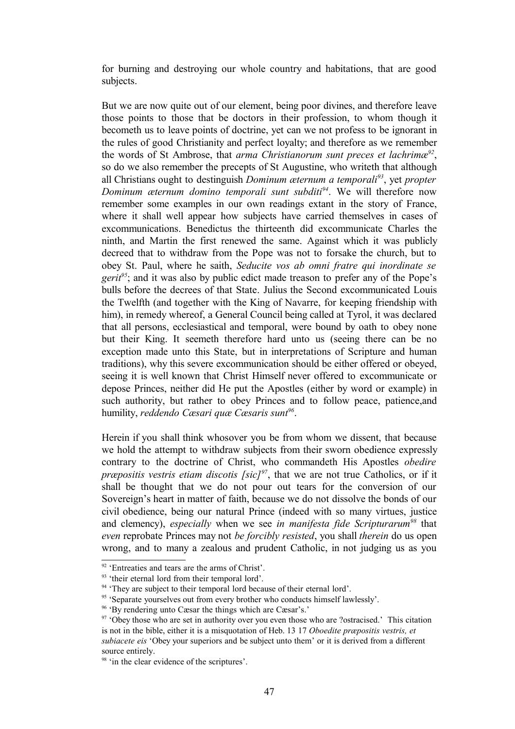for burning and destroying our whole country and habitations, that are good subjects.

But we are now quite out of our element, being poor divines, and therefore leave those points to those that be doctors in their profession, to whom though it becometh us to leave points of doctrine, yet can we not profess to be ignorant in the rules of good Christianity and perfect loyalty; and therefore as we remember the words of St Ambrose, that *arma Christianorum sunt preces et lachrimæ*[92], so do we also remember the precepts of St Augustine, who writeth that although all Christians ought to destinguish *Dominum æternum a temporali*[93], yet *propter Dominum æternum domino temporali sunt subditi*[94]. We will therefore now remember some examples in our own readings extant in the story of France, where it shall well appear how subjects have carried themselves in cases of excommunications. Benedictus the thirteenth did excommunicate Charles the ninth, and Martin the first renewed the same. Against which it was publicly decreed that to withdraw from the Pope was not to forsake the church, but to obey St. Paul, where he saith, *Seducite vos ab omni fratre qui inordinate se gerit*[95]; and it was also by public edict made treason to prefer any of the Pope's bulls before the decrees of that State. Julius the Second excommunicated Louis the Twelfth (and together with the King of Navarre, for keeping friendship with him), in remedy whereof, a General Council being called at Tyrol, it was declared that all persons, ecclesiastical and temporal, were bound by oath to obey none but their King. It seemeth therefore hard unto us (seeing there can be no exception made unto this State, but in interpretations of Scripture and human traditions), why this severe excommunication should be either offered or obeyed, seeing it is well known that Christ Himself never offered to excommunicate or depose Princes, neither did He put the Apostles (either by word or example) in such authority, but rather to obey Princes and to follow peace, patience,and humility, *reddendo Cæsari quæ Cæsaris sunt*[96].

Herein if you shall think whosover you be from whom we dissent, that because we hold the attempt to withdraw subjects from their sworn obedience expressly contrary to the doctrine of Christ, who commandeth His Apostles *obedire præpositis vestris etiam discotis [sic]*[97], that we are not true Catholics, or if it shall be thought that we do not pour out tears for the conversion of our Sovereign's heart in matter of faith, because we do not dissolve the bonds of our civil obedience, being our natural Prince (indeed with so many virtues, justice and clemency), *especially* when we see *in manifesta fide Scripturarum*[98] that *even* reprobate Princes may not *be forcibly resisted*, you shall *therein* do us open wrong, and to many a zealous and prudent Catholic, in not judging us as you

---

[92] 'Entreaties and tears are the arms of Christ'.

[93] 'their eternal lord from their temporal lord'.

[94] 'They are subject to their temporal lord because of their eternal lord'.

[95] 'Separate yourselves out from every brother who conducts himself lawlessly'.

[96] 'By rendering unto Cæsar the things which are Cæsar's.'

[97] 'Obey those who are set in authority over you even those who are ?ostracised.' This citation is not in the bible, either it is a misquotation of Heb. 13 17 *Oboedite præpositis vestris, et subiacete eis* 'Obey your superiors and be subject unto them' or it is derived from a different source entirely.

[98] 'in the clear evidence of the scriptures'.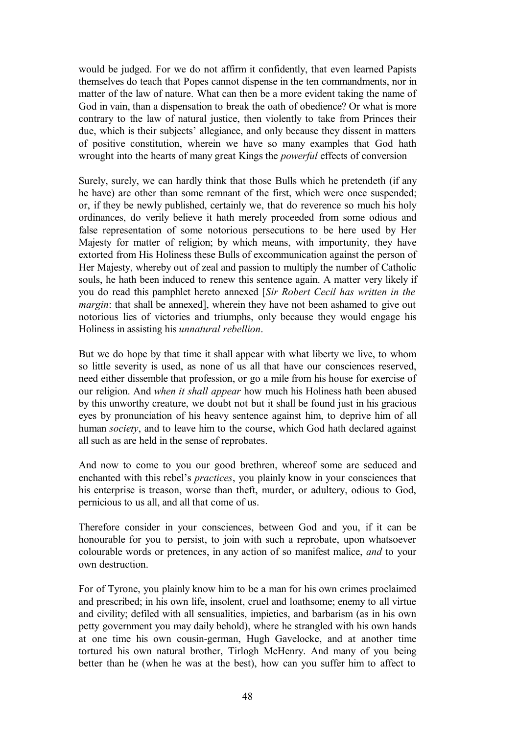would be judged. For we do not affirm it confidently, that even learned Papists themselves do teach that Popes cannot dispense in the ten commandments, nor in matter of the law of nature. What can then be a more evident taking the name of God in vain, than a dispensation to break the oath of obedience? Or what is more contrary to the law of natural justice, then violently to take from Princes their due, which is their subjects' allegiance, and only because they dissent in matters of positive constitution, wherein we have so many examples that God hath wrought into the hearts of many great Kings the *powerful* effects of conversion

Surely, surely, we can hardly think that those Bulls which he pretendeth (if any he have) are other than some remnant of the first, which were once suspended; or, if they be newly published, certainly we, that do reverence so much his holy ordinances, do verily believe it hath merely proceeded from some odious and false representation of some notorious persecutions to be here used by Her Majesty for matter of religion; by which means, with importunity, they have extorted from His Holiness these Bulls of excommunication against the person of Her Majesty, whereby out of zeal and passion to multiply the number of Catholic souls, he hath been induced to renew this sentence again. A matter very likely if you do read this pamphlet hereto annexed [*Sir Robert Cecil has written in the margin*: that shall be annexed], wherein they have not been ashamed to give out notorious lies of victories and triumphs, only because they would engage his Holiness in assisting his *unnatural rebellion*.

But we do hope by that time it shall appear with what liberty we live, to whom so little severity is used, as none of us all that have our consciences reserved, need either dissemble that profession, or go a mile from his house for exercise of our religion. And *when it shall appear* how much his Holiness hath been abused by this unworthy creature, we doubt not but it shall be found just in his gracious eyes by pronunciation of his heavy sentence against him, to deprive him of all human *society*, and to leave him to the course, which God hath declared against all such as are held in the sense of reprobates.

And now to come to you our good brethren, whereof some are seduced and enchanted with this rebel's *practices*, you plainly know in your consciences that his enterprise is treason, worse than theft, murder, or adultery, odious to God, pernicious to us all, and all that come of us.

Therefore consider in your consciences, between God and you, if it can be honourable for you to persist, to join with such a reprobate, upon whatsoever colourable words or pretences, in any action of so manifest malice, *and* to your own destruction.

For of Tyrone, you plainly know him to be a man for his own crimes proclaimed and prescribed; in his own life, insolent, cruel and loathsome; enemy to all virtue and civility; defiled with all sensualities, impieties, and barbarism (as in his own petty government you may daily behold), where he strangled with his own hands at one time his own cousin-german, Hugh Gavelocke, and at another time tortured his own natural brother, Tirlogh McHenry. And many of you being better than he (when he was at the best), how can you suffer him to affect to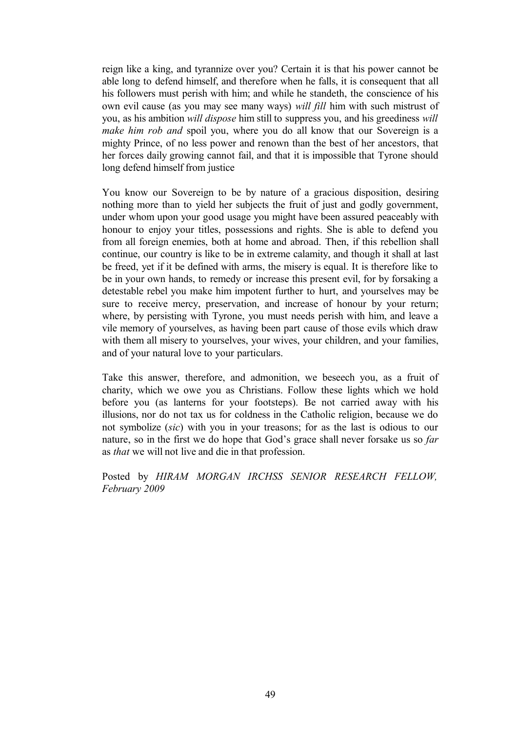reign like a king, and tyrannize over you? Certain it is that his power cannot be able long to defend himself, and therefore when he falls, it is consequent that all his followers must perish with him; and while he standeth, the conscience of his own evil cause (as you may see many ways) *will fill* him with such mistrust of you, as his ambition *will dispose* him still to suppress you, and his greediness *will make him rob and* spoil you, where you do all know that our Sovereign is a mighty Prince, of no less power and renown than the best of her ancestors, that her forces daily growing cannot fail, and that it is impossible that Tyrone should long defend himself from justice

You know our Sovereign to be by nature of a gracious disposition, desiring nothing more than to yield her subjects the fruit of just and godly government, under whom upon your good usage you might have been assured peaceably with honour to enjoy your titles, possessions and rights. She is able to defend you from all foreign enemies, both at home and abroad. Then, if this rebellion shall continue, our country is like to be in extreme calamity, and though it shall at last be freed, yet if it be defined with arms, the misery is equal. It is therefore like to be in your own hands, to remedy or increase this present evil, for by forsaking a detestable rebel you make him impotent further to hurt, and yourselves may be sure to receive mercy, preservation, and increase of honour by your return; where, by persisting with Tyrone, you must needs perish with him, and leave a vile memory of yourselves, as having been part cause of those evils which draw with them all misery to yourselves, your wives, your children, and your families, and of your natural love to your particulars.

Take this answer, therefore, and admonition, we beseech you, as a fruit of charity, which we owe you as Christians. Follow these lights which we hold before you (as lanterns for your footsteps). Be not carried away with his illusions, nor do not tax us for coldness in the Catholic religion, because we do not symbolize (*sic*) with you in your treasons; for as the last is odious to our nature, so in the first we do hope that God's grace shall never forsake us so *far* as *that* we will not live and die in that profession.

Posted by *HIRAM MORGAN IRCHSS SENIOR RESEARCH FELLOW, February 2009*